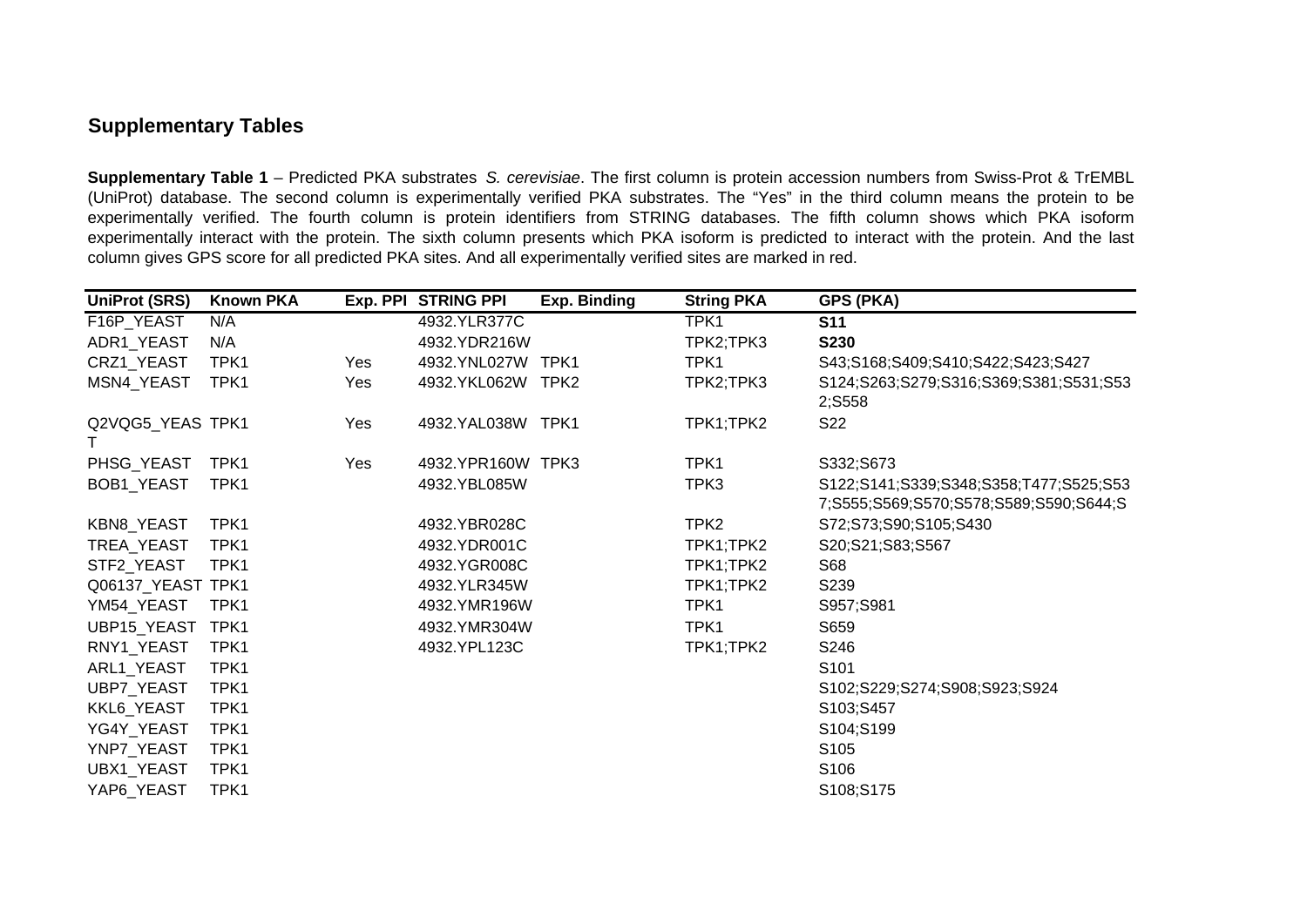## Supplementary Tables

**Supplementary Table 1** – Predicted PKA substrates *S. cerevisiae*. The first column is protein accession numbers from Swiss-Prot & TrEMBL (UniProt) database. The second column is experimentally verified PKA substrates. The "Yes" in the third column means the protein to be experimentally verified. The fourth column is protein identifiers from STRING databases. The fifth column shows which PKA isoform experimentally interact with the protein. The sixth column presents which PKA isoform is predicted to interact with the protein. And the last column gives GPS score for all predicted PKA sites. And all experimentally verified sites are marked in red.

| UniProt (SRS) | Known PKA | Exp. PPI | STRING PPI | Exp. Binding | String PKA | GPS (PKA) |
|---|---|---|---|---|---|---|
| F16P_YEAST | N/A | | 4932.YLR377C | | TPK1 | **S11** |
| ADR1_YEAST | N/A | | 4932.YDR216W | | TPK2;TPK3 | **S230** |
| CRZ1_YEAST | TPK1 | Yes | 4932.YNL027W | TPK1 | TPK1 | S43;S168;S409;S410;S422;S423;S427 |
| MSN4_YEAST | TPK1 | Yes | 4932.YKL062W | TPK2 | TPK2;TPK3 | S124;S263;S279;S316;S369;S381;S531;S532;S558 |
| Q2VQG5_YEAST | TPK1 | Yes | 4932.YAL038W | TPK1 | TPK1;TPK2 | S22 |
| PHSG_YEAST | TPK1 | Yes | 4932.YPR160W | TPK3 | TPK1 | S332;S673 |
| BOB1_YEAST | TPK1 | | 4932.YBL085W | | TPK3 | S122;S141;S339;S348;S358;T477;S525;S537;S555;S569;S570;S578;S589;S590;S644;S |
| KBN8_YEAST | TPK1 | | 4932.YBR028C | | TPK2 | S72;S73;S90;S105;S430 |
| TREA_YEAST | TPK1 | | 4932.YDR001C | | TPK1;TPK2 | S20;S21;S83;S567 |
| STF2_YEAST | TPK1 | | 4932.YGR008C | | TPK1;TPK2 | S68 |
| Q06137_YEAST | TPK1 | | 4932.YLR345W | | TPK1;TPK2 | S239 |
| YM54_YEAST | TPK1 | | 4932.YMR196W | | TPK1 | S957;S981 |
| UBP15_YEAST | TPK1 | | 4932.YMR304W | | TPK1 | S659 |
| RNY1_YEAST | TPK1 | | 4932.YPL123C | | TPK1;TPK2 | S246 |
| ARL1_YEAST | TPK1 | | | | | S101 |
| UBP7_YEAST | TPK1 | | | | | S102;S229;S274;S908;S923;S924 |
| KKL6_YEAST | TPK1 | | | | | S103;S457 |
| YG4Y_YEAST | TPK1 | | | | | S104;S199 |
| YNP7_YEAST | TPK1 | | | | | S105 |
| UBX1_YEAST | TPK1 | | | | | S106 |
| YAP6_YEAST | TPK1 | | | | | S108;S175 |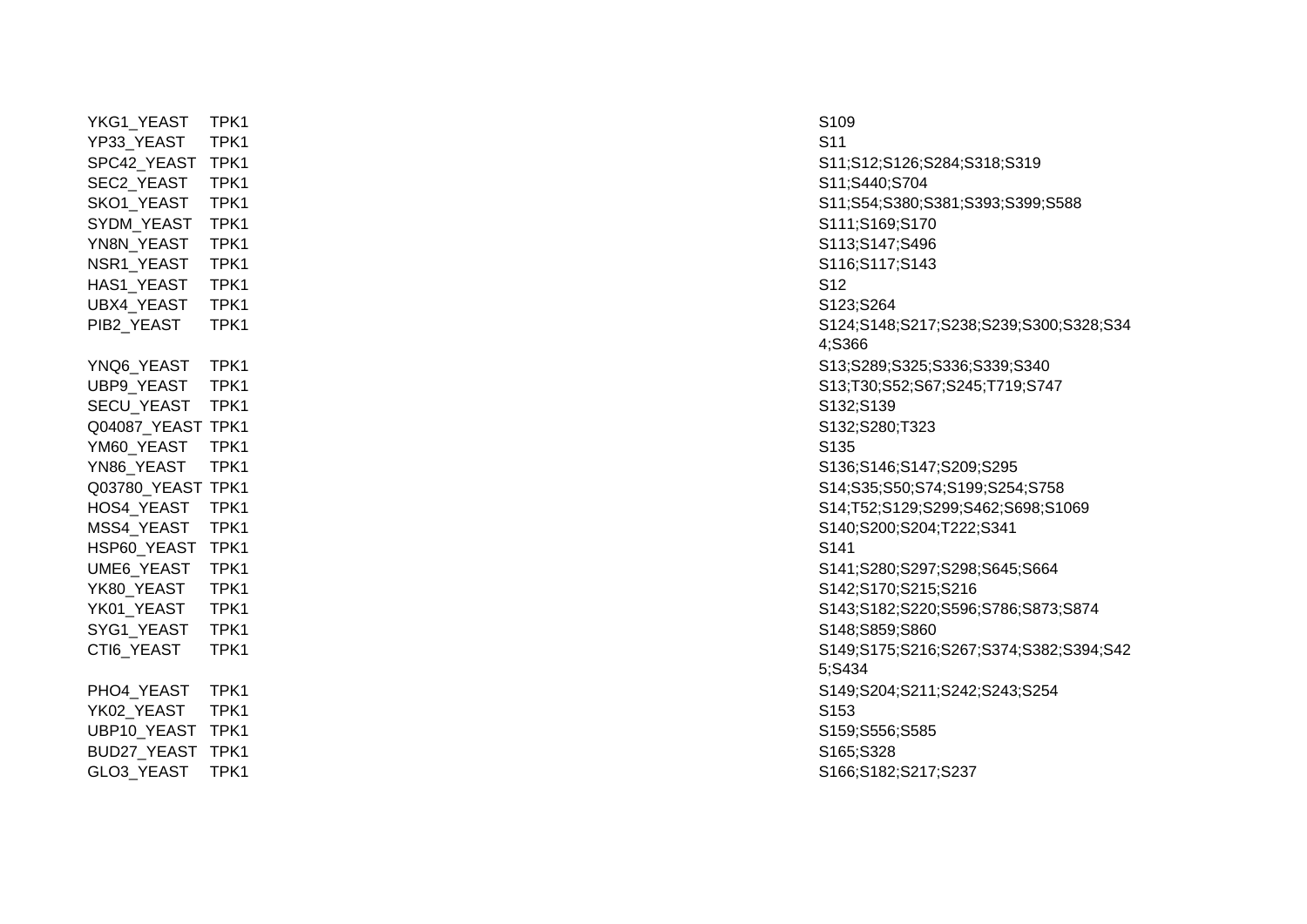| | | |
|---|---|---|
| YKG1_YEAST | TPK1 | S109 |
| YP33_YEAST | TPK1 | S11 |
| SPC42_YEAST | TPK1 | S11;S12;S126;S284;S318;S319 |
| SEC2_YEAST | TPK1 | S11;S440;S704 |
| SKO1_YEAST | TPK1 | S11;S54;S380;S381;S393;S399;S588 |
| SYDM_YEAST | TPK1 | S111;S169;S170 |
| YN8N_YEAST | TPK1 | S113;S147;S496 |
| NSR1_YEAST | TPK1 | S116;S117;S143 |
| HAS1_YEAST | TPK1 | S12 |
| UBX4_YEAST | TPK1 | S123;S264 |
| PIB2_YEAST | TPK1 | S124;S148;S217;S238;S239;S300;S328;S344;S366 |
| YNQ6_YEAST | TPK1 | S13;S289;S325;S336;S339;S340 |
| UBP9_YEAST | TPK1 | S13;T30;S52;S67;S245;T719;S747 |
| SECU_YEAST | TPK1 | S132;S139 |
| Q04087_YEAST | TPK1 | S132;S280;T323 |
| YM60_YEAST | TPK1 | S135 |
| YN86_YEAST | TPK1 | S136;S146;S147;S209;S295 |
| Q03780_YEAST | TPK1 | S14;S35;S50;S74;S199;S254;S758 |
| HOS4_YEAST | TPK1 | S14;T52;S129;S299;S462;S698;S1069 |
| MSS4_YEAST | TPK1 | S140;S200;S204;T222;S341 |
| HSP60_YEAST | TPK1 | S141 |
| UME6_YEAST | TPK1 | S141;S280;S297;S298;S645;S664 |
| YK80_YEAST | TPK1 | S142;S170;S215;S216 |
| YK01_YEAST | TPK1 | S143;S182;S220;S596;S786;S873;S874 |
| SYG1_YEAST | TPK1 | S148;S859;S860 |
| CTI6_YEAST | TPK1 | S149;S175;S216;S267;S374;S382;S394;S425;S434 |
| PHO4_YEAST | TPK1 | S149;S204;S211;S242;S243;S254 |
| YK02_YEAST | TPK1 | S153 |
| UBP10_YEAST | TPK1 | S159;S556;S585 |
| BUD27_YEAST | TPK1 | S165;S328 |
| GLO3_YEAST | TPK1 | S166;S182;S217;S237 |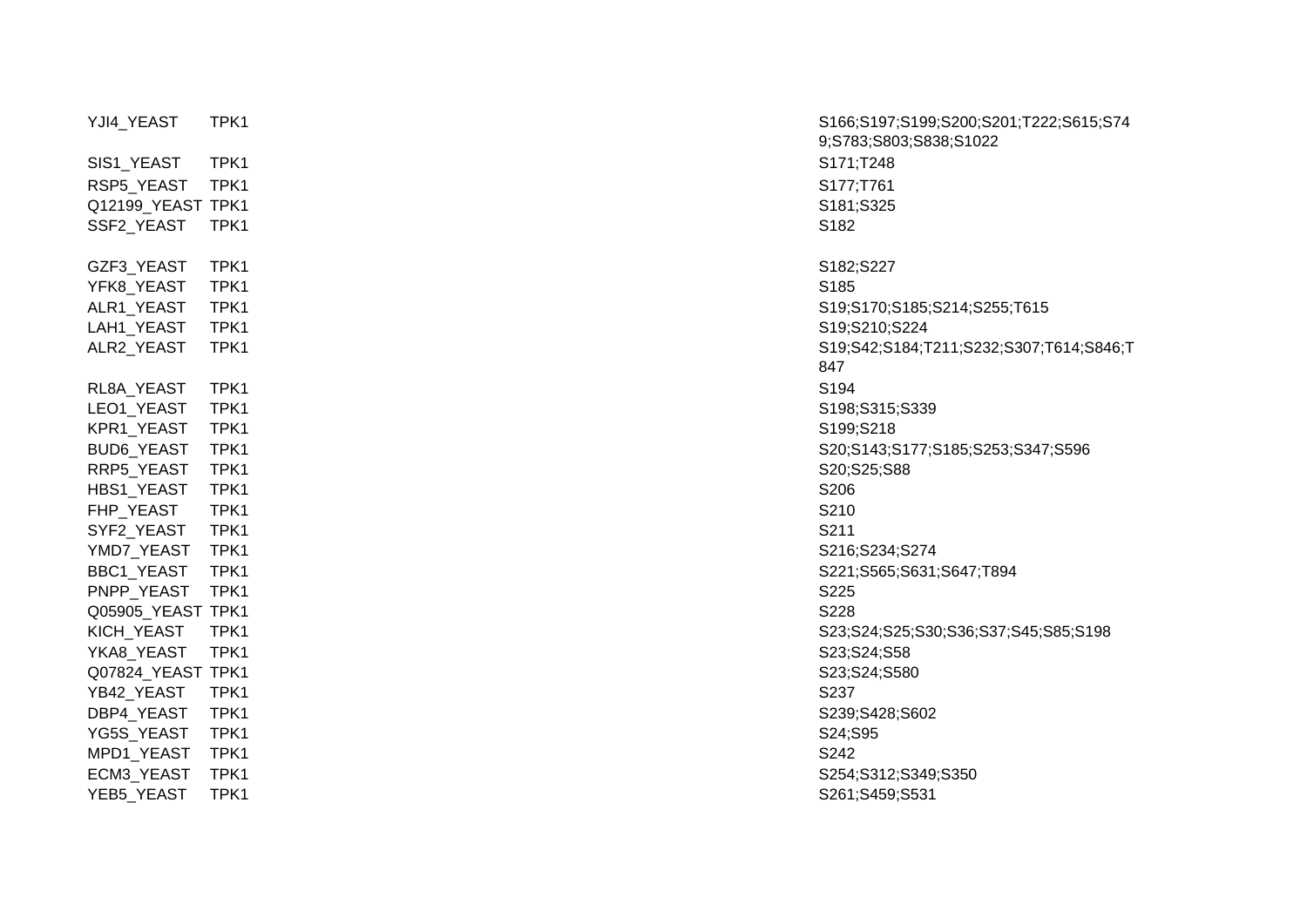| | | |
|---|---|---|
| YJI4_YEAST | TPK1 | S166;S197;S199;S200;S201;T222;S615;S749;S783;S803;S838;S1022 |
| SIS1_YEAST | TPK1 | S171;T248 |
| RSP5_YEAST | TPK1 | S177;T761 |
| Q12199_YEAST | TPK1 | S181;S325 |
| SSF2_YEAST | TPK1 | S182 |
| GZF3_YEAST | TPK1 | S182;S227 |
| YFK8_YEAST | TPK1 | S185 |
| ALR1_YEAST | TPK1 | S19;S170;S185;S214;S255;T615 |
| LAH1_YEAST | TPK1 | S19;S210;S224 |
| ALR2_YEAST | TPK1 | S19;S42;S184;T211;S232;S307;T614;S846;T847 |
| RL8A_YEAST | TPK1 | S194 |
| LEO1_YEAST | TPK1 | S198;S315;S339 |
| KPR1_YEAST | TPK1 | S199;S218 |
| BUD6_YEAST | TPK1 | S20;S143;S177;S185;S253;S347;S596 |
| RRP5_YEAST | TPK1 | S20;S25;S88 |
| HBS1_YEAST | TPK1 | S206 |
| FHP_YEAST | TPK1 | S210 |
| SYF2_YEAST | TPK1 | S211 |
| YMD7_YEAST | TPK1 | S216;S234;S274 |
| BBC1_YEAST | TPK1 | S221;S565;S631;S647;T894 |
| PNPP_YEAST | TPK1 | S225 |
| Q05905_YEAST | TPK1 | S228 |
| KICH_YEAST | TPK1 | S23;S24;S25;S30;S36;S37;S45;S85;S198 |
| YKA8_YEAST | TPK1 | S23;S24;S58 |
| Q07824_YEAST | TPK1 | S23;S24;S580 |
| YB42_YEAST | TPK1 | S237 |
| DBP4_YEAST | TPK1 | S239;S428;S602 |
| YG5S_YEAST | TPK1 | S24;S95 |
| MPD1_YEAST | TPK1 | S242 |
| ECM3_YEAST | TPK1 | S254;S312;S349;S350 |
| YEB5_YEAST | TPK1 | S261;S459;S531 |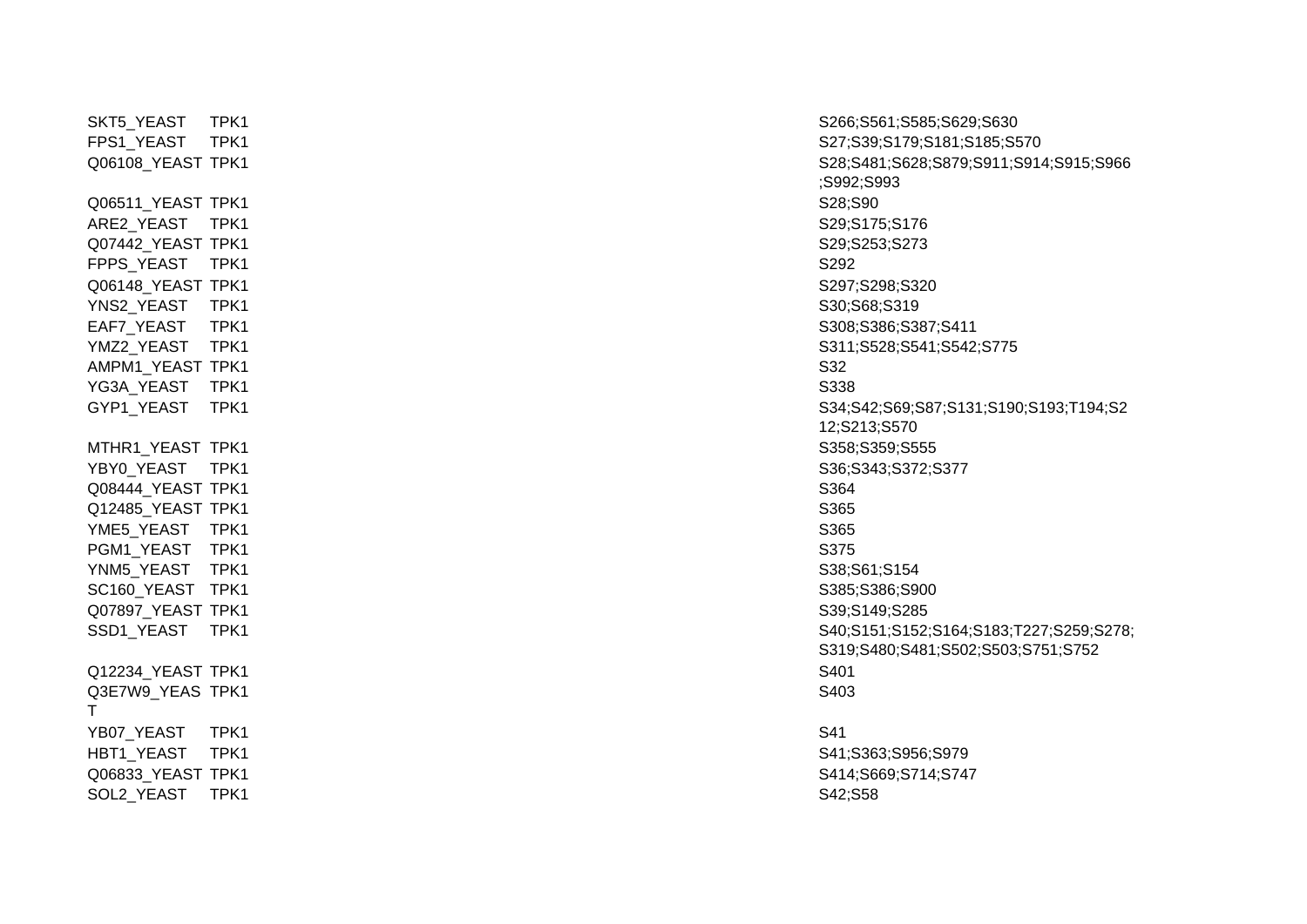| | | |
|---|---|---|
| SKT5_YEAST | TPK1 | S266;S561;S585;S629;S630 |
| FPS1_YEAST | TPK1 | S27;S39;S179;S181;S185;S570 |
| Q06108_YEAST | TPK1 | S28;S481;S628;S879;S911;S914;S915;S966;S992;S993 |
| Q06511_YEAST | TPK1 | S28;S90 |
| ARE2_YEAST | TPK1 | S29;S175;S176 |
| Q07442_YEAST | TPK1 | S29;S253;S273 |
| FPPS_YEAST | TPK1 | S292 |
| Q06148_YEAST | TPK1 | S297;S298;S320 |
| YNS2_YEAST | TPK1 | S30;S68;S319 |
| EAF7_YEAST | TPK1 | S308;S386;S387;S411 |
| YMZ2_YEAST | TPK1 | S311;S528;S541;S542;S775 |
| AMPM1_YEAST | TPK1 | S32 |
| YG3A_YEAST | TPK1 | S338 |
| GYP1_YEAST | TPK1 | S34;S42;S69;S87;S131;S190;S193;T194;S212;S213;S570 |
| MTHR1_YEAST | TPK1 | S358;S359;S555 |
| YBY0_YEAST | TPK1 | S36;S343;S372;S377 |
| Q08444_YEAST | TPK1 | S364 |
| Q12485_YEAST | TPK1 | S365 |
| YME5_YEAST | TPK1 | S365 |
| PGM1_YEAST | TPK1 | S375 |
| YNM5_YEAST | TPK1 | S38;S61;S154 |
| SC160_YEAST | TPK1 | S385;S386;S900 |
| Q07897_YEAST | TPK1 | S39;S149;S285 |
| SSD1_YEAST | TPK1 | S40;S151;S152;S164;S183;T227;S259;S278;S319;S480;S481;S502;S503;S751;S752 |
| Q12234_YEAST | TPK1 | S401 |
| Q3E7W9_YEAST | TPK1 | S403 |
| YB07_YEAST | TPK1 | S41 |
| HBT1_YEAST | TPK1 | S41;S363;S956;S979 |
| Q06833_YEAST | TPK1 | S414;S669;S714;S747 |
| SOL2_YEAST | TPK1 | S42;S58 |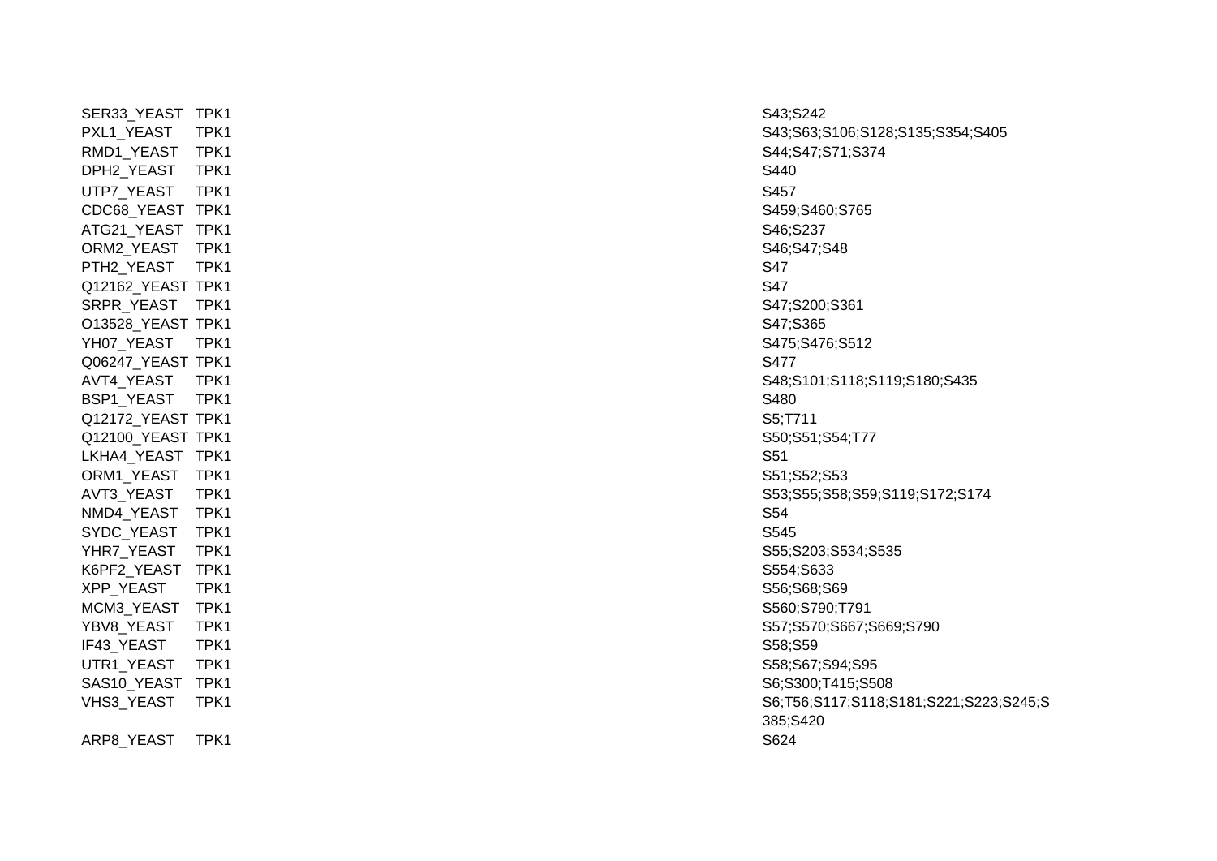| | | |
|---|---|---|
| SER33_YEAST | TPK1 | S43;S242 |
| PXL1_YEAST | TPK1 | S43;S63;S106;S128;S135;S354;S405 |
| RMD1_YEAST | TPK1 | S44;S47;S71;S374 |
| DPH2_YEAST | TPK1 | S440 |
| UTP7_YEAST | TPK1 | S457 |
| CDC68_YEAST | TPK1 | S459;S460;S765 |
| ATG21_YEAST | TPK1 | S46;S237 |
| ORM2_YEAST | TPK1 | S46;S47;S48 |
| PTH2_YEAST | TPK1 | S47 |
| Q12162_YEAST | TPK1 | S47 |
| SRPR_YEAST | TPK1 | S47;S200;S361 |
| O13528_YEAST | TPK1 | S47;S365 |
| YH07_YEAST | TPK1 | S475;S476;S512 |
| Q06247_YEAST | TPK1 | S477 |
| AVT4_YEAST | TPK1 | S48;S101;S118;S119;S180;S435 |
| BSP1_YEAST | TPK1 | S480 |
| Q12172_YEAST | TPK1 | S5;T711 |
| Q12100_YEAST | TPK1 | S50;S51;S54;T77 |
| LKHA4_YEAST | TPK1 | S51 |
| ORM1_YEAST | TPK1 | S51;S52;S53 |
| AVT3_YEAST | TPK1 | S53;S55;S58;S59;S119;S172;S174 |
| NMD4_YEAST | TPK1 | S54 |
| SYDC_YEAST | TPK1 | S545 |
| YHR7_YEAST | TPK1 | S55;S203;S534;S535 |
| K6PF2_YEAST | TPK1 | S554;S633 |
| XPP_YEAST | TPK1 | S56;S68;S69 |
| MCM3_YEAST | TPK1 | S560;S790;T791 |
| YBV8_YEAST | TPK1 | S57;S570;S667;S669;S790 |
| IF43_YEAST | TPK1 | S58;S59 |
| UTR1_YEAST | TPK1 | S58;S67;S94;S95 |
| SAS10_YEAST | TPK1 | S6;S300;T415;S508 |
| VHS3_YEAST | TPK1 | S6;T56;S117;S118;S181;S221;S223;S245;S385;S420 |
| ARP8_YEAST | TPK1 | S624 |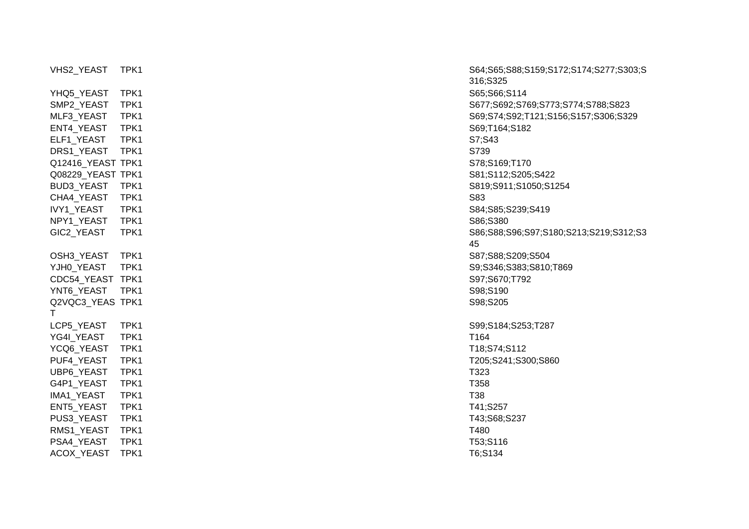| | | |
|---|---|---|
| VHS2_YEAST | TPK1 | S64;S65;S88;S159;S172;S174;S277;S303;S316;S325 |
| YHQ5_YEAST | TPK1 | S65;S66;S114 |
| SMP2_YEAST | TPK1 | S677;S692;S769;S773;S774;S788;S823 |
| MLF3_YEAST | TPK1 | S69;S74;S92;T121;S156;S157;S306;S329 |
| ENT4_YEAST | TPK1 | S69;T164;S182 |
| ELF1_YEAST | TPK1 | S7;S43 |
| DRS1_YEAST | TPK1 | S739 |
| Q12416_YEAST | TPK1 | S78;S169;T170 |
| Q08229_YEAST | TPK1 | S81;S112;S205;S422 |
| BUD3_YEAST | TPK1 | S819;S911;S1050;S1254 |
| CHA4_YEAST | TPK1 | S83 |
| IVY1_YEAST | TPK1 | S84;S85;S239;S419 |
| NPY1_YEAST | TPK1 | S86;S380 |
| GIC2_YEAST | TPK1 | S86;S88;S96;S97;S180;S213;S219;S312;S345 |
| OSH3_YEAST | TPK1 | S87;S88;S209;S504 |
| YJH0_YEAST | TPK1 | S9;S346;S383;S810;T869 |
| CDC54_YEAST | TPK1 | S97;S670;T792 |
| YNT6_YEAST | TPK1 | S98;S190 |
| Q2VQC3_YEAST | TPK1 | S98;S205 |
| LCP5_YEAST | TPK1 | S99;S184;S253;T287 |
| YG4I_YEAST | TPK1 | T164 |
| YCQ6_YEAST | TPK1 | T18;S74;S112 |
| PUF4_YEAST | TPK1 | T205;S241;S300;S860 |
| UBP6_YEAST | TPK1 | T323 |
| G4P1_YEAST | TPK1 | T358 |
| IMA1_YEAST | TPK1 | T38 |
| ENT5_YEAST | TPK1 | T41;S257 |
| PUS3_YEAST | TPK1 | T43;S68;S237 |
| RMS1_YEAST | TPK1 | T480 |
| PSA4_YEAST | TPK1 | T53;S116 |
| ACOX_YEAST | TPK1 | T6;S134 |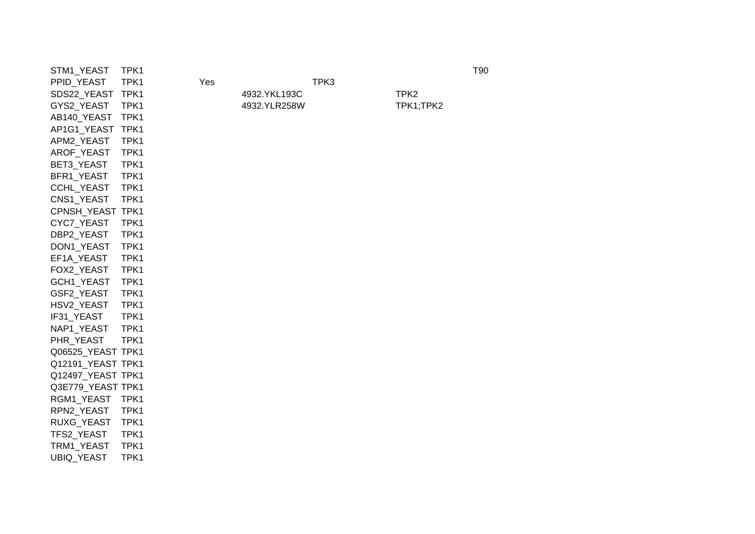| | | | | | | |
|---|---|---|---|---|---|---|
| STM1_YEAST | TPK1 | | | | | T90 |
| PPID_YEAST | TPK1 | Yes | | TPK3 | | |
| SDS22_YEAST | TPK1 | | 4932.YKL193C | | TPK2 | |
| GYS2_YEAST | TPK1 | | 4932.YLR258W | | TPK1;TPK2 | |
| AB140_YEAST | TPK1 | | | | | |
| AP1G1_YEAST | TPK1 | | | | | |
| APM2_YEAST | TPK1 | | | | | |
| AROF_YEAST | TPK1 | | | | | |
| BET3_YEAST | TPK1 | | | | | |
| BFR1_YEAST | TPK1 | | | | | |
| CCHL_YEAST | TPK1 | | | | | |
| CNS1_YEAST | TPK1 | | | | | |
| CPNSH_YEAST | TPK1 | | | | | |
| CYC7_YEAST | TPK1 | | | | | |
| DBP2_YEAST | TPK1 | | | | | |
| DON1_YEAST | TPK1 | | | | | |
| EF1A_YEAST | TPK1 | | | | | |
| FOX2_YEAST | TPK1 | | | | | |
| GCH1_YEAST | TPK1 | | | | | |
| GSF2_YEAST | TPK1 | | | | | |
| HSV2_YEAST | TPK1 | | | | | |
| IF31_YEAST | TPK1 | | | | | |
| NAP1_YEAST | TPK1 | | | | | |
| PHR_YEAST | TPK1 | | | | | |
| Q06525_YEAST | TPK1 | | | | | |
| Q12191_YEAST | TPK1 | | | | | |
| Q12497_YEAST | TPK1 | | | | | |
| Q3E779_YEAST | TPK1 | | | | | |
| RGM1_YEAST | TPK1 | | | | | |
| RPN2_YEAST | TPK1 | | | | | |
| RUXG_YEAST | TPK1 | | | | | |
| TFS2_YEAST | TPK1 | | | | | |
| TRM1_YEAST | TPK1 | | | | | |
| UBIQ_YEAST | TPK1 | | | | | |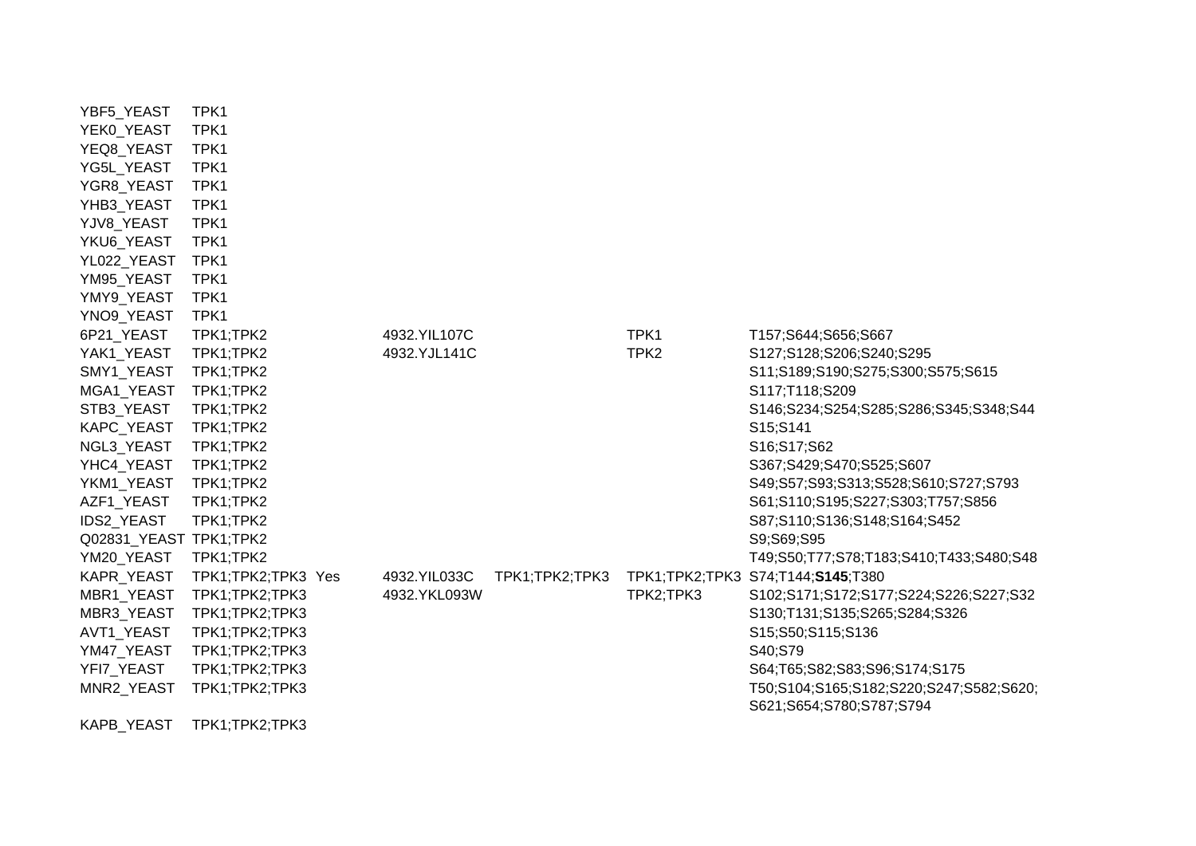| | | | | | | |
|---|---|---|---|---|---|---|
| YBF5_YEAST | TPK1 | | | | | |
| YEK0_YEAST | TPK1 | | | | | |
| YEQ8_YEAST | TPK1 | | | | | |
| YG5L_YEAST | TPK1 | | | | | |
| YGR8_YEAST | TPK1 | | | | | |
| YHB3_YEAST | TPK1 | | | | | |
| YJV8_YEAST | TPK1 | | | | | |
| YKU6_YEAST | TPK1 | | | | | |
| YL022_YEAST | TPK1 | | | | | |
| YM95_YEAST | TPK1 | | | | | |
| YMY9_YEAST | TPK1 | | | | | |
| YNO9_YEAST | TPK1 | | | | | |
| 6P21_YEAST | TPK1;TPK2 | | 4932.YIL107C | | TPK1 | T157;S644;S656;S667 |
| YAK1_YEAST | TPK1;TPK2 | | 4932.YJL141C | | TPK2 | S127;S128;S206;S240;S295 |
| SMY1_YEAST | TPK1;TPK2 | | | | | S11;S189;S190;S275;S300;S575;S615 |
| MGA1_YEAST | TPK1;TPK2 | | | | | S117;T118;S209 |
| STB3_YEAST | TPK1;TPK2 | | | | | S146;S234;S254;S285;S286;S345;S348;S44 |
| KAPC_YEAST | TPK1;TPK2 | | | | | S15;S141 |
| NGL3_YEAST | TPK1;TPK2 | | | | | S16;S17;S62 |
| YHC4_YEAST | TPK1;TPK2 | | | | | S367;S429;S470;S525;S607 |
| YKM1_YEAST | TPK1;TPK2 | | | | | S49;S57;S93;S313;S528;S610;S727;S793 |
| AZF1_YEAST | TPK1;TPK2 | | | | | S61;S110;S195;S227;S303;T757;S856 |
| IDS2_YEAST | TPK1;TPK2 | | | | | S87;S110;S136;S148;S164;S452 |
| Q02831_YEAST | TPK1;TPK2 | | | | | S9;S69;S95 |
| YM20_YEAST | TPK1;TPK2 | | | | | T49;S50;T77;S78;T183;S410;T433;S480;S48 |
| KAPR_YEAST | TPK1;TPK2;TPK3 | Yes | 4932.YIL033C | TPK1;TPK2;TPK3 | TPK1;TPK2;TPK3 | S74;T144;**S145**;T380 |
| MBR1_YEAST | TPK1;TPK2;TPK3 | | 4932.YKL093W | | TPK2;TPK3 | S102;S171;S172;S177;S224;S226;S227;S32 |
| MBR3_YEAST | TPK1;TPK2;TPK3 | | | | | S130;T131;S135;S265;S284;S326 |
| AVT1_YEAST | TPK1;TPK2;TPK3 | | | | | S15;S50;S115;S136 |
| YM47_YEAST | TPK1;TPK2;TPK3 | | | | | S40;S79 |
| YFI7_YEAST | TPK1;TPK2;TPK3 | | | | | S64;T65;S82;S83;S96;S174;S175 |
| MNR2_YEAST | TPK1;TPK2;TPK3 | | | | | T50;S104;S165;S182;S220;S247;S582;S620; S621;S654;S780;S787;S794 |
| KAPB_YEAST | TPK1;TPK2;TPK3 | | | | | |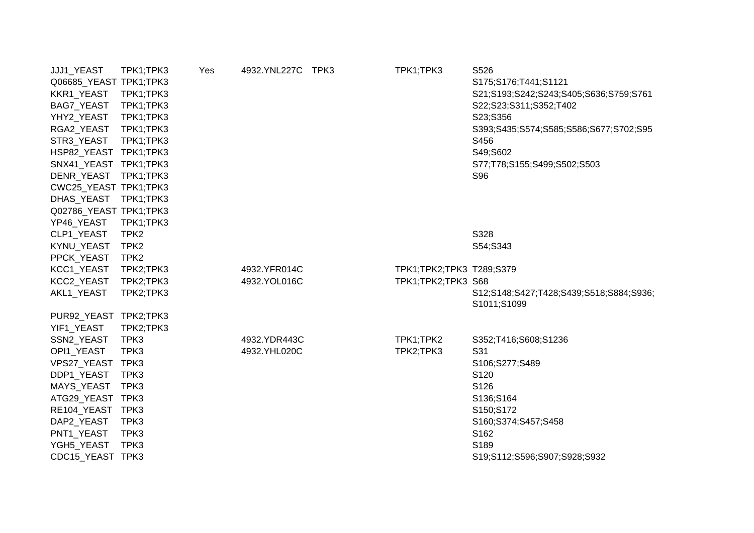| | | | | | | |
|---|---|---|---|---|---|---|
| JJJ1_YEAST | TPK1;TPK3 | Yes | 4932.YNL227C | TPK3 | TPK1;TPK3 | S526 |
| Q06685_YEAST | TPK1;TPK3 | | | | | S175;S176;T441;S1121 |
| KKR1_YEAST | TPK1;TPK3 | | | | | S21;S193;S242;S243;S405;S636;S759;S761 |
| BAG7_YEAST | TPK1;TPK3 | | | | | S22;S23;S311;S352;T402 |
| YHY2_YEAST | TPK1;TPK3 | | | | | S23;S356 |
| RGA2_YEAST | TPK1;TPK3 | | | | | S393;S435;S574;S585;S586;S677;S702;S95 |
| STR3_YEAST | TPK1;TPK3 | | | | | S456 |
| HSP82_YEAST | TPK1;TPK3 | | | | | S49;S602 |
| SNX41_YEAST | TPK1;TPK3 | | | | | S77;T78;S155;S499;S502;S503 |
| DENR_YEAST | TPK1;TPK3 | | | | | S96 |
| CWC25_YEAST | TPK1;TPK3 | | | | | |
| DHAS_YEAST | TPK1;TPK3 | | | | | |
| Q02786_YEAST | TPK1;TPK3 | | | | | |
| YP46_YEAST | TPK1;TPK3 | | | | | |
| CLP1_YEAST | TPK2 | | | | | S328 |
| KYNU_YEAST | TPK2 | | | | | S54;S343 |
| PPCK_YEAST | TPK2 | | | | | |
| KCC1_YEAST | TPK2;TPK3 | | 4932.YFR014C | | TPK1;TPK2;TPK3 | T289;S379 |
| KCC2_YEAST | TPK2;TPK3 | | 4932.YOL016C | | TPK1;TPK2;TPK3 | S68 |
| AKL1_YEAST | TPK2;TPK3 | | | | | S12;S148;S427;T428;S439;S518;S884;S936;S1011;S1099 |
| PUR92_YEAST | TPK2;TPK3 | | | | | |
| YIF1_YEAST | TPK2;TPK3 | | | | | |
| SSN2_YEAST | TPK3 | | 4932.YDR443C | | TPK1;TPK2 | S352;T416;S608;S1236 |
| OPI1_YEAST | TPK3 | | 4932.YHL020C | | TPK2;TPK3 | S31 |
| VPS27_YEAST | TPK3 | | | | | S106;S277;S489 |
| DDP1_YEAST | TPK3 | | | | | S120 |
| MAYS_YEAST | TPK3 | | | | | S126 |
| ATG29_YEAST | TPK3 | | | | | S136;S164 |
| RE104_YEAST | TPK3 | | | | | S150;S172 |
| DAP2_YEAST | TPK3 | | | | | S160;S374;S457;S458 |
| PNT1_YEAST | TPK3 | | | | | S162 |
| YGH5_YEAST | TPK3 | | | | | S189 |
| CDC15_YEAST | TPK3 | | | | | S19;S112;S596;S907;S928;S932 |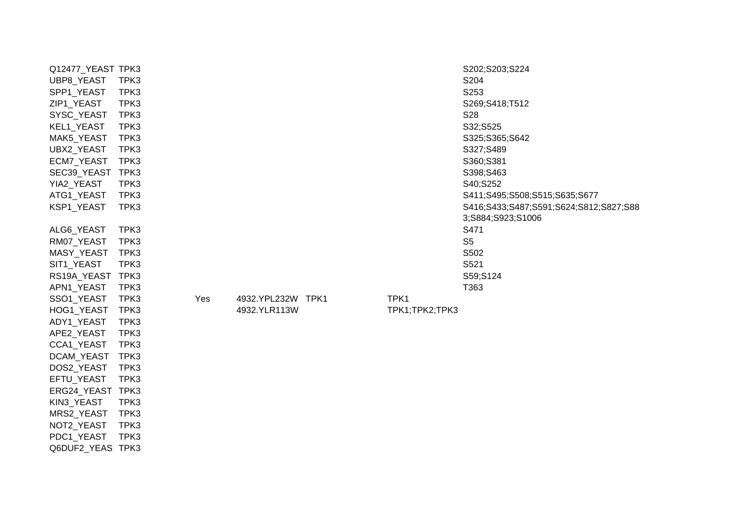| | | | | | | |
|---|---|---|---|---|---|---|
| Q12477_YEAST | TPK3 | | | | | S202;S203;S224 |
| UBP8_YEAST | TPK3 | | | | | S204 |
| SPP1_YEAST | TPK3 | | | | | S253 |
| ZIP1_YEAST | TPK3 | | | | | S269;S418;T512 |
| SYSC_YEAST | TPK3 | | | | | S28 |
| KEL1_YEAST | TPK3 | | | | | S32;S525 |
| MAK5_YEAST | TPK3 | | | | | S325;S365;S642 |
| UBX2_YEAST | TPK3 | | | | | S327;S489 |
| ECM7_YEAST | TPK3 | | | | | S360;S381 |
| SEC39_YEAST | TPK3 | | | | | S398;S463 |
| YIA2_YEAST | TPK3 | | | | | S40;S252 |
| ATG1_YEAST | TPK3 | | | | | S411;S495;S508;S515;S635;S677 |
| KSP1_YEAST | TPK3 | | | | | S416;S433;S487;S591;S624;S812;S827;S883;S884;S923;S1006 |
| ALG6_YEAST | TPK3 | | | | | S471 |
| RM07_YEAST | TPK3 | | | | | S5 |
| MASY_YEAST | TPK3 | | | | | S502 |
| SIT1_YEAST | TPK3 | | | | | S521 |
| RS19A_YEAST | TPK3 | | | | | S59;S124 |
| APN1_YEAST | TPK3 | | | | | T363 |
| SSO1_YEAST | TPK3 | Yes | 4932.YPL232W | TPK1 | TPK1 | |
| HOG1_YEAST | TPK3 | | 4932.YLR113W | | TPK1;TPK2;TPK3 | |
| ADY1_YEAST | TPK3 | | | | | |
| APE2_YEAST | TPK3 | | | | | |
| CCA1_YEAST | TPK3 | | | | | |
| DCAM_YEAST | TPK3 | | | | | |
| DOS2_YEAST | TPK3 | | | | | |
| EFTU_YEAST | TPK3 | | | | | |
| ERG24_YEAST | TPK3 | | | | | |
| KIN3_YEAST | TPK3 | | | | | |
| MRS2_YEAST | TPK3 | | | | | |
| NOT2_YEAST | TPK3 | | | | | |
| PDC1_YEAST | TPK3 | | | | | |
| Q6DUF2_YEAS | TPK3 | | | | | |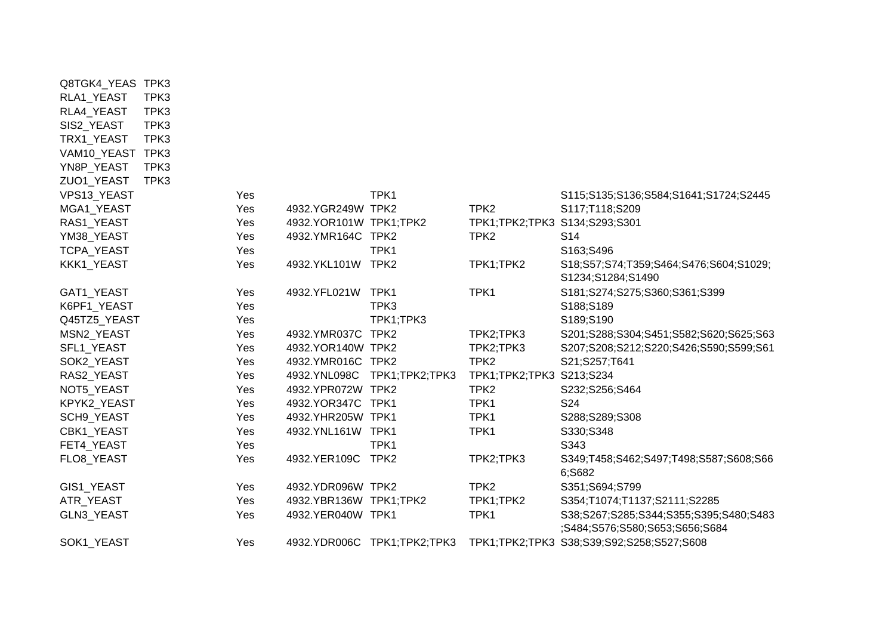| | | | | | | |
|---|---|---|---|---|---|---|
| Q8TGK4_YEAS | TPK3 | | | | | |
| RLA1_YEAST | TPK3 | | | | | |
| RLA4_YEAST | TPK3 | | | | | |
| SIS2_YEAST | TPK3 | | | | | |
| TRX1_YEAST | TPK3 | | | | | |
| VAM10_YEAST | TPK3 | | | | | |
| YN8P_YEAST | TPK3 | | | | | |
| ZUO1_YEAST | TPK3 | | | | | |
| VPS13_YEAST | | Yes | | TPK1 | | S115;S135;S136;S584;S1641;S1724;S2445 |
| MGA1_YEAST | | Yes | 4932.YGR249W | TPK2 | TPK2 | S117;T118;S209 |
| RAS1_YEAST | | Yes | 4932.YOR101W | TPK1;TPK2 | TPK1;TPK2;TPK3 | S134;S293;S301 |
| YM38_YEAST | | Yes | 4932.YMR164C | TPK2 | TPK2 | S14 |
| TCPA_YEAST | | Yes | | TPK1 | | S163;S496 |
| KKK1_YEAST | | Yes | 4932.YKL101W | TPK2 | TPK1;TPK2 | S18;S57;S74;T359;S464;S476;S604;S1029;S1234;S1284;S1490 |
| GAT1_YEAST | | Yes | 4932.YFL021W | TPK1 | TPK1 | S181;S274;S275;S360;S361;S399 |
| K6PF1_YEAST | | Yes | | TPK3 | | S188;S189 |
| Q45TZ5_YEAST | | Yes | | TPK1;TPK3 | | S189;S190 |
| MSN2_YEAST | | Yes | 4932.YMR037C | TPK2 | TPK2;TPK3 | S201;S288;S304;S451;S582;S620;S625;S63 |
| SFL1_YEAST | | Yes | 4932.YOR140W | TPK2 | TPK2;TPK3 | S207;S208;S212;S220;S426;S590;S599;S61 |
| SOK2_YEAST | | Yes | 4932.YMR016C | TPK2 | TPK2 | S21;S257;T641 |
| RAS2_YEAST | | Yes | 4932.YNL098C | TPK1;TPK2;TPK3 | TPK1;TPK2;TPK3 | S213;S234 |
| NOT5_YEAST | | Yes | 4932.YPR072W | TPK2 | TPK2 | S232;S256;S464 |
| KPYK2_YEAST | | Yes | 4932.YOR347C | TPK1 | TPK1 | S24 |
| SCH9_YEAST | | Yes | 4932.YHR205W | TPK1 | TPK1 | S288;S289;S308 |
| CBK1_YEAST | | Yes | 4932.YNL161W | TPK1 | TPK1 | S330;S348 |
| FET4_YEAST | | Yes | | TPK1 | | S343 |
| FLO8_YEAST | | Yes | 4932.YER109C | TPK2 | TPK2;TPK3 | S349;T458;S462;S497;T498;S587;S608;S666;S682 |
| GIS1_YEAST | | Yes | 4932.YDR096W | TPK2 | TPK2 | S351;S694;S799 |
| ATR_YEAST | | Yes | 4932.YBR136W | TPK1;TPK2 | TPK1;TPK2 | S354;T1074;T1137;S2111;S2285 |
| GLN3_YEAST | | Yes | 4932.YER040W | TPK1 | TPK1 | S38;S267;S285;S344;S355;S395;S480;S483;S484;S576;S580;S653;S656;S684 |
| SOK1_YEAST | | Yes | 4932.YDR006C | TPK1;TPK2;TPK3 | TPK1;TPK2;TPK3 | S38;S39;S92;S258;S527;S608 |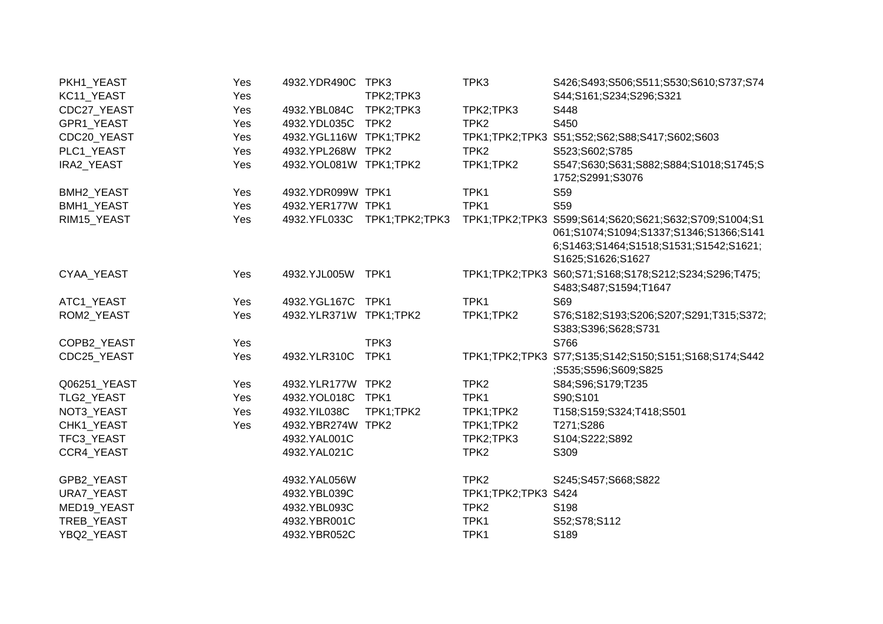| | | | | | |
|---|---|---|---|---|---|
| PKH1_YEAST | Yes | 4932.YDR490C | TPK3 | TPK3 | S426;S493;S506;S511;S530;S610;S737;S74 |
| KC11_YEAST | Yes | | TPK2;TPK3 | | S44;S161;S234;S296;S321 |
| CDC27_YEAST | Yes | 4932.YBL084C | TPK2;TPK3 | TPK2;TPK3 | S448 |
| GPR1_YEAST | Yes | 4932.YDL035C | TPK2 | TPK2 | S450 |
| CDC20_YEAST | Yes | 4932.YGL116W | TPK1;TPK2 | TPK1;TPK2;TPK3 | S51;S52;S62;S88;S417;S602;S603 |
| PLC1_YEAST | Yes | 4932.YPL268W | TPK2 | TPK2 | S523;S602;S785 |
| IRA2_YEAST | Yes | 4932.YOL081W | TPK1;TPK2 | TPK1;TPK2 | S547;S630;S631;S882;S884;S1018;S1745;S1752;S2991;S3076 |
| BMH2_YEAST | Yes | 4932.YDR099W | TPK1 | TPK1 | S59 |
| BMH1_YEAST | Yes | 4932.YER177W | TPK1 | TPK1 | S59 |
| RIM15_YEAST | Yes | 4932.YFL033C | TPK1;TPK2;TPK3 | TPK1;TPK2;TPK3 | S599;S614;S620;S621;S632;S709;S1004;S1061;S1074;S1094;S1337;S1346;S1366;S1416;S1463;S1464;S1518;S1531;S1542;S1621;S1625;S1626;S1627 |
| CYAA_YEAST | Yes | 4932.YJL005W | TPK1 | TPK1;TPK2;TPK3 | S60;S71;S168;S178;S212;S234;S296;T475;S483;S487;S1594;T1647 |
| ATC1_YEAST | Yes | 4932.YGL167C | TPK1 | TPK1 | S69 |
| ROM2_YEAST | Yes | 4932.YLR371W | TPK1;TPK2 | TPK1;TPK2 | S76;S182;S193;S206;S207;S291;T315;S372;S383;S396;S628;S731 |
| COPB2_YEAST | Yes | | TPK3 | | S766 |
| CDC25_YEAST | Yes | 4932.YLR310C | TPK1 | TPK1;TPK2;TPK3 | S77;S135;S142;S150;S151;S168;S174;S442;S535;S596;S609;S825 |
| Q06251_YEAST | Yes | 4932.YLR177W | TPK2 | TPK2 | S84;S96;S179;T235 |
| TLG2_YEAST | Yes | 4932.YOL018C | TPK1 | TPK1 | S90;S101 |
| NOT3_YEAST | Yes | 4932.YIL038C | TPK1;TPK2 | TPK1;TPK2 | T158;S159;S324;T418;S501 |
| CHK1_YEAST | Yes | 4932.YBR274W | TPK2 | TPK1;TPK2 | T271;S286 |
| TFC3_YEAST | | 4932.YAL001C | | TPK2;TPK3 | S104;S222;S892 |
| CCR4_YEAST | | 4932.YAL021C | | TPK2 | S309 |
| GPB2_YEAST | | 4932.YAL056W | | TPK2 | S245;S457;S668;S822 |
| URA7_YEAST | | 4932.YBL039C | | TPK1;TPK2;TPK3 | S424 |
| MED19_YEAST | | 4932.YBL093C | | TPK2 | S198 |
| TREB_YEAST | | 4932.YBR001C | | TPK1 | S52;S78;S112 |
| YBQ2_YEAST | | 4932.YBR052C | | TPK1 | S189 |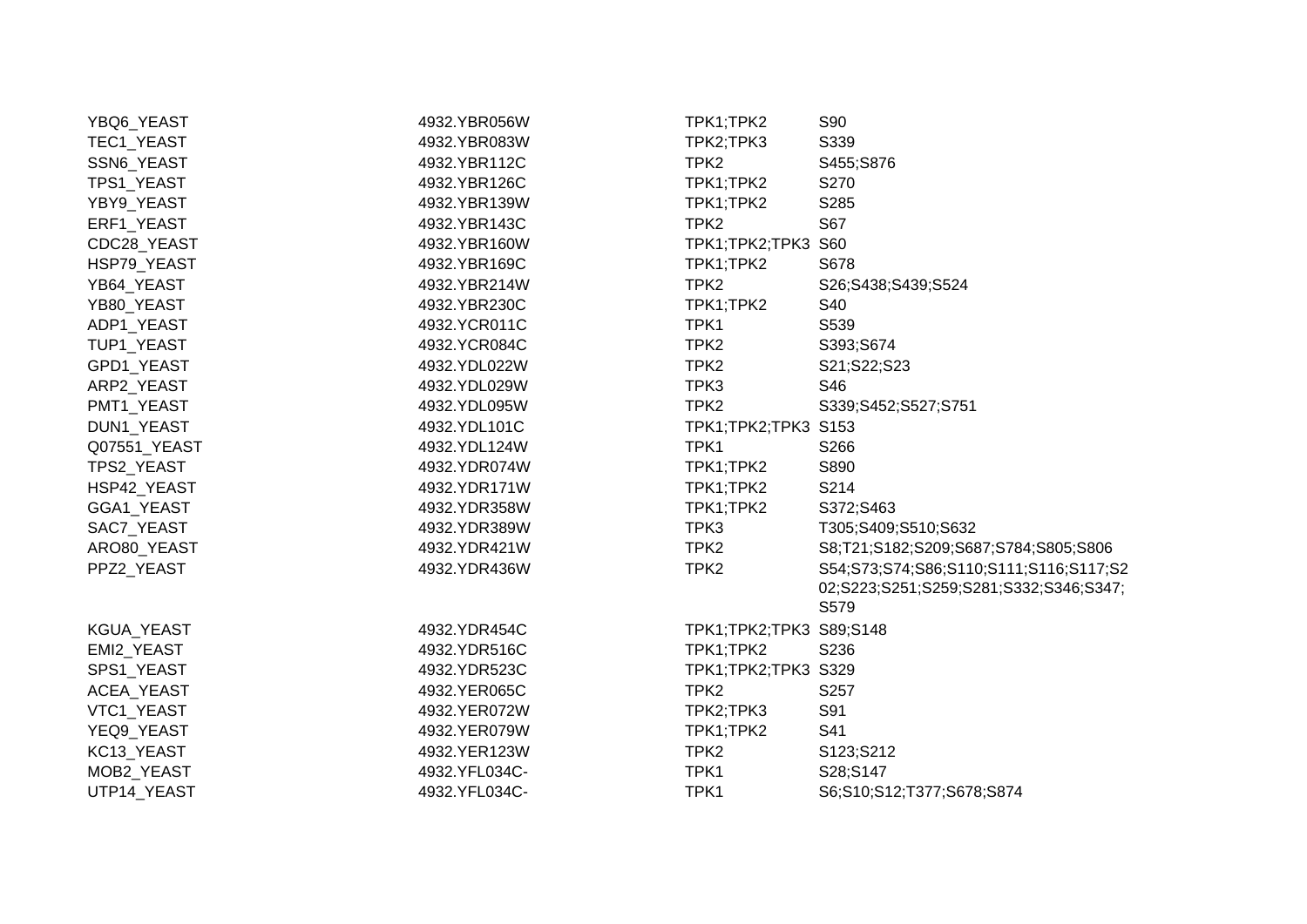| | | | |
|---|---|---|---|
| YBQ6_YEAST | 4932.YBR056W | TPK1;TPK2 | S90 |
| TEC1_YEAST | 4932.YBR083W | TPK2;TPK3 | S339 |
| SSN6_YEAST | 4932.YBR112C | TPK2 | S455;S876 |
| TPS1_YEAST | 4932.YBR126C | TPK1;TPK2 | S270 |
| YBY9_YEAST | 4932.YBR139W | TPK1;TPK2 | S285 |
| ERF1_YEAST | 4932.YBR143C | TPK2 | S67 |
| CDC28_YEAST | 4932.YBR160W | TPK1;TPK2;TPK3 | S60 |
| HSP79_YEAST | 4932.YBR169C | TPK1;TPK2 | S678 |
| YB64_YEAST | 4932.YBR214W | TPK2 | S26;S438;S439;S524 |
| YB80_YEAST | 4932.YBR230C | TPK1;TPK2 | S40 |
| ADP1_YEAST | 4932.YCR011C | TPK1 | S539 |
| TUP1_YEAST | 4932.YCR084C | TPK2 | S393;S674 |
| GPD1_YEAST | 4932.YDL022W | TPK2 | S21;S22;S23 |
| ARP2_YEAST | 4932.YDL029W | TPK3 | S46 |
| PMT1_YEAST | 4932.YDL095W | TPK2 | S339;S452;S527;S751 |
| DUN1_YEAST | 4932.YDL101C | TPK1;TPK2;TPK3 | S153 |
| Q07551_YEAST | 4932.YDL124W | TPK1 | S266 |
| TPS2_YEAST | 4932.YDR074W | TPK1;TPK2 | S890 |
| HSP42_YEAST | 4932.YDR171W | TPK1;TPK2 | S214 |
| GGA1_YEAST | 4932.YDR358W | TPK1;TPK2 | S372;S463 |
| SAC7_YEAST | 4932.YDR389W | TPK3 | T305;S409;S510;S632 |
| ARO80_YEAST | 4932.YDR421W | TPK2 | S8;T21;S182;S209;S687;S784;S805;S806 |
| PPZ2_YEAST | 4932.YDR436W | TPK2 | S54;S73;S74;S86;S110;S111;S116;S117;S202;S223;S251;S259;S281;S332;S346;S347;S579 |
| KGUA_YEAST | 4932.YDR454C | TPK1;TPK2;TPK3 | S89;S148 |
| EMI2_YEAST | 4932.YDR516C | TPK1;TPK2 | S236 |
| SPS1_YEAST | 4932.YDR523C | TPK1;TPK2;TPK3 | S329 |
| ACEA_YEAST | 4932.YER065C | TPK2 | S257 |
| VTC1_YEAST | 4932.YER072W | TPK2;TPK3 | S91 |
| YEQ9_YEAST | 4932.YER079W | TPK1;TPK2 | S41 |
| KC13_YEAST | 4932.YER123W | TPK2 | S123;S212 |
| MOB2_YEAST | 4932.YFL034C- | TPK1 | S28;S147 |
| UTP14_YEAST | 4932.YFL034C- | TPK1 | S6;S10;S12;T377;S678;S874 |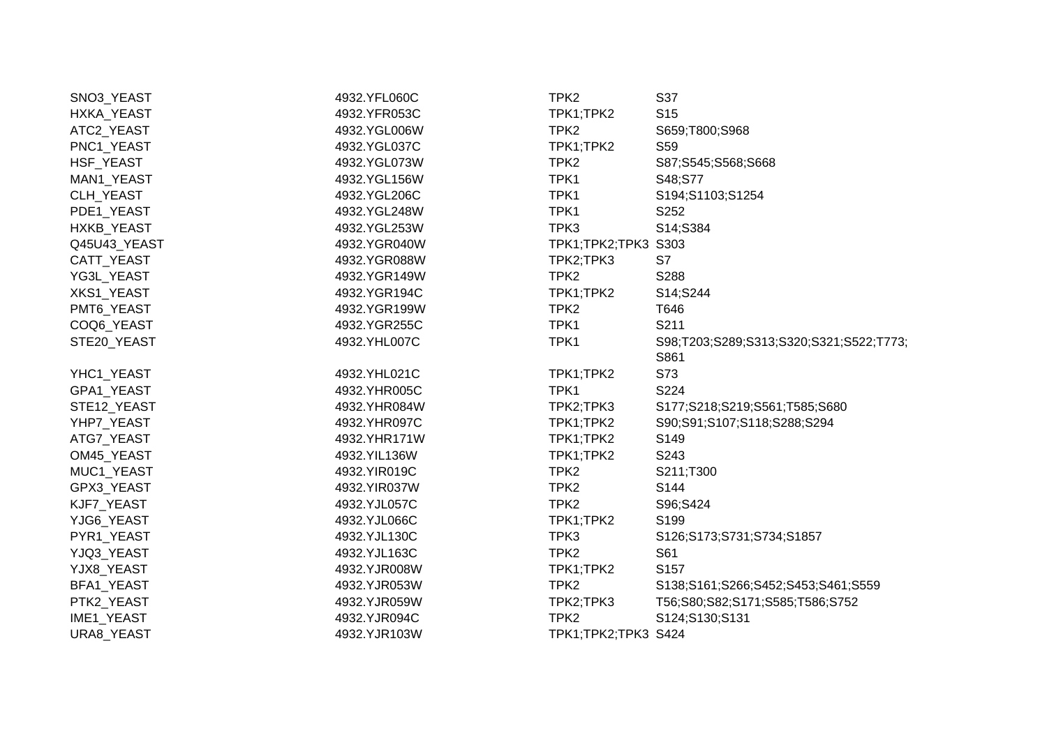| | | | |
|---|---|---|---|
| SNO3_YEAST | 4932.YFL060C | TPK2 | S37 |
| HXKA_YEAST | 4932.YFR053C | TPK1;TPK2 | S15 |
| ATC2_YEAST | 4932.YGL006W | TPK2 | S659;T800;S968 |
| PNC1_YEAST | 4932.YGL037C | TPK1;TPK2 | S59 |
| HSF_YEAST | 4932.YGL073W | TPK2 | S87;S545;S568;S668 |
| MAN1_YEAST | 4932.YGL156W | TPK1 | S48;S77 |
| CLH_YEAST | 4932.YGL206C | TPK1 | S194;S1103;S1254 |
| PDE1_YEAST | 4932.YGL248W | TPK1 | S252 |
| HXKB_YEAST | 4932.YGL253W | TPK3 | S14;S384 |
| Q45U43_YEAST | 4932.YGR040W | TPK1;TPK2;TPK3 | S303 |
| CATT_YEAST | 4932.YGR088W | TPK2;TPK3 | S7 |
| YG3L_YEAST | 4932.YGR149W | TPK2 | S288 |
| XKS1_YEAST | 4932.YGR194C | TPK1;TPK2 | S14;S244 |
| PMT6_YEAST | 4932.YGR199W | TPK2 | T646 |
| COQ6_YEAST | 4932.YGR255C | TPK1 | S211 |
| STE20_YEAST | 4932.YHL007C | TPK1 | S98;T203;S289;S313;S320;S321;S522;T773;S861 |
| YHC1_YEAST | 4932.YHL021C | TPK1;TPK2 | S73 |
| GPA1_YEAST | 4932.YHR005C | TPK1 | S224 |
| STE12_YEAST | 4932.YHR084W | TPK2;TPK3 | S177;S218;S219;S561;T585;S680 |
| YHP7_YEAST | 4932.YHR097C | TPK1;TPK2 | S90;S91;S107;S118;S288;S294 |
| ATG7_YEAST | 4932.YHR171W | TPK1;TPK2 | S149 |
| OM45_YEAST | 4932.YIL136W | TPK1;TPK2 | S243 |
| MUC1_YEAST | 4932.YIR019C | TPK2 | S211;T300 |
| GPX3_YEAST | 4932.YIR037W | TPK2 | S144 |
| KJF7_YEAST | 4932.YJL057C | TPK2 | S96;S424 |
| YJG6_YEAST | 4932.YJL066C | TPK1;TPK2 | S199 |
| PYR1_YEAST | 4932.YJL130C | TPK3 | S126;S173;S731;S734;S1857 |
| YJQ3_YEAST | 4932.YJL163C | TPK2 | S61 |
| YJX8_YEAST | 4932.YJR008W | TPK1;TPK2 | S157 |
| BFA1_YEAST | 4932.YJR053W | TPK2 | S138;S161;S266;S452;S453;S461;S559 |
| PTK2_YEAST | 4932.YJR059W | TPK2;TPK3 | T56;S80;S82;S171;S585;T586;S752 |
| IME1_YEAST | 4932.YJR094C | TPK2 | S124;S130;S131 |
| URA8_YEAST | 4932.YJR103W | TPK1;TPK2;TPK3 | S424 |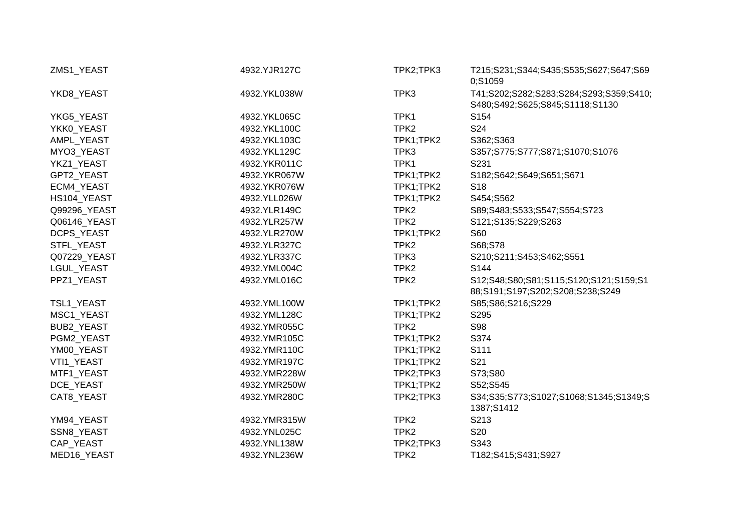| | | | |
|---|---|---|---|
| ZMS1_YEAST | 4932.YJR127C | TPK2;TPK3 | T215;S231;S344;S435;S535;S627;S647;S690;S1059 |
| YKD8_YEAST | 4932.YKL038W | TPK3 | T41;S202;S282;S283;S284;S293;S359;S410;S480;S492;S625;S845;S1118;S1130 |
| YKG5_YEAST | 4932.YKL065C | TPK1 | S154 |
| YKK0_YEAST | 4932.YKL100C | TPK2 | S24 |
| AMPL_YEAST | 4932.YKL103C | TPK1;TPK2 | S362;S363 |
| MYO3_YEAST | 4932.YKL129C | TPK3 | S357;S775;S777;S871;S1070;S1076 |
| YKZ1_YEAST | 4932.YKR011C | TPK1 | S231 |
| GPT2_YEAST | 4932.YKR067W | TPK1;TPK2 | S182;S642;S649;S651;S671 |
| ECM4_YEAST | 4932.YKR076W | TPK1;TPK2 | S18 |
| HS104_YEAST | 4932.YLL026W | TPK1;TPK2 | S454;S562 |
| Q99296_YEAST | 4932.YLR149C | TPK2 | S89;S483;S533;S547;S554;S723 |
| Q06146_YEAST | 4932.YLR257W | TPK2 | S121;S135;S229;S263 |
| DCPS_YEAST | 4932.YLR270W | TPK1;TPK2 | S60 |
| STFL_YEAST | 4932.YLR327C | TPK2 | S68;S78 |
| Q07229_YEAST | 4932.YLR337C | TPK3 | S210;S211;S453;S462;S551 |
| LGUL_YEAST | 4932.YML004C | TPK2 | S144 |
| PPZ1_YEAST | 4932.YML016C | TPK2 | S12;S48;S80;S81;S115;S120;S121;S159;S188;S191;S197;S202;S208;S238;S249 |
| TSL1_YEAST | 4932.YML100W | TPK1;TPK2 | S85;S86;S216;S229 |
| MSC1_YEAST | 4932.YML128C | TPK1;TPK2 | S295 |
| BUB2_YEAST | 4932.YMR055C | TPK2 | S98 |
| PGM2_YEAST | 4932.YMR105C | TPK1;TPK2 | S374 |
| YM00_YEAST | 4932.YMR110C | TPK1;TPK2 | S111 |
| VTI1_YEAST | 4932.YMR197C | TPK1;TPK2 | S21 |
| MTF1_YEAST | 4932.YMR228W | TPK2;TPK3 | S73;S80 |
| DCE_YEAST | 4932.YMR250W | TPK1;TPK2 | S52;S545 |
| CAT8_YEAST | 4932.YMR280C | TPK2;TPK3 | S34;S35;S773;S1027;S1068;S1345;S1349;S1387;S1412 |
| YM94_YEAST | 4932.YMR315W | TPK2 | S213 |
| SSN8_YEAST | 4932.YNL025C | TPK2 | S20 |
| CAP_YEAST | 4932.YNL138W | TPK2;TPK3 | S343 |
| MED16_YEAST | 4932.YNL236W | TPK2 | T182;S415;S431;S927 |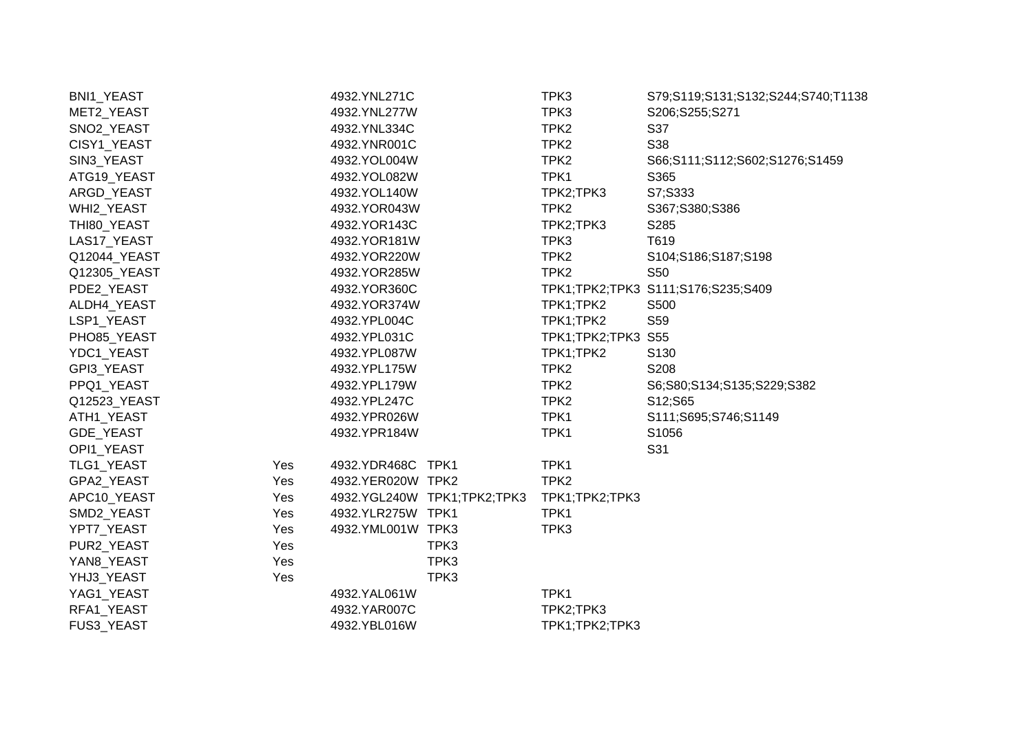| | | | | | |
|---|---|---|---|---|---|
| BNI1_YEAST | | 4932.YNL271C | | TPK3 | S79;S119;S131;S132;S244;S740;T1138 |
| MET2_YEAST | | 4932.YNL277W | | TPK3 | S206;S255;S271 |
| SNO2_YEAST | | 4932.YNL334C | | TPK2 | S37 |
| CISY1_YEAST | | 4932.YNR001C | | TPK2 | S38 |
| SIN3_YEAST | | 4932.YOL004W | | TPK2 | S66;S111;S112;S602;S1276;S1459 |
| ATG19_YEAST | | 4932.YOL082W | | TPK1 | S365 |
| ARGD_YEAST | | 4932.YOL140W | | TPK2;TPK3 | S7;S333 |
| WHI2_YEAST | | 4932.YOR043W | | TPK2 | S367;S380;S386 |
| THI80_YEAST | | 4932.YOR143C | | TPK2;TPK3 | S285 |
| LAS17_YEAST | | 4932.YOR181W | | TPK3 | T619 |
| Q12044_YEAST | | 4932.YOR220W | | TPK2 | S104;S186;S187;S198 |
| Q12305_YEAST | | 4932.YOR285W | | TPK2 | S50 |
| PDE2_YEAST | | 4932.YOR360C | | TPK1;TPK2;TPK3 | S111;S176;S235;S409 |
| ALDH4_YEAST | | 4932.YOR374W | | TPK1;TPK2 | S500 |
| LSP1_YEAST | | 4932.YPL004C | | TPK1;TPK2 | S59 |
| PHO85_YEAST | | 4932.YPL031C | | TPK1;TPK2;TPK3 | S55 |
| YDC1_YEAST | | 4932.YPL087W | | TPK1;TPK2 | S130 |
| GPI3_YEAST | | 4932.YPL175W | | TPK2 | S208 |
| PPQ1_YEAST | | 4932.YPL179W | | TPK2 | S6;S80;S134;S135;S229;S382 |
| Q12523_YEAST | | 4932.YPL247C | | TPK2 | S12;S65 |
| ATH1_YEAST | | 4932.YPR026W | | TPK1 | S111;S695;S746;S1149 |
| GDE_YEAST | | 4932.YPR184W | | TPK1 | S1056 |
| OPI1_YEAST | | | | | S31 |
| TLG1_YEAST | Yes | 4932.YDR468C | TPK1 | TPK1 | |
| GPA2_YEAST | Yes | 4932.YER020W | TPK2 | TPK2 | |
| APC10_YEAST | Yes | 4932.YGL240W | TPK1;TPK2;TPK3 | TPK1;TPK2;TPK3 | |
| SMD2_YEAST | Yes | 4932.YLR275W | TPK1 | TPK1 | |
| YPT7_YEAST | Yes | 4932.YML001W | TPK3 | TPK3 | |
| PUR2_YEAST | Yes | | TPK3 | | |
| YAN8_YEAST | Yes | | TPK3 | | |
| YHJ3_YEAST | Yes | | TPK3 | | |
| YAG1_YEAST | | 4932.YAL061W | | TPK1 | |
| RFA1_YEAST | | 4932.YAR007C | | TPK2;TPK3 | |
| FUS3_YEAST | | 4932.YBL016W | | TPK1;TPK2;TPK3 | |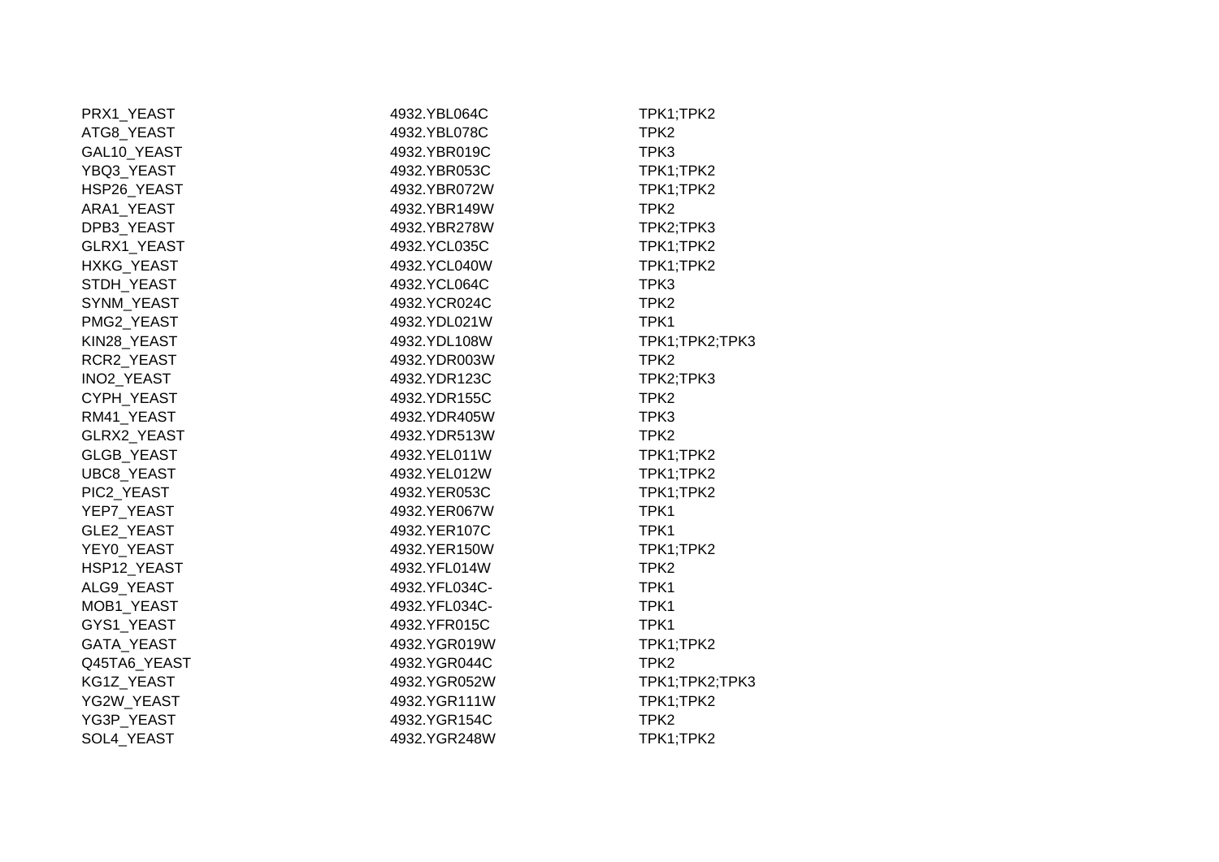| | | |
|---|---|---|
| PRX1_YEAST | 4932.YBL064C | TPK1;TPK2 |
| ATG8_YEAST | 4932.YBL078C | TPK2 |
| GAL10_YEAST | 4932.YBR019C | TPK3 |
| YBQ3_YEAST | 4932.YBR053C | TPK1;TPK2 |
| HSP26_YEAST | 4932.YBR072W | TPK1;TPK2 |
| ARA1_YEAST | 4932.YBR149W | TPK2 |
| DPB3_YEAST | 4932.YBR278W | TPK2;TPK3 |
| GLRX1_YEAST | 4932.YCL035C | TPK1;TPK2 |
| HXKG_YEAST | 4932.YCL040W | TPK1;TPK2 |
| STDH_YEAST | 4932.YCL064C | TPK3 |
| SYNM_YEAST | 4932.YCR024C | TPK2 |
| PMG2_YEAST | 4932.YDL021W | TPK1 |
| KIN28_YEAST | 4932.YDL108W | TPK1;TPK2;TPK3 |
| RCR2_YEAST | 4932.YDR003W | TPK2 |
| INO2_YEAST | 4932.YDR123C | TPK2;TPK3 |
| CYPH_YEAST | 4932.YDR155C | TPK2 |
| RM41_YEAST | 4932.YDR405W | TPK3 |
| GLRX2_YEAST | 4932.YDR513W | TPK2 |
| GLGB_YEAST | 4932.YEL011W | TPK1;TPK2 |
| UBC8_YEAST | 4932.YEL012W | TPK1;TPK2 |
| PIC2_YEAST | 4932.YER053C | TPK1;TPK2 |
| YEP7_YEAST | 4932.YER067W | TPK1 |
| GLE2_YEAST | 4932.YER107C | TPK1 |
| YEY0_YEAST | 4932.YER150W | TPK1;TPK2 |
| HSP12_YEAST | 4932.YFL014W | TPK2 |
| ALG9_YEAST | 4932.YFL034C- | TPK1 |
| MOB1_YEAST | 4932.YFL034C- | TPK1 |
| GYS1_YEAST | 4932.YFR015C | TPK1 |
| GATA_YEAST | 4932.YGR019W | TPK1;TPK2 |
| Q45TA6_YEAST | 4932.YGR044C | TPK2 |
| KG1Z_YEAST | 4932.YGR052W | TPK1;TPK2;TPK3 |
| YG2W_YEAST | 4932.YGR111W | TPK1;TPK2 |
| YG3P_YEAST | 4932.YGR154C | TPK2 |
| SOL4_YEAST | 4932.YGR248W | TPK1;TPK2 |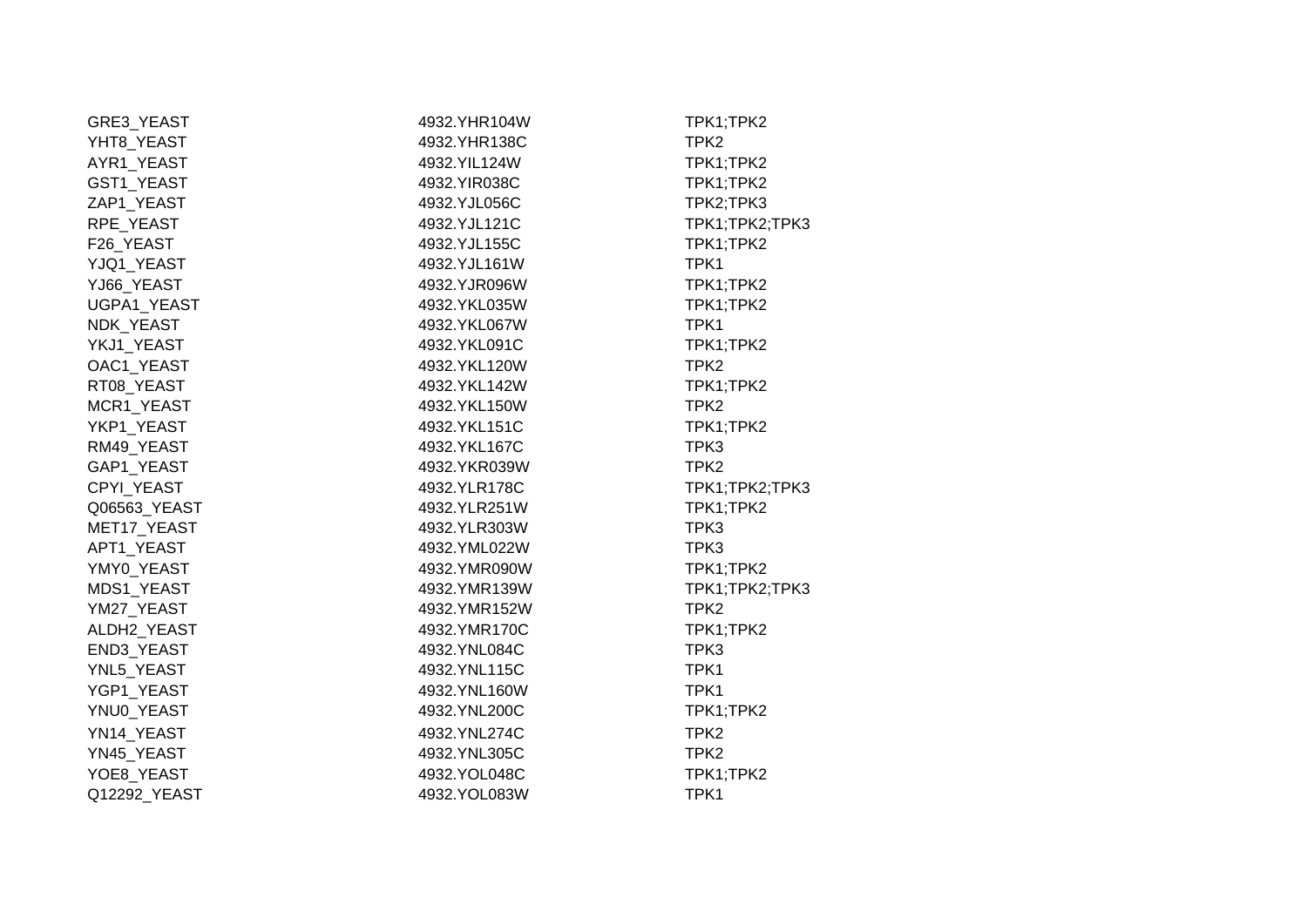| | | |
|---|---|---|
| GRE3_YEAST | 4932.YHR104W | TPK1;TPK2 |
| YHT8_YEAST | 4932.YHR138C | TPK2 |
| AYR1_YEAST | 4932.YIL124W | TPK1;TPK2 |
| GST1_YEAST | 4932.YIR038C | TPK1;TPK2 |
| ZAP1_YEAST | 4932.YJL056C | TPK2;TPK3 |
| RPE_YEAST | 4932.YJL121C | TPK1;TPK2;TPK3 |
| F26_YEAST | 4932.YJL155C | TPK1;TPK2 |
| YJQ1_YEAST | 4932.YJL161W | TPK1 |
| YJ66_YEAST | 4932.YJR096W | TPK1;TPK2 |
| UGPA1_YEAST | 4932.YKL035W | TPK1;TPK2 |
| NDK_YEAST | 4932.YKL067W | TPK1 |
| YKJ1_YEAST | 4932.YKL091C | TPK1;TPK2 |
| OAC1_YEAST | 4932.YKL120W | TPK2 |
| RT08_YEAST | 4932.YKL142W | TPK1;TPK2 |
| MCR1_YEAST | 4932.YKL150W | TPK2 |
| YKP1_YEAST | 4932.YKL151C | TPK1;TPK2 |
| RM49_YEAST | 4932.YKL167C | TPK3 |
| GAP1_YEAST | 4932.YKR039W | TPK2 |
| CPYI_YEAST | 4932.YLR178C | TPK1;TPK2;TPK3 |
| Q06563_YEAST | 4932.YLR251W | TPK1;TPK2 |
| MET17_YEAST | 4932.YLR303W | TPK3 |
| APT1_YEAST | 4932.YML022W | TPK3 |
| YMY0_YEAST | 4932.YMR090W | TPK1;TPK2 |
| MDS1_YEAST | 4932.YMR139W | TPK1;TPK2;TPK3 |
| YM27_YEAST | 4932.YMR152W | TPK2 |
| ALDH2_YEAST | 4932.YMR170C | TPK1;TPK2 |
| END3_YEAST | 4932.YNL084C | TPK3 |
| YNL5_YEAST | 4932.YNL115C | TPK1 |
| YGP1_YEAST | 4932.YNL160W | TPK1 |
| YNU0_YEAST | 4932.YNL200C | TPK1;TPK2 |
| YN14_YEAST | 4932.YNL274C | TPK2 |
| YN45_YEAST | 4932.YNL305C | TPK2 |
| YOE8_YEAST | 4932.YOL048C | TPK1;TPK2 |
| Q12292_YEAST | 4932.YOL083W | TPK1 |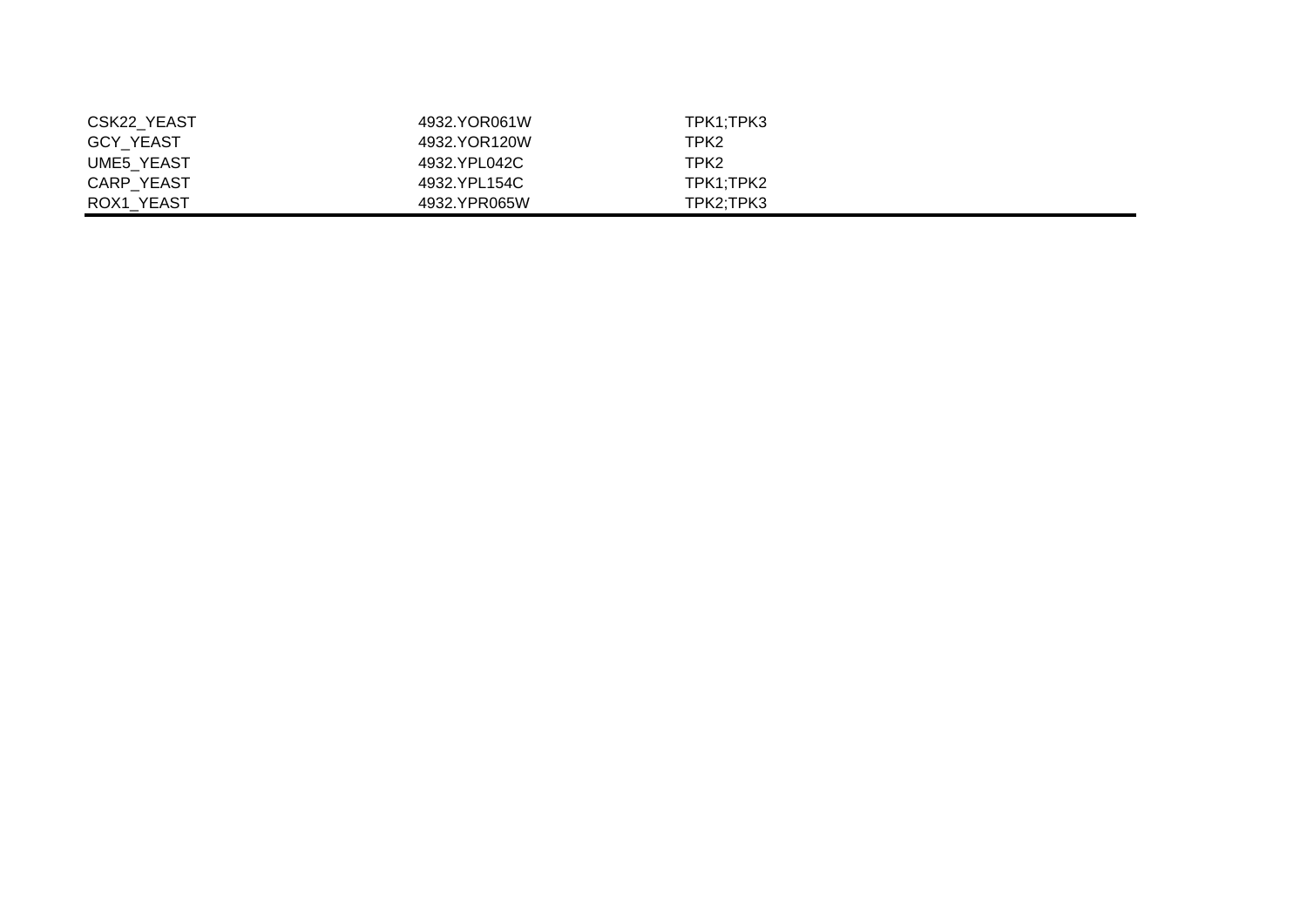| | | |
|---|---|---|
| CSK22_YEAST | 4932.YOR061W | TPK1;TPK3 |
| GCY_YEAST | 4932.YOR120W | TPK2 |
| UME5_YEAST | 4932.YPL042C | TPK2 |
| CARP_YEAST | 4932.YPL154C | TPK1;TPK2 |
| ROX1_YEAST | 4932.YPR065W | TPK2;TPK3 |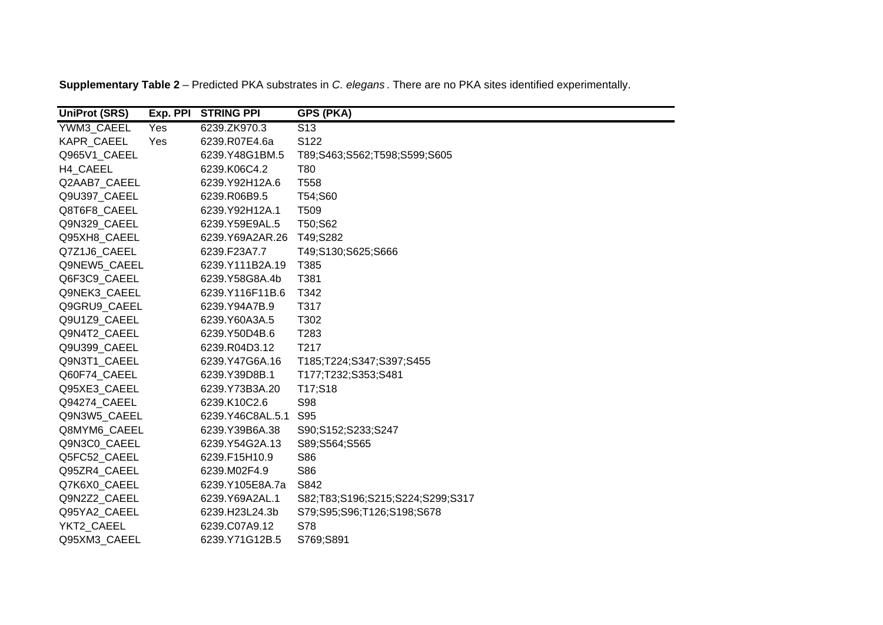**Supplementary Table 2** – Predicted PKA substrates in *C. elegans*. There are no PKA sites identified experimentally.

| UniProt (SRS) | Exp. PPI | STRING PPI | GPS (PKA) |
|---|---|---|---|
| YWM3_CAEEL | Yes | 6239.ZK970.3 | S13 |
| KAPR_CAEEL | Yes | 6239.R07E4.6a | S122 |
| Q965V1_CAEEL | | 6239.Y48G1BM.5 | T89;S463;S562;T598;S599;S605 |
| H4_CAEEL | | 6239.K06C4.2 | T80 |
| Q2AAB7_CAEEL | | 6239.Y92H12A.6 | T558 |
| Q9U397_CAEEL | | 6239.R06B9.5 | T54;S60 |
| Q8T6F8_CAEEL | | 6239.Y92H12A.1 | T509 |
| Q9N329_CAEEL | | 6239.Y59E9AL.5 | T50;S62 |
| Q95XH8_CAEEL | | 6239.Y69A2AR.26 | T49;S282 |
| Q7Z1J6_CAEEL | | 6239.F23A7.7 | T49;S130;S625;S666 |
| Q9NEW5_CAEEL | | 6239.Y111B2A.19 | T385 |
| Q6F3C9_CAEEL | | 6239.Y58G8A.4b | T381 |
| Q9NEK3_CAEEL | | 6239.Y116F11B.6 | T342 |
| Q9GRU9_CAEEL | | 6239.Y94A7B.9 | T317 |
| Q9U1Z9_CAEEL | | 6239.Y60A3A.5 | T302 |
| Q9N4T2_CAEEL | | 6239.Y50D4B.6 | T283 |
| Q9U399_CAEEL | | 6239.R04D3.12 | T217 |
| Q9N3T1_CAEEL | | 6239.Y47G6A.16 | T185;T224;S347;S397;S455 |
| Q60F74_CAEEL | | 6239.Y39D8B.1 | T177;T232;S353;S481 |
| Q95XE3_CAEEL | | 6239.Y73B3A.20 | T17;S18 |
| Q94274_CAEEL | | 6239.K10C2.6 | S98 |
| Q9N3W5_CAEEL | | 6239.Y46C8AL.5.1 | S95 |
| Q8MYM6_CAEEL | | 6239.Y39B6A.38 | S90;S152;S233;S247 |
| Q9N3C0_CAEEL | | 6239.Y54G2A.13 | S89;S564;S565 |
| Q5FC52_CAEEL | | 6239.F15H10.9 | S86 |
| Q95ZR4_CAEEL | | 6239.M02F4.9 | S86 |
| Q7K6X0_CAEEL | | 6239.Y105E8A.7a | S842 |
| Q9N2Z2_CAEEL | | 6239.Y69A2AL.1 | S82;T83;S196;S215;S224;S299;S317 |
| Q95YA2_CAEEL | | 6239.H23L24.3b | S79;S95;S96;T126;S198;S678 |
| YKT2_CAEEL | | 6239.C07A9.12 | S78 |
| Q95XM3_CAEEL | | 6239.Y71G12B.5 | S769;S891 |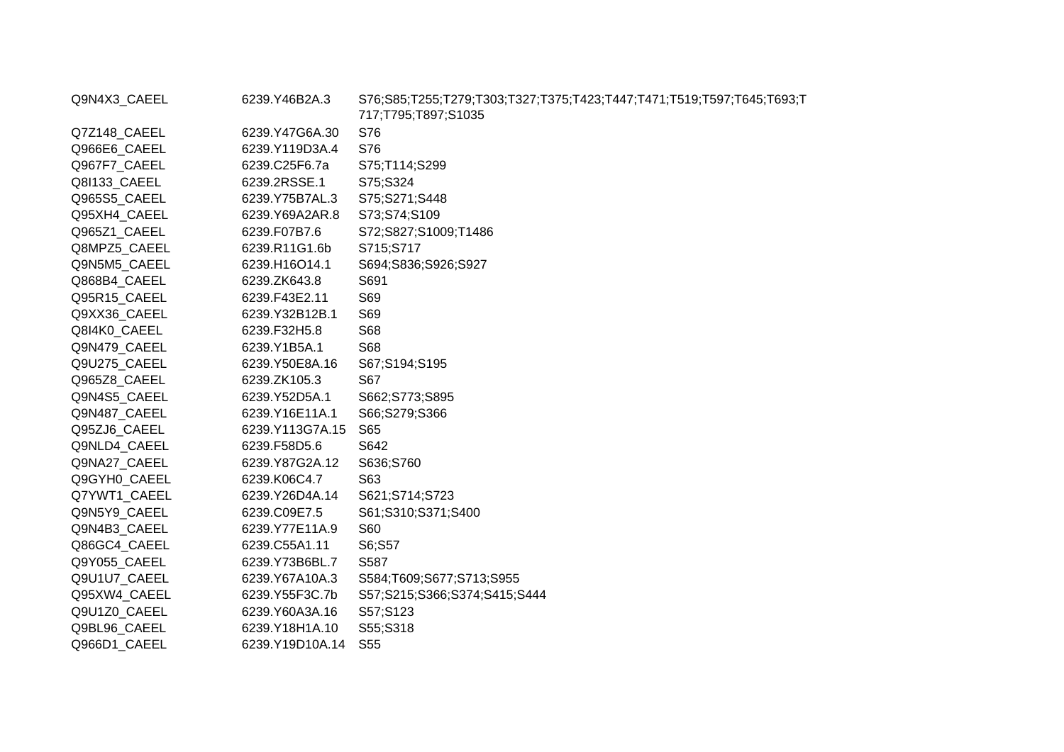| | | |
|---|---|---|
| Q9N4X3_CAEEL | 6239.Y46B2A.3 | S76;S85;T255;T279;T303;T327;T375;T423;T447;T471;T519;T597;T645;T693;T717;T795;T897;S1035 |
| Q7Z148_CAEEL | 6239.Y47G6A.30 | S76 |
| Q966E6_CAEEL | 6239.Y119D3A.4 | S76 |
| Q967F7_CAEEL | 6239.C25F6.7a | S75;T114;S299 |
| Q8I133_CAEEL | 6239.2RSSE.1 | S75;S324 |
| Q965S5_CAEEL | 6239.Y75B7AL.3 | S75;S271;S448 |
| Q95XH4_CAEEL | 6239.Y69A2AR.8 | S73;S74;S109 |
| Q965Z1_CAEEL | 6239.F07B7.6 | S72;S827;S1009;T1486 |
| Q8MPZ5_CAEEL | 6239.R11G1.6b | S715;S717 |
| Q9N5M5_CAEEL | 6239.H16O14.1 | S694;S836;S926;S927 |
| Q868B4_CAEEL | 6239.ZK643.8 | S691 |
| Q95R15_CAEEL | 6239.F43E2.11 | S69 |
| Q9XX36_CAEEL | 6239.Y32B12B.1 | S69 |
| Q8I4K0_CAEEL | 6239.F32H5.8 | S68 |
| Q9N479_CAEEL | 6239.Y1B5A.1 | S68 |
| Q9U275_CAEEL | 6239.Y50E8A.16 | S67;S194;S195 |
| Q965Z8_CAEEL | 6239.ZK105.3 | S67 |
| Q9N4S5_CAEEL | 6239.Y52D5A.1 | S662;S773;S895 |
| Q9N487_CAEEL | 6239.Y16E11A.1 | S66;S279;S366 |
| Q95ZJ6_CAEEL | 6239.Y113G7A.15 | S65 |
| Q9NLD4_CAEEL | 6239.F58D5.6 | S642 |
| Q9NA27_CAEEL | 6239.Y87G2A.12 | S636;S760 |
| Q9GYH0_CAEEL | 6239.K06C4.7 | S63 |
| Q7YWT1_CAEEL | 6239.Y26D4A.14 | S621;S714;S723 |
| Q9N5Y9_CAEEL | 6239.C09E7.5 | S61;S310;S371;S400 |
| Q9N4B3_CAEEL | 6239.Y77E11A.9 | S60 |
| Q86GC4_CAEEL | 6239.C55A1.11 | S6;S57 |
| Q9Y055_CAEEL | 6239.Y73B6BL.7 | S587 |
| Q9U1U7_CAEEL | 6239.Y67A10A.3 | S584;T609;S677;S713;S955 |
| Q95XW4_CAEEL | 6239.Y55F3C.7b | S57;S215;S366;S374;S415;S444 |
| Q9U1Z0_CAEEL | 6239.Y60A3A.16 | S57;S123 |
| Q9BL96_CAEEL | 6239.Y18H1A.10 | S55;S318 |
| Q966D1_CAEEL | 6239.Y19D10A.14 | S55 |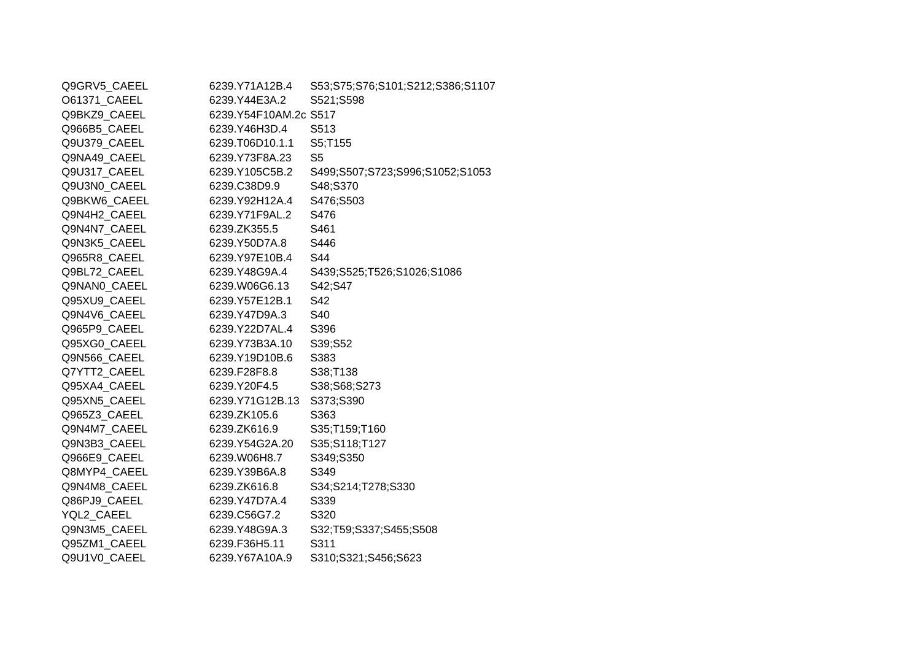| | | |
|---|---|---|
| Q9GRV5_CAEEL | 6239.Y71A12B.4 | S53;S75;S76;S101;S212;S386;S1107 |
| O61371_CAEEL | 6239.Y44E3A.2 | S521;S598 |
| Q9BKZ9_CAEEL | 6239.Y54F10AM.2c | S517 |
| Q966B5_CAEEL | 6239.Y46H3D.4 | S513 |
| Q9U379_CAEEL | 6239.T06D10.1.1 | S5;T155 |
| Q9NA49_CAEEL | 6239.Y73F8A.23 | S5 |
| Q9U317_CAEEL | 6239.Y105C5B.2 | S499;S507;S723;S996;S1052;S1053 |
| Q9U3N0_CAEEL | 6239.C38D9.9 | S48;S370 |
| Q9BKW6_CAEEL | 6239.Y92H12A.4 | S476;S503 |
| Q9N4H2_CAEEL | 6239.Y71F9AL.2 | S476 |
| Q9N4N7_CAEEL | 6239.ZK355.5 | S461 |
| Q9N3K5_CAEEL | 6239.Y50D7A.8 | S446 |
| Q965R8_CAEEL | 6239.Y97E10B.4 | S44 |
| Q9BL72_CAEEL | 6239.Y48G9A.4 | S439;S525;T526;S1026;S1086 |
| Q9NAN0_CAEEL | 6239.W06G6.13 | S42;S47 |
| Q95XU9_CAEEL | 6239.Y57E12B.1 | S42 |
| Q9N4V6_CAEEL | 6239.Y47D9A.3 | S40 |
| Q965P9_CAEEL | 6239.Y22D7AL.4 | S396 |
| Q95XG0_CAEEL | 6239.Y73B3A.10 | S39;S52 |
| Q9N566_CAEEL | 6239.Y19D10B.6 | S383 |
| Q7YTT2_CAEEL | 6239.F28F8.8 | S38;T138 |
| Q95XA4_CAEEL | 6239.Y20F4.5 | S38;S68;S273 |
| Q95XN5_CAEEL | 6239.Y71G12B.13 | S373;S390 |
| Q965Z3_CAEEL | 6239.ZK105.6 | S363 |
| Q9N4M7_CAEEL | 6239.ZK616.9 | S35;T159;T160 |
| Q9N3B3_CAEEL | 6239.Y54G2A.20 | S35;S118;T127 |
| Q966E9_CAEEL | 6239.W06H8.7 | S349;S350 |
| Q8MYP4_CAEEL | 6239.Y39B6A.8 | S349 |
| Q9N4M8_CAEEL | 6239.ZK616.8 | S34;S214;T278;S330 |
| Q86PJ9_CAEEL | 6239.Y47D7A.4 | S339 |
| YQL2_CAEEL | 6239.C56G7.2 | S320 |
| Q9N3M5_CAEEL | 6239.Y48G9A.3 | S32;T59;S337;S455;S508 |
| Q95ZM1_CAEEL | 6239.F36H5.11 | S311 |
| Q9U1V0_CAEEL | 6239.Y67A10A.9 | S310;S321;S456;S623 |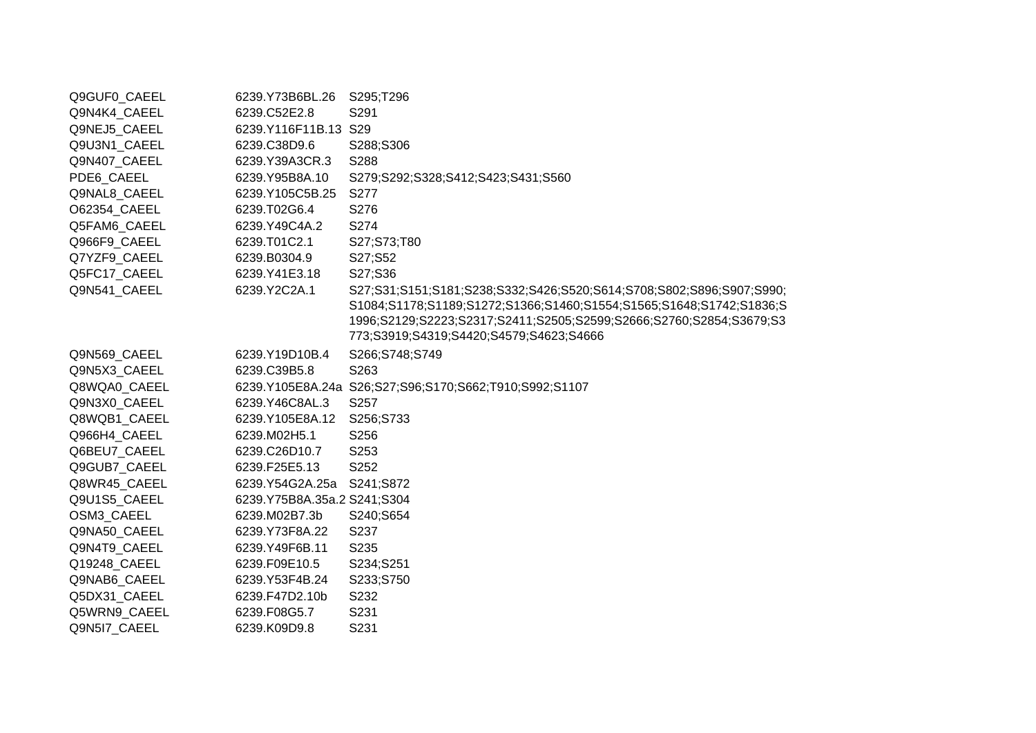| | | |
|---|---|---|
| Q9GUF0_CAEEL | 6239.Y73B6BL.26 | S295;T296 |
| Q9N4K4_CAEEL | 6239.C52E2.8 | S291 |
| Q9NEJ5_CAEEL | 6239.Y116F11B.13 | S29 |
| Q9U3N1_CAEEL | 6239.C38D9.6 | S288;S306 |
| Q9N407_CAEEL | 6239.Y39A3CR.3 | S288 |
| PDE6_CAEEL | 6239.Y95B8A.10 | S279;S292;S328;S412;S423;S431;S560 |
| Q9NAL8_CAEEL | 6239.Y105C5B.25 | S277 |
| O62354_CAEEL | 6239.T02G6.4 | S276 |
| Q5FAM6_CAEEL | 6239.Y49C4A.2 | S274 |
| Q966F9_CAEEL | 6239.T01C2.1 | S27;S73;T80 |
| Q7YZF9_CAEEL | 6239.B0304.9 | S27;S52 |
| Q5FC17_CAEEL | 6239.Y41E3.18 | S27;S36 |
| Q9N541_CAEEL | 6239.Y2C2A.1 | S27;S31;S151;S181;S238;S332;S426;S520;S614;S708;S802;S896;S907;S990;S1084;S1178;S1189;S1272;S1366;S1460;S1554;S1565;S1648;S1742;S1836;S1996;S2129;S2223;S2317;S2411;S2505;S2599;S2666;S2760;S2854;S3679;S3773;S3919;S4319;S4420;S4579;S4623;S4666 |
| Q9N569_CAEEL | 6239.Y19D10B.4 | S266;S748;S749 |
| Q9N5X3_CAEEL | 6239.C39B5.8 | S263 |
| Q8WQA0_CAEEL | 6239.Y105E8A.24a | S26;S27;S96;S170;S662;T910;S992;S1107 |
| Q9N3X0_CAEEL | 6239.Y46C8AL.3 | S257 |
| Q8WQB1_CAEEL | 6239.Y105E8A.12 | S256;S733 |
| Q966H4_CAEEL | 6239.M02H5.1 | S256 |
| Q6BEU7_CAEEL | 6239.C26D10.7 | S253 |
| Q9GUB7_CAEEL | 6239.F25E5.13 | S252 |
| Q8WR45_CAEEL | 6239.Y54G2A.25a | S241;S872 |
| Q9U1S5_CAEEL | 6239.Y75B8A.35a.2 | S241;S304 |
| OSM3_CAEEL | 6239.M02B7.3b | S240;S654 |
| Q9NA50_CAEEL | 6239.Y73F8A.22 | S237 |
| Q9N4T9_CAEEL | 6239.Y49F6B.11 | S235 |
| Q19248_CAEEL | 6239.F09E10.5 | S234;S251 |
| Q9NAB6_CAEEL | 6239.Y53F4B.24 | S233;S750 |
| Q5DX31_CAEEL | 6239.F47D2.10b | S232 |
| Q5WRN9_CAEEL | 6239.F08G5.7 | S231 |
| Q9N5I7_CAEEL | 6239.K09D9.8 | S231 |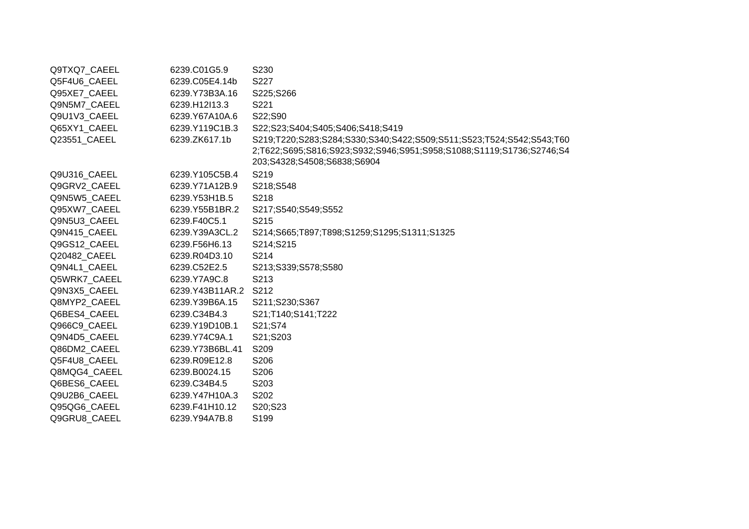| | | |
|---|---|---|
| Q9TXQ7_CAEEL | 6239.C01G5.9 | S230 |
| Q5F4U6_CAEEL | 6239.C05E4.14b | S227 |
| Q95XE7_CAEEL | 6239.Y73B3A.16 | S225;S266 |
| Q9N5M7_CAEEL | 6239.H12I13.3 | S221 |
| Q9U1V3_CAEEL | 6239.Y67A10A.6 | S22;S90 |
| Q65XY1_CAEEL | 6239.Y119C1B.3 | S22;S23;S404;S405;S406;S418;S419 |
| Q23551_CAEEL | 6239.ZK617.1b | S219;T220;S283;S284;S330;S340;S422;S509;S511;S523;T524;S542;S543;T602;T622;S695;S816;S923;S932;S946;S951;S958;S1088;S1119;S1736;S2746;S4203;S4328;S4508;S6838;S6904 |
| Q9U316_CAEEL | 6239.Y105C5B.4 | S219 |
| Q9GRV2_CAEEL | 6239.Y71A12B.9 | S218;S548 |
| Q9N5W5_CAEEL | 6239.Y53H1B.5 | S218 |
| Q95XW7_CAEEL | 6239.Y55B1BR.2 | S217;S540;S549;S552 |
| Q9N5U3_CAEEL | 6239.F40C5.1 | S215 |
| Q9N415_CAEEL | 6239.Y39A3CL.2 | S214;S665;T897;T898;S1259;S1295;S1311;S1325 |
| Q9GS12_CAEEL | 6239.F56H6.13 | S214;S215 |
| Q20482_CAEEL | 6239.R04D3.10 | S214 |
| Q9N4L1_CAEEL | 6239.C52E2.5 | S213;S339;S578;S580 |
| Q5WRK7_CAEEL | 6239.Y7A9C.8 | S213 |
| Q9N3X5_CAEEL | 6239.Y43B11AR.2 | S212 |
| Q8MYP2_CAEEL | 6239.Y39B6A.15 | S211;S230;S367 |
| Q6BES4_CAEEL | 6239.C34B4.3 | S21;T140;S141;T222 |
| Q966C9_CAEEL | 6239.Y19D10B.1 | S21;S74 |
| Q9N4D5_CAEEL | 6239.Y74C9A.1 | S21;S203 |
| Q86DM2_CAEEL | 6239.Y73B6BL.41 | S209 |
| Q5F4U8_CAEEL | 6239.R09E12.8 | S206 |
| Q8MQG4_CAEEL | 6239.B0024.15 | S206 |
| Q6BES6_CAEEL | 6239.C34B4.5 | S203 |
| Q9U2B6_CAEEL | 6239.Y47H10A.3 | S202 |
| Q95QG6_CAEEL | 6239.F41H10.12 | S20;S23 |
| Q9GRU8_CAEEL | 6239.Y94A7B.8 | S199 |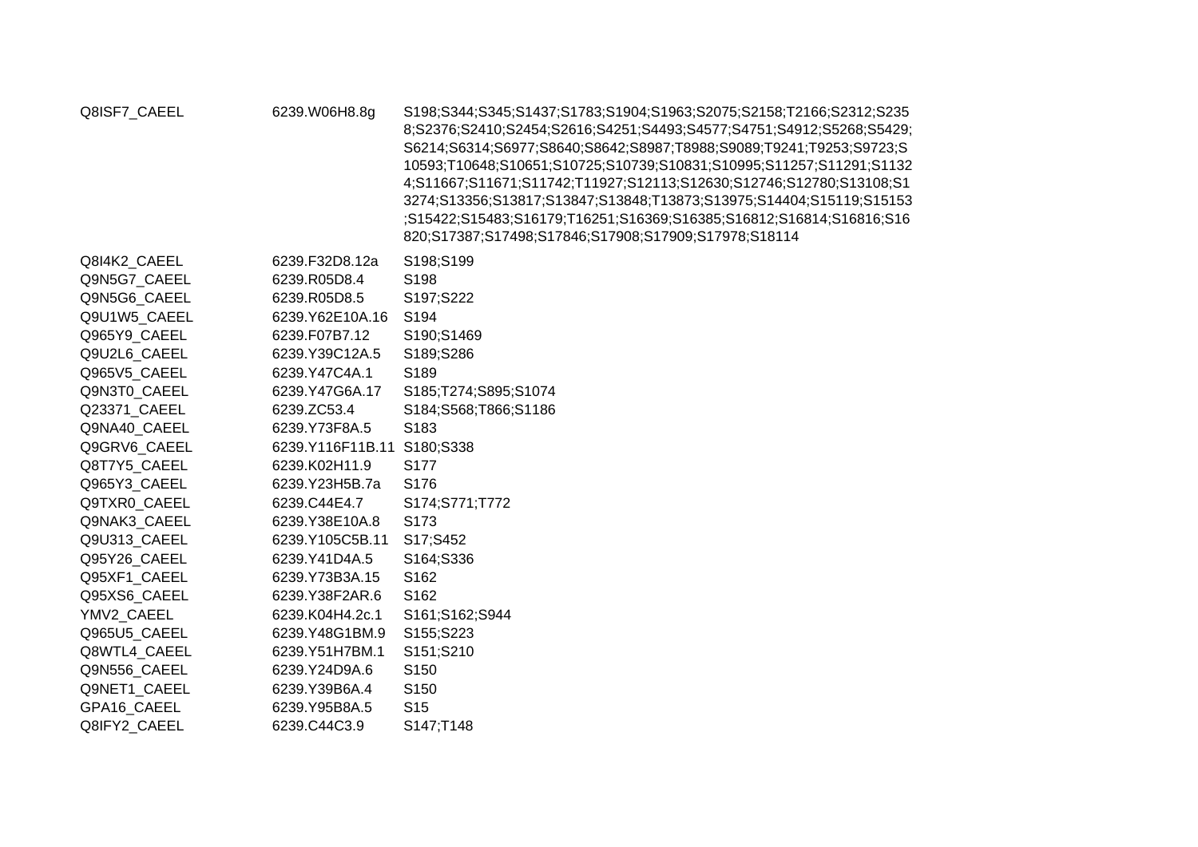| | | |
|---|---|---|
| Q8ISF7_CAEEL | 6239.W06H8.8g | S198;S344;S345;S1437;S1783;S1904;S1963;S2075;S2158;T2166;S2312;S2358;S2376;S2410;S2454;S2616;S4251;S4493;S4577;S4751;S4912;S5268;S5429;S6214;S6314;S6977;S8640;S8642;S8987;T8988;S9089;T9241;T9253;S9723;S10593;T10648;S10651;S10725;S10739;S10831;S10995;S11257;S11291;S11324;S11667;S11671;S11742;T11927;S12113;S12630;S12746;S12780;S13108;S13274;S13356;S13817;S13847;S13848;T13873;S13975;S14404;S15119;S15153;S15422;S15483;S16179;T16251;S16369;S16385;S16812;S16814;S16816;S16820;S17387;S17498;S17846;S17908;S17909;S17978;S18114 |
| Q8I4K2_CAEEL | 6239.F32D8.12a | S198;S199 |
| Q9N5G7_CAEEL | 6239.R05D8.4 | S198 |
| Q9N5G6_CAEEL | 6239.R05D8.5 | S197;S222 |
| Q9U1W5_CAEEL | 6239.Y62E10A.16 | S194 |
| Q965Y9_CAEEL | 6239.F07B7.12 | S190;S1469 |
| Q9U2L6_CAEEL | 6239.Y39C12A.5 | S189;S286 |
| Q965V5_CAEEL | 6239.Y47C4A.1 | S189 |
| Q9N3T0_CAEEL | 6239.Y47G6A.17 | S185;T274;S895;S1074 |
| Q23371_CAEEL | 6239.ZC53.4 | S184;S568;T866;S1186 |
| Q9NA40_CAEEL | 6239.Y73F8A.5 | S183 |
| Q9GRV6_CAEEL | 6239.Y116F11B.11 | S180;S338 |
| Q8T7Y5_CAEEL | 6239.K02H11.9 | S177 |
| Q965Y3_CAEEL | 6239.Y23H5B.7a | S176 |
| Q9TXR0_CAEEL | 6239.C44E4.7 | S174;S771;T772 |
| Q9NAK3_CAEEL | 6239.Y38E10A.8 | S173 |
| Q9U313_CAEEL | 6239.Y105C5B.11 | S17;S452 |
| Q95Y26_CAEEL | 6239.Y41D4A.5 | S164;S336 |
| Q95XF1_CAEEL | 6239.Y73B3A.15 | S162 |
| Q95XS6_CAEEL | 6239.Y38F2AR.6 | S162 |
| YMV2_CAEEL | 6239.K04H4.2c.1 | S161;S162;S944 |
| Q965U5_CAEEL | 6239.Y48G1BM.9 | S155;S223 |
| Q8WTL4_CAEEL | 6239.Y51H7BM.1 | S151;S210 |
| Q9N556_CAEEL | 6239.Y24D9A.6 | S150 |
| Q9NET1_CAEEL | 6239.Y39B6A.4 | S150 |
| GPA16_CAEEL | 6239.Y95B8A.5 | S15 |
| Q8IFY2_CAEEL | 6239.C44C3.9 | S147;T148 |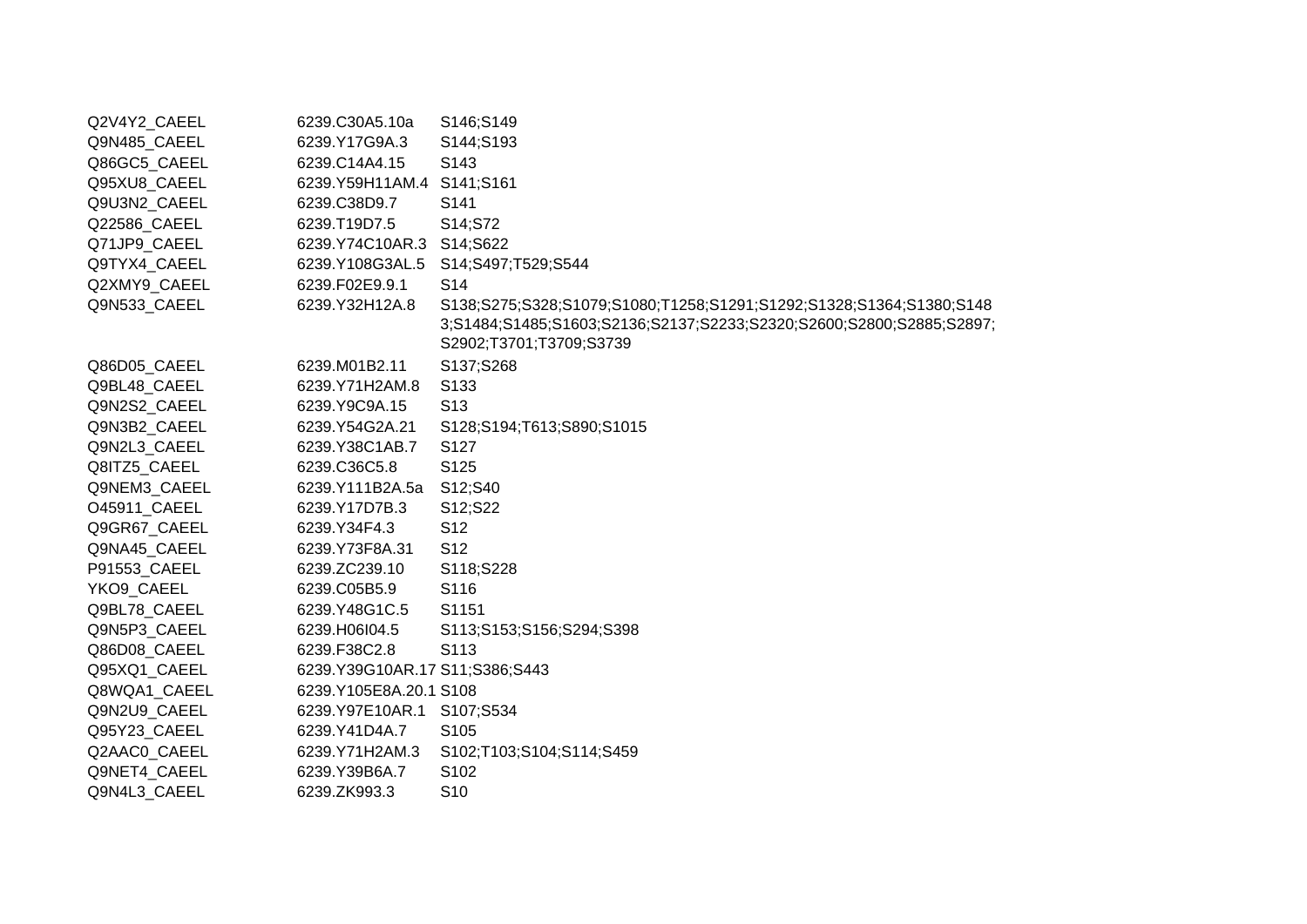| | | |
|---|---|---|
| Q2V4Y2_CAEEL | 6239.C30A5.10a | S146;S149 |
| Q9N485_CAEEL | 6239.Y17G9A.3 | S144;S193 |
| Q86GC5_CAEEL | 6239.C14A4.15 | S143 |
| Q95XU8_CAEEL | 6239.Y59H11AM.4 | S141;S161 |
| Q9U3N2_CAEEL | 6239.C38D9.7 | S141 |
| Q22586_CAEEL | 6239.T19D7.5 | S14;S72 |
| Q71JP9_CAEEL | 6239.Y74C10AR.3 | S14;S622 |
| Q9TYX4_CAEEL | 6239.Y108G3AL.5 | S14;S497;T529;S544 |
| Q2XMY9_CAEEL | 6239.F02E9.9.1 | S14 |
| Q9N533_CAEEL | 6239.Y32H12A.8 | S138;S275;S328;S1079;S1080;T1258;S1291;S1292;S1328;S1364;S1380;S1483;S1484;S1485;S1603;S2136;S2137;S2233;S2320;S2600;S2800;S2885;S2897;S2902;T3701;T3709;S3739 |
| Q86D05_CAEEL | 6239.M01B2.11 | S137;S268 |
| Q9BL48_CAEEL | 6239.Y71H2AM.8 | S133 |
| Q9N2S2_CAEEL | 6239.Y9C9A.15 | S13 |
| Q9N3B2_CAEEL | 6239.Y54G2A.21 | S128;S194;T613;S890;S1015 |
| Q9N2L3_CAEEL | 6239.Y38C1AB.7 | S127 |
| Q8ITZ5_CAEEL | 6239.C36C5.8 | S125 |
| Q9NEM3_CAEEL | 6239.Y111B2A.5a | S12;S40 |
| O45911_CAEEL | 6239.Y17D7B.3 | S12;S22 |
| Q9GR67_CAEEL | 6239.Y34F4.3 | S12 |
| Q9NA45_CAEEL | 6239.Y73F8A.31 | S12 |
| P91553_CAEEL | 6239.ZC239.10 | S118;S228 |
| YKO9_CAEEL | 6239.C05B5.9 | S116 |
| Q9BL78_CAEEL | 6239.Y48G1C.5 | S1151 |
| Q9N5P3_CAEEL | 6239.H06I04.5 | S113;S153;S156;S294;S398 |
| Q86D08_CAEEL | 6239.F38C2.8 | S113 |
| Q95XQ1_CAEEL | 6239.Y39G10AR.17 | S11;S386;S443 |
| Q8WQA1_CAEEL | 6239.Y105E8A.20.1 | S108 |
| Q9N2U9_CAEEL | 6239.Y97E10AR.1 | S107;S534 |
| Q95Y23_CAEEL | 6239.Y41D4A.7 | S105 |
| Q2AAC0_CAEEL | 6239.Y71H2AM.3 | S102;T103;S104;S114;S459 |
| Q9NET4_CAEEL | 6239.Y39B6A.7 | S102 |
| Q9N4L3_CAEEL | 6239.ZK993.3 | S10 |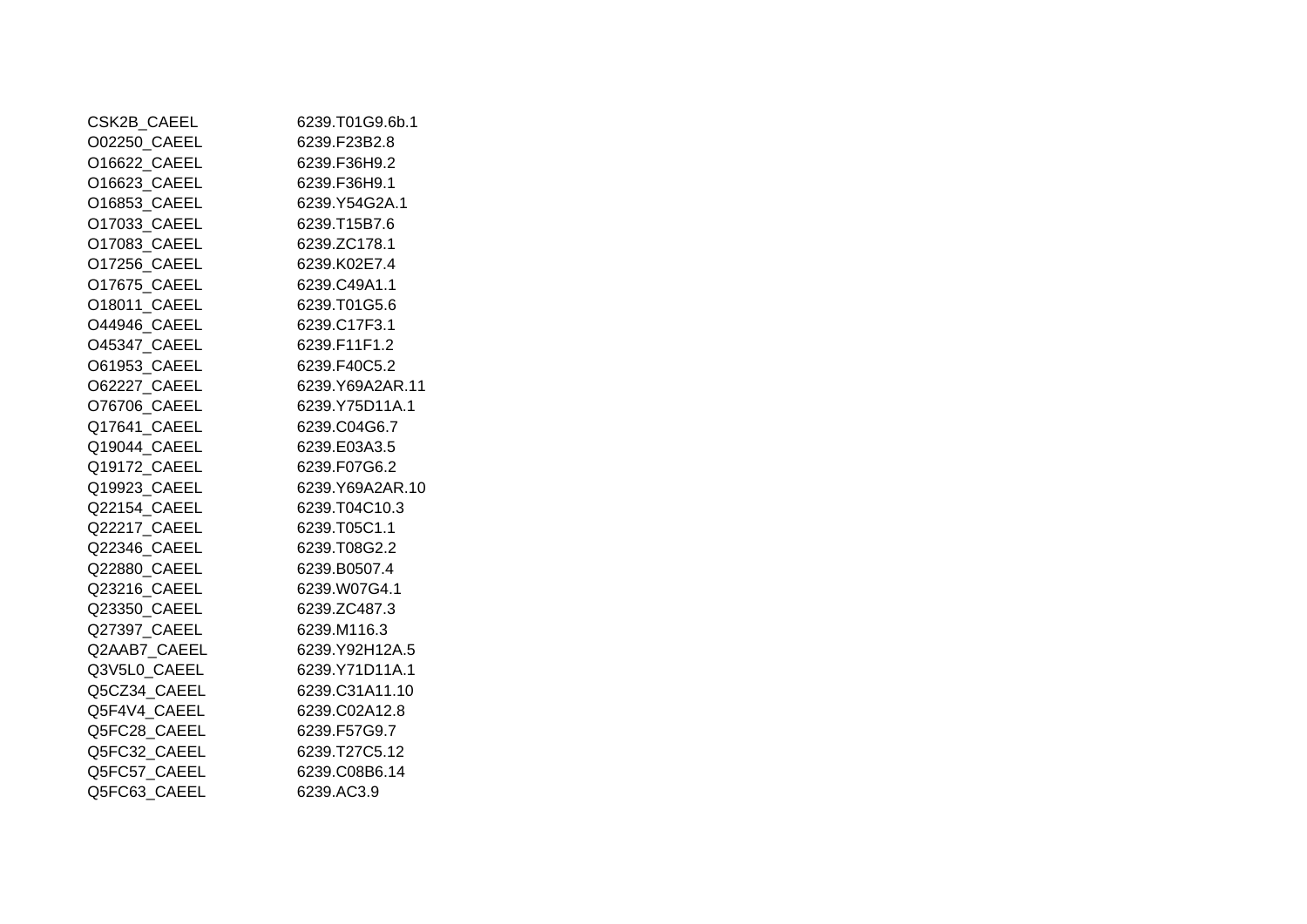| | |
|---|---|
| CSK2B_CAEEL | 6239.T01G9.6b.1 |
| O02250_CAEEL | 6239.F23B2.8 |
| O16622_CAEEL | 6239.F36H9.2 |
| O16623_CAEEL | 6239.F36H9.1 |
| O16853_CAEEL | 6239.Y54G2A.1 |
| O17033_CAEEL | 6239.T15B7.6 |
| O17083_CAEEL | 6239.ZC178.1 |
| O17256_CAEEL | 6239.K02E7.4 |
| O17675_CAEEL | 6239.C49A1.1 |
| O18011_CAEEL | 6239.T01G5.6 |
| O44946_CAEEL | 6239.C17F3.1 |
| O45347_CAEEL | 6239.F11F1.2 |
| O61953_CAEEL | 6239.F40C5.2 |
| O62227_CAEEL | 6239.Y69A2AR.11 |
| O76706_CAEEL | 6239.Y75D11A.1 |
| Q17641_CAEEL | 6239.C04G6.7 |
| Q19044_CAEEL | 6239.E03A3.5 |
| Q19172_CAEEL | 6239.F07G6.2 |
| Q19923_CAEEL | 6239.Y69A2AR.10 |
| Q22154_CAEEL | 6239.T04C10.3 |
| Q22217_CAEEL | 6239.T05C1.1 |
| Q22346_CAEEL | 6239.T08G2.2 |
| Q22880_CAEEL | 6239.B0507.4 |
| Q23216_CAEEL | 6239.W07G4.1 |
| Q23350_CAEEL | 6239.ZC487.3 |
| Q27397_CAEEL | 6239.M116.3 |
| Q2AAB7_CAEEL | 6239.Y92H12A.5 |
| Q3V5L0_CAEEL | 6239.Y71D11A.1 |
| Q5CZ34_CAEEL | 6239.C31A11.10 |
| Q5F4V4_CAEEL | 6239.C02A12.8 |
| Q5FC28_CAEEL | 6239.F57G9.7 |
| Q5FC32_CAEEL | 6239.T27C5.12 |
| Q5FC57_CAEEL | 6239.C08B6.14 |
| Q5FC63_CAEEL | 6239.AC3.9 |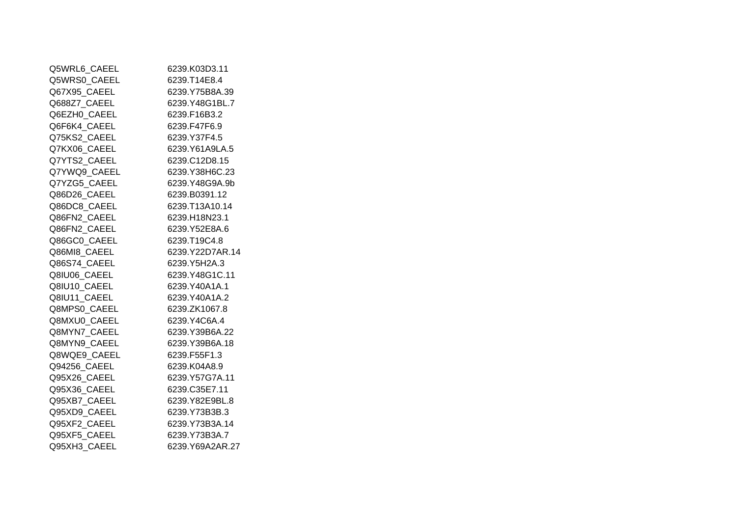| | |
|---|---|
| Q5WRL6_CAEEL | 6239.K03D3.11 |
| Q5WRS0_CAEEL | 6239.T14E8.4 |
| Q67X95_CAEEL | 6239.Y75B8A.39 |
| Q688Z7_CAEEL | 6239.Y48G1BL.7 |
| Q6EZH0_CAEEL | 6239.F16B3.2 |
| Q6F6K4_CAEEL | 6239.F47F6.9 |
| Q75KS2_CAEEL | 6239.Y37F4.5 |
| Q7KX06_CAEEL | 6239.Y61A9LA.5 |
| Q7YTS2_CAEEL | 6239.C12D8.15 |
| Q7YWQ9_CAEEL | 6239.Y38H6C.23 |
| Q7YZG5_CAEEL | 6239.Y48G9A.9b |
| Q86D26_CAEEL | 6239.B0391.12 |
| Q86DC8_CAEEL | 6239.T13A10.14 |
| Q86FN2_CAEEL | 6239.H18N23.1 |
| Q86FN2_CAEEL | 6239.Y52E8A.6 |
| Q86GC0_CAEEL | 6239.T19C4.8 |
| Q86MI8_CAEEL | 6239.Y22D7AR.14 |
| Q86S74_CAEEL | 6239.Y5H2A.3 |
| Q8IU06_CAEEL | 6239.Y48G1C.11 |
| Q8IU10_CAEEL | 6239.Y40A1A.1 |
| Q8IU11_CAEEL | 6239.Y40A1A.2 |
| Q8MPS0_CAEEL | 6239.ZK1067.8 |
| Q8MXU0_CAEEL | 6239.Y4C6A.4 |
| Q8MYN7_CAEEL | 6239.Y39B6A.22 |
| Q8MYN9_CAEEL | 6239.Y39B6A.18 |
| Q8WQE9_CAEEL | 6239.F55F1.3 |
| Q94256_CAEEL | 6239.K04A8.9 |
| Q95X26_CAEEL | 6239.Y57G7A.11 |
| Q95X36_CAEEL | 6239.C35E7.11 |
| Q95XB7_CAEEL | 6239.Y82E9BL.8 |
| Q95XD9_CAEEL | 6239.Y73B3B.3 |
| Q95XF2_CAEEL | 6239.Y73B3A.14 |
| Q95XF5_CAEEL | 6239.Y73B3A.7 |
| Q95XH3_CAEEL | 6239.Y69A2AR.27 |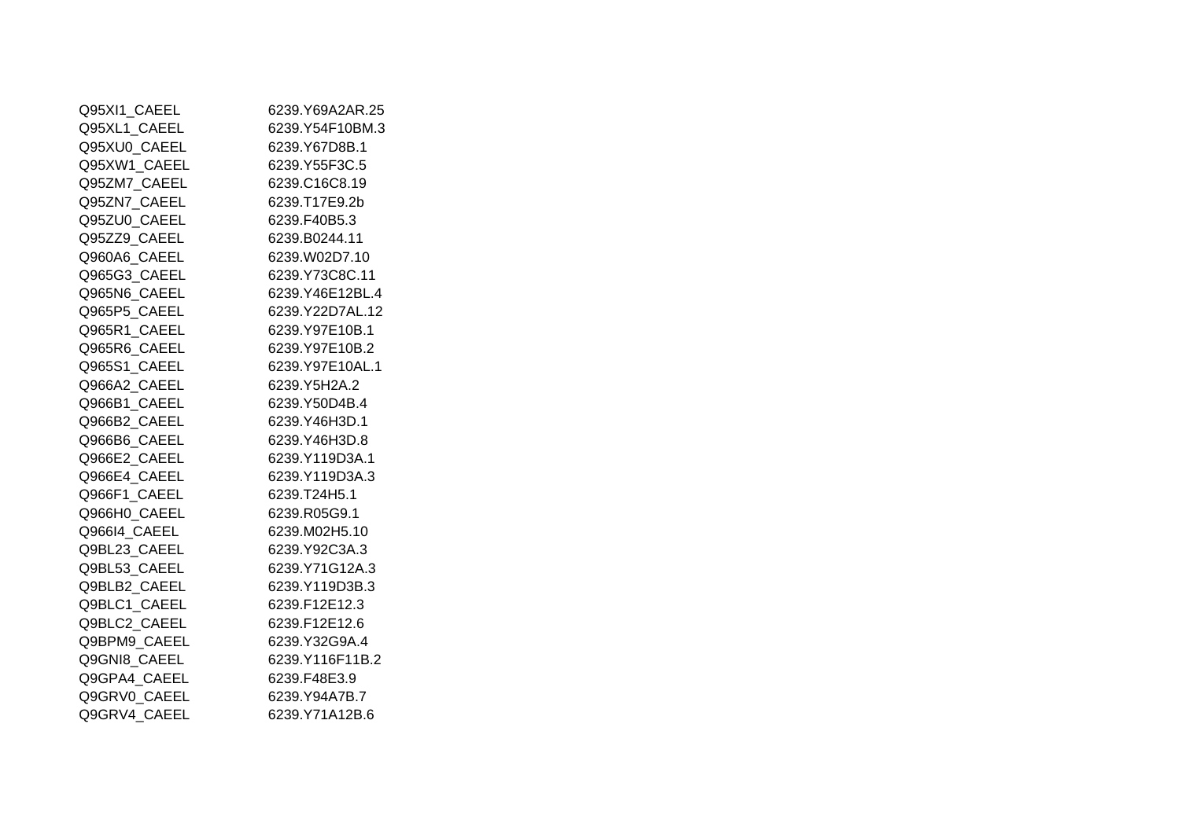| | |
|---|---|
| Q95XI1_CAEEL | 6239.Y69A2AR.25 |
| Q95XL1_CAEEL | 6239.Y54F10BM.3 |
| Q95XU0_CAEEL | 6239.Y67D8B.1 |
| Q95XW1_CAEEL | 6239.Y55F3C.5 |
| Q95ZM7_CAEEL | 6239.C16C8.19 |
| Q95ZN7_CAEEL | 6239.T17E9.2b |
| Q95ZU0_CAEEL | 6239.F40B5.3 |
| Q95ZZ9_CAEEL | 6239.B0244.11 |
| Q960A6_CAEEL | 6239.W02D7.10 |
| Q965G3_CAEEL | 6239.Y73C8C.11 |
| Q965N6_CAEEL | 6239.Y46E12BL.4 |
| Q965P5_CAEEL | 6239.Y22D7AL.12 |
| Q965R1_CAEEL | 6239.Y97E10B.1 |
| Q965R6_CAEEL | 6239.Y97E10B.2 |
| Q965S1_CAEEL | 6239.Y97E10AL.1 |
| Q966A2_CAEEL | 6239.Y5H2A.2 |
| Q966B1_CAEEL | 6239.Y50D4B.4 |
| Q966B2_CAEEL | 6239.Y46H3D.1 |
| Q966B6_CAEEL | 6239.Y46H3D.8 |
| Q966E2_CAEEL | 6239.Y119D3A.1 |
| Q966E4_CAEEL | 6239.Y119D3A.3 |
| Q966F1_CAEEL | 6239.T24H5.1 |
| Q966H0_CAEEL | 6239.R05G9.1 |
| Q966I4_CAEEL | 6239.M02H5.10 |
| Q9BL23_CAEEL | 6239.Y92C3A.3 |
| Q9BL53_CAEEL | 6239.Y71G12A.3 |
| Q9BLB2_CAEEL | 6239.Y119D3B.3 |
| Q9BLC1_CAEEL | 6239.F12E12.3 |
| Q9BLC2_CAEEL | 6239.F12E12.6 |
| Q9BPM9_CAEEL | 6239.Y32G9A.4 |
| Q9GNI8_CAEEL | 6239.Y116F11B.2 |
| Q9GPA4_CAEEL | 6239.F48E3.9 |
| Q9GRV0_CAEEL | 6239.Y94A7B.7 |
| Q9GRV4_CAEEL | 6239.Y71A12B.6 |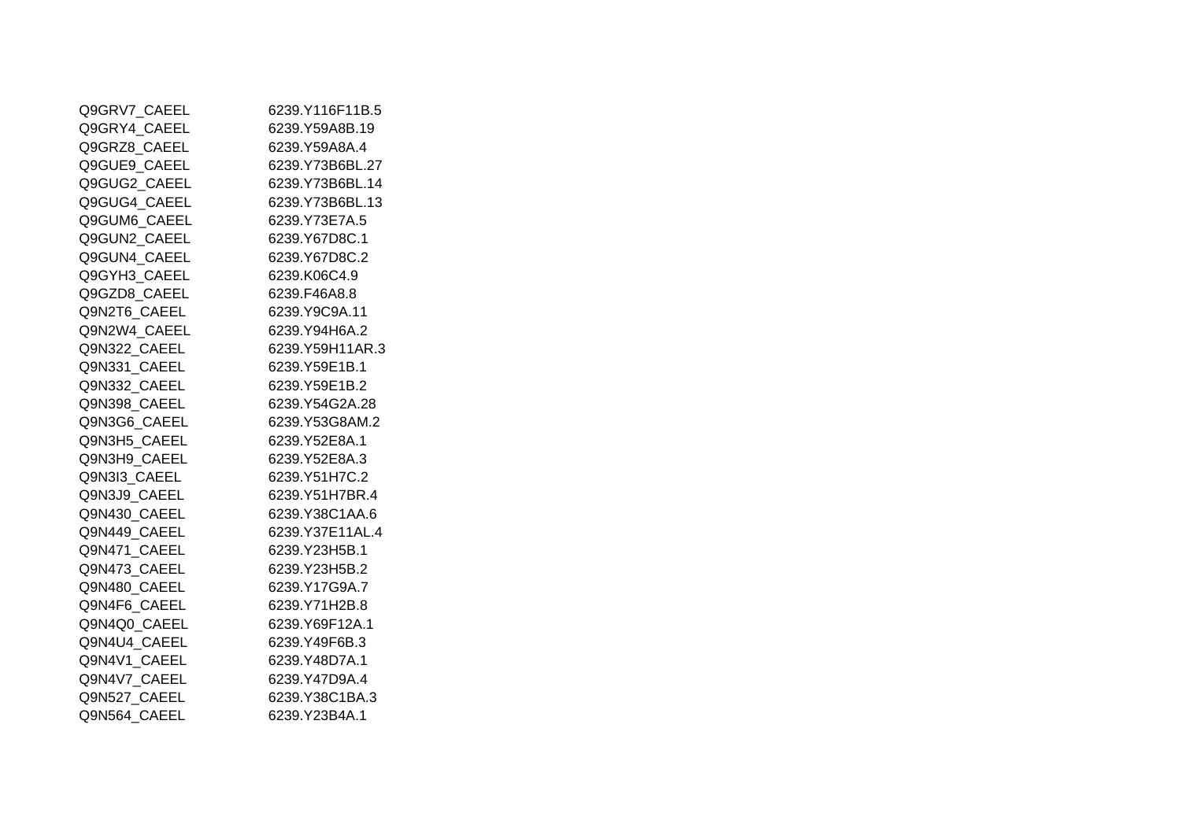| | |
|---|---|
| Q9GRV7_CAEEL | 6239.Y116F11B.5 |
| Q9GRY4_CAEEL | 6239.Y59A8B.19 |
| Q9GRZ8_CAEEL | 6239.Y59A8A.4 |
| Q9GUE9_CAEEL | 6239.Y73B6BL.27 |
| Q9GUG2_CAEEL | 6239.Y73B6BL.14 |
| Q9GUG4_CAEEL | 6239.Y73B6BL.13 |
| Q9GUM6_CAEEL | 6239.Y73E7A.5 |
| Q9GUN2_CAEEL | 6239.Y67D8C.1 |
| Q9GUN4_CAEEL | 6239.Y67D8C.2 |
| Q9GYH3_CAEEL | 6239.K06C4.9 |
| Q9GZD8_CAEEL | 6239.F46A8.8 |
| Q9N2T6_CAEEL | 6239.Y9C9A.11 |
| Q9N2W4_CAEEL | 6239.Y94H6A.2 |
| Q9N322_CAEEL | 6239.Y59H11AR.3 |
| Q9N331_CAEEL | 6239.Y59E1B.1 |
| Q9N332_CAEEL | 6239.Y59E1B.2 |
| Q9N398_CAEEL | 6239.Y54G2A.28 |
| Q9N3G6_CAEEL | 6239.Y53G8AM.2 |
| Q9N3H5_CAEEL | 6239.Y52E8A.1 |
| Q9N3H9_CAEEL | 6239.Y52E8A.3 |
| Q9N3I3_CAEEL | 6239.Y51H7C.2 |
| Q9N3J9_CAEEL | 6239.Y51H7BR.4 |
| Q9N430_CAEEL | 6239.Y38C1AA.6 |
| Q9N449_CAEEL | 6239.Y37E11AL.4 |
| Q9N471_CAEEL | 6239.Y23H5B.1 |
| Q9N473_CAEEL | 6239.Y23H5B.2 |
| Q9N480_CAEEL | 6239.Y17G9A.7 |
| Q9N4F6_CAEEL | 6239.Y71H2B.8 |
| Q9N4Q0_CAEEL | 6239.Y69F12A.1 |
| Q9N4U4_CAEEL | 6239.Y49F6B.3 |
| Q9N4V1_CAEEL | 6239.Y48D7A.1 |
| Q9N4V7_CAEEL | 6239.Y47D9A.4 |
| Q9N527_CAEEL | 6239.Y38C1BA.3 |
| Q9N564_CAEEL | 6239.Y23B4A.1 |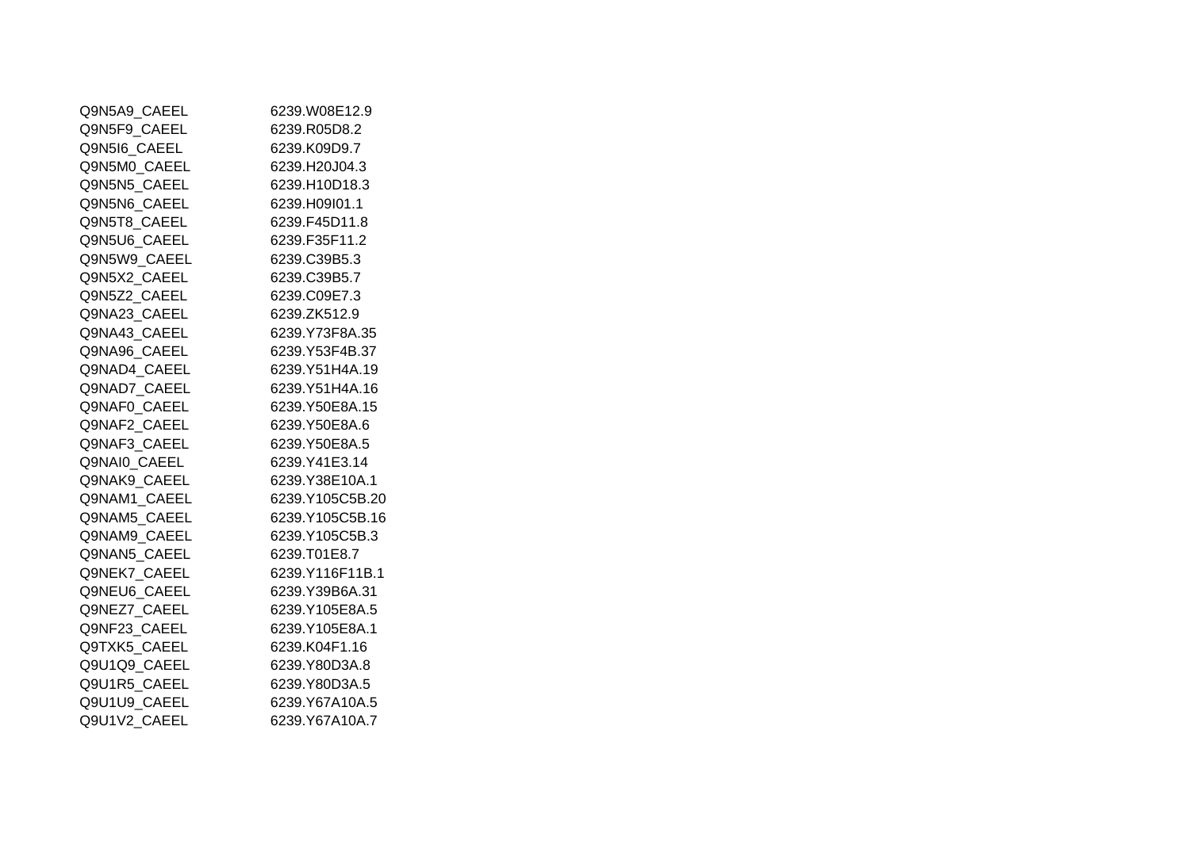| | |
|---|---|
| Q9N5A9_CAEEL | 6239.W08E12.9 |
| Q9N5F9_CAEEL | 6239.R05D8.2 |
| Q9N5I6_CAEEL | 6239.K09D9.7 |
| Q9N5M0_CAEEL | 6239.H20J04.3 |
| Q9N5N5_CAEEL | 6239.H10D18.3 |
| Q9N5N6_CAEEL | 6239.H09I01.1 |
| Q9N5T8_CAEEL | 6239.F45D11.8 |
| Q9N5U6_CAEEL | 6239.F35F11.2 |
| Q9N5W9_CAEEL | 6239.C39B5.3 |
| Q9N5X2_CAEEL | 6239.C39B5.7 |
| Q9N5Z2_CAEEL | 6239.C09E7.3 |
| Q9NA23_CAEEL | 6239.ZK512.9 |
| Q9NA43_CAEEL | 6239.Y73F8A.35 |
| Q9NA96_CAEEL | 6239.Y53F4B.37 |
| Q9NAD4_CAEEL | 6239.Y51H4A.19 |
| Q9NAD7_CAEEL | 6239.Y51H4A.16 |
| Q9NAF0_CAEEL | 6239.Y50E8A.15 |
| Q9NAF2_CAEEL | 6239.Y50E8A.6 |
| Q9NAF3_CAEEL | 6239.Y50E8A.5 |
| Q9NAI0_CAEEL | 6239.Y41E3.14 |
| Q9NAK9_CAEEL | 6239.Y38E10A.1 |
| Q9NAM1_CAEEL | 6239.Y105C5B.20 |
| Q9NAM5_CAEEL | 6239.Y105C5B.16 |
| Q9NAM9_CAEEL | 6239.Y105C5B.3 |
| Q9NAN5_CAEEL | 6239.T01E8.7 |
| Q9NEK7_CAEEL | 6239.Y116F11B.1 |
| Q9NEU6_CAEEL | 6239.Y39B6A.31 |
| Q9NEZ7_CAEEL | 6239.Y105E8A.5 |
| Q9NF23_CAEEL | 6239.Y105E8A.1 |
| Q9TXK5_CAEEL | 6239.K04F1.16 |
| Q9U1Q9_CAEEL | 6239.Y80D3A.8 |
| Q9U1R5_CAEEL | 6239.Y80D3A.5 |
| Q9U1U9_CAEEL | 6239.Y67A10A.5 |
| Q9U1V2_CAEEL | 6239.Y67A10A.7 |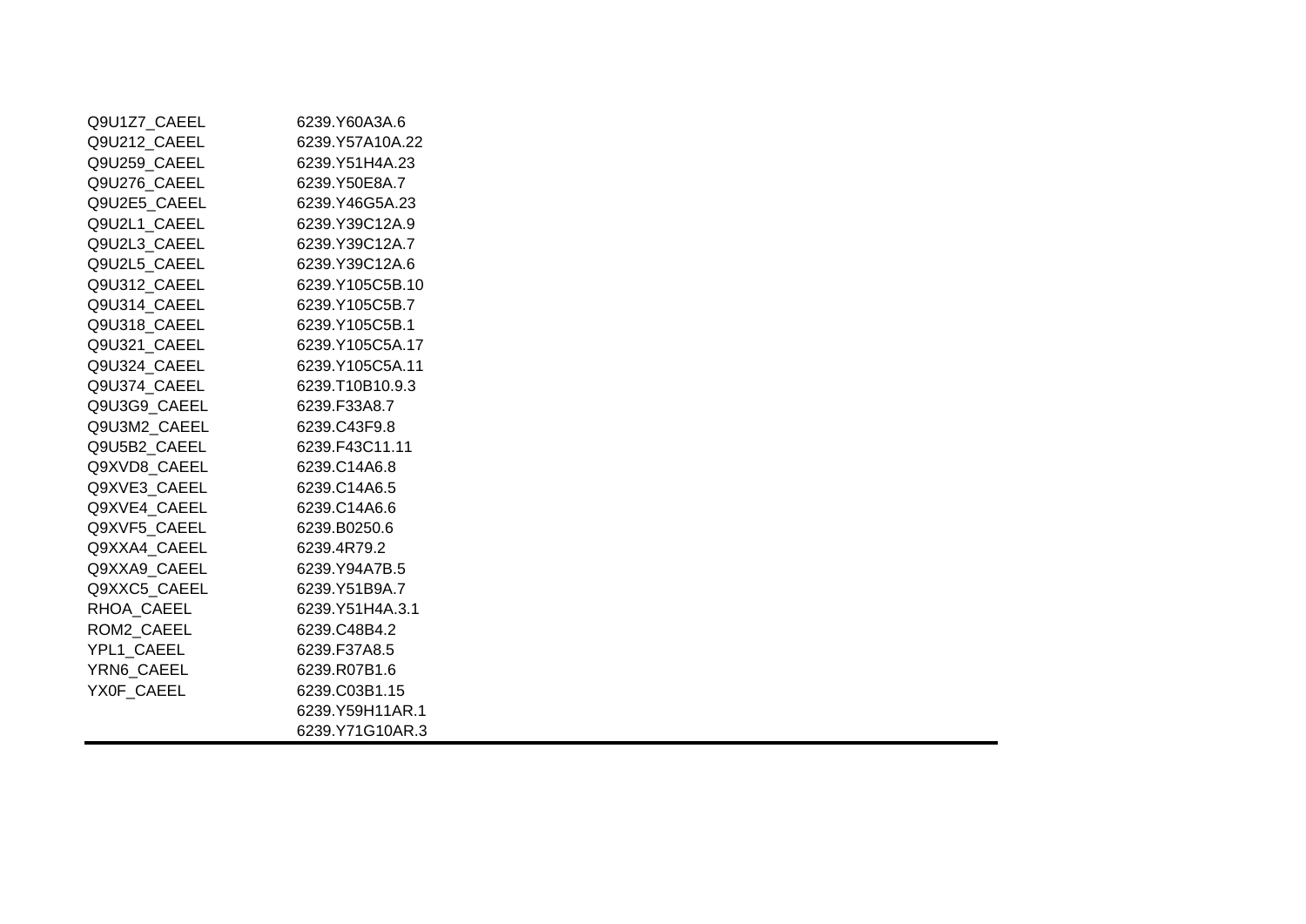| | |
|---|---|
| Q9U1Z7_CAEEL | 6239.Y60A3A.6 |
| Q9U212_CAEEL | 6239.Y57A10A.22 |
| Q9U259_CAEEL | 6239.Y51H4A.23 |
| Q9U276_CAEEL | 6239.Y50E8A.7 |
| Q9U2E5_CAEEL | 6239.Y46G5A.23 |
| Q9U2L1_CAEEL | 6239.Y39C12A.9 |
| Q9U2L3_CAEEL | 6239.Y39C12A.7 |
| Q9U2L5_CAEEL | 6239.Y39C12A.6 |
| Q9U312_CAEEL | 6239.Y105C5B.10 |
| Q9U314_CAEEL | 6239.Y105C5B.7 |
| Q9U318_CAEEL | 6239.Y105C5B.1 |
| Q9U321_CAEEL | 6239.Y105C5A.17 |
| Q9U324_CAEEL | 6239.Y105C5A.11 |
| Q9U374_CAEEL | 6239.T10B10.9.3 |
| Q9U3G9_CAEEL | 6239.F33A8.7 |
| Q9U3M2_CAEEL | 6239.C43F9.8 |
| Q9U5B2_CAEEL | 6239.F43C11.11 |
| Q9XVD8_CAEEL | 6239.C14A6.8 |
| Q9XVE3_CAEEL | 6239.C14A6.5 |
| Q9XVE4_CAEEL | 6239.C14A6.6 |
| Q9XVF5_CAEEL | 6239.B0250.6 |
| Q9XXA4_CAEEL | 6239.4R79.2 |
| Q9XXA9_CAEEL | 6239.Y94A7B.5 |
| Q9XXC5_CAEEL | 6239.Y51B9A.7 |
| RHOA_CAEEL | 6239.Y51H4A.3.1 |
| ROM2_CAEEL | 6239.C48B4.2 |
| YPL1_CAEEL | 6239.F37A8.5 |
| YRN6_CAEEL | 6239.R07B1.6 |
| YX0F_CAEEL | 6239.C03B1.15 |
| | 6239.Y59H11AR.1 |
| | 6239.Y71G10AR.3 |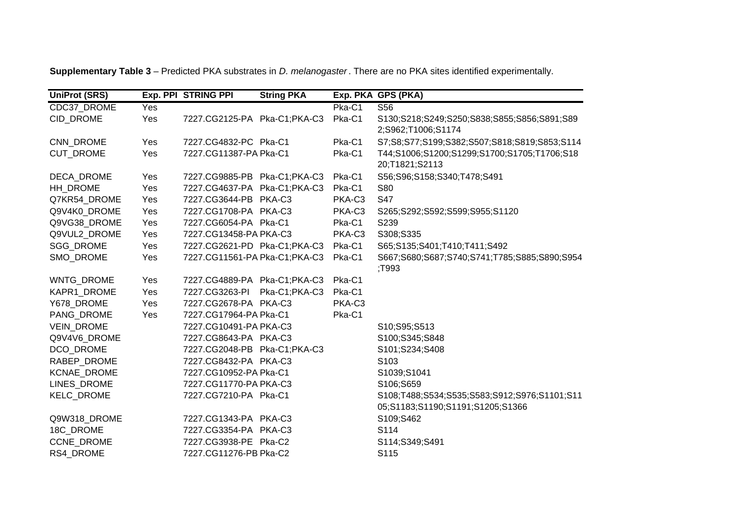**Supplementary Table 3** – Predicted PKA substrates in *D. melanogaster* . There are no PKA sites identified experimentally.

| UniProt (SRS) | Exp. PPI | STRING PPI | String PKA | Exp. PKA | GPS (PKA) |
|---|---|---|---|---|---|
| CDC37_DROME | Yes | | | Pka-C1 | S56 |
| CID_DROME | Yes | 7227.CG2125-PA | Pka-C1;PKA-C3 | Pka-C1 | S130;S218;S249;S250;S838;S855;S856;S891;S892;S962;T1006;S1174 |
| CNN_DROME | Yes | 7227.CG4832-PC | Pka-C1 | | Pka-C1 | S7;S8;S77;S199;S382;S507;S818;S819;S853;S114 |
| CUT_DROME | Yes | 7227.CG11387-PA | Pka-C1 | Pka-C1 | T44;S1006;S1200;S1299;S1700;S1705;T1706;S1820;T1821;S2113 |
| DECA_DROME | Yes | 7227.CG9885-PB | Pka-C1;PKA-C3 | Pka-C1 | S56;S96;S158;S340;T478;S491 |
| HH_DROME | Yes | 7227.CG4637-PA | Pka-C1;PKA-C3 | Pka-C1 | S80 |
| Q7KR54_DROME | Yes | 7227.CG3644-PB | PKA-C3 | PKA-C3 | S47 |
| Q9V4K0_DROME | Yes | 7227.CG1708-PA | PKA-C3 | PKA-C3 | S265;S292;S592;S599;S955;S1120 |
| Q9VG38_DROME | Yes | 7227.CG6054-PA | Pka-C1 | Pka-C1 | S239 |
| Q9VUL2_DROME | Yes | 7227.CG13458-PA | PKA-C3 | PKA-C3 | S308;S335 |
| SGG_DROME | Yes | 7227.CG2621-PD | Pka-C1;PKA-C3 | Pka-C1 | S65;S135;S401;T410;T411;S492 |
| SMO_DROME | Yes | 7227.CG11561-PA | Pka-C1;PKA-C3 | Pka-C1 | S667;S680;S687;S740;S741;T785;S885;S890;S954;T993 |
| WNTG_DROME | Yes | 7227.CG4889-PA | Pka-C1;PKA-C3 | Pka-C1 | |
| KAPR1_DROME | Yes | 7227.CG3263-PI | Pka-C1;PKA-C3 | Pka-C1 | |
| Y678_DROME | Yes | 7227.CG2678-PA | PKA-C3 | PKA-C3 | |
| PANG_DROME | Yes | 7227.CG17964-PA | Pka-C1 | Pka-C1 | |
| VEIN_DROME | | 7227.CG10491-PA | PKA-C3 | | S10;S95;S513 |
| Q9V4V6_DROME | | 7227.CG8643-PA | PKA-C3 | | S100;S345;S848 |
| DCO_DROME | | 7227.CG2048-PB | Pka-C1;PKA-C3 | | S101;S234;S408 |
| RABEP_DROME | | 7227.CG8432-PA | PKA-C3 | | S103 |
| KCNAE_DROME | | 7227.CG10952-PA | Pka-C1 | | S1039;S1041 |
| LINES_DROME | | 7227.CG11770-PA | PKA-C3 | | S106;S659 |
| KELC_DROME | | 7227.CG7210-PA | Pka-C1 | | S108;T488;S534;S535;S583;S912;S976;S1101;S1105;S1183;S1190;S1191;S1205;S1366 |
| Q9W318_DROME | | 7227.CG1343-PA | PKA-C3 | | S109;S462 |
| 18C_DROME | | 7227.CG3354-PA | PKA-C3 | | S114 |
| CCNE_DROME | | 7227.CG3938-PE | Pka-C2 | | S114;S349;S491 |
| RS4_DROME | | 7227.CG11276-PB | Pka-C2 | | S115 |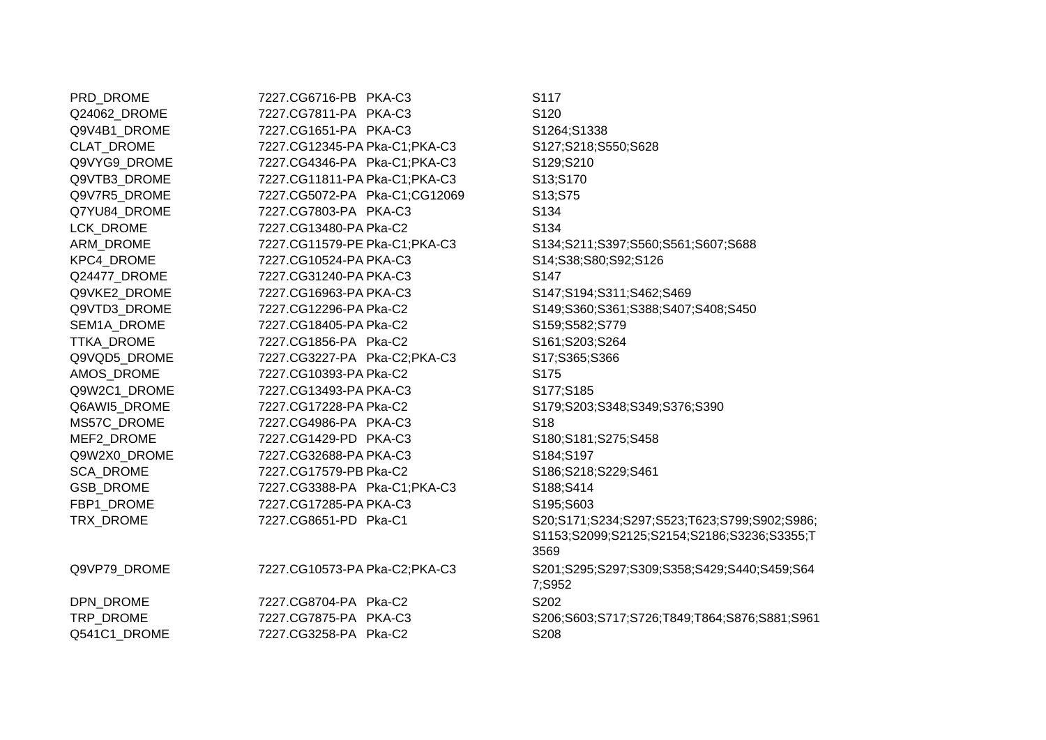| | | | |
|---|---|---|---|
| PRD_DROME | 7227.CG6716-PB | PKA-C3 | S117 |
| Q24062_DROME | 7227.CG7811-PA | PKA-C3 | S120 |
| Q9V4B1_DROME | 7227.CG1651-PA | PKA-C3 | S1264;S1338 |
| CLAT_DROME | 7227.CG12345-PA | Pka-C1;PKA-C3 | S127;S218;S550;S628 |
| Q9VYG9_DROME | 7227.CG4346-PA | Pka-C1;PKA-C3 | S129;S210 |
| Q9VTB3_DROME | 7227.CG11811-PA | Pka-C1;PKA-C3 | S13;S170 |
| Q9V7R5_DROME | 7227.CG5072-PA | Pka-C1;CG12069 | S13;S75 |
| Q7YU84_DROME | 7227.CG7803-PA | PKA-C3 | S134 |
| LCK_DROME | 7227.CG13480-PA | Pka-C2 | S134 |
| ARM_DROME | 7227.CG11579-PE | Pka-C1;PKA-C3 | S134;S211;S397;S560;S561;S607;S688 |
| KPC4_DROME | 7227.CG10524-PA | PKA-C3 | S14;S38;S80;S92;S126 |
| Q24477_DROME | 7227.CG31240-PA | PKA-C3 | S147 |
| Q9VKE2_DROME | 7227.CG16963-PA | PKA-C3 | S147;S194;S311;S462;S469 |
| Q9VTD3_DROME | 7227.CG12296-PA | Pka-C2 | S149;S360;S361;S388;S407;S408;S450 |
| SEM1A_DROME | 7227.CG18405-PA | Pka-C2 | S159;S582;S779 |
| TTKA_DROME | 7227.CG1856-PA | Pka-C2 | S161;S203;S264 |
| Q9VQD5_DROME | 7227.CG3227-PA | Pka-C2;PKA-C3 | S17;S365;S366 |
| AMOS_DROME | 7227.CG10393-PA | Pka-C2 | S175 |
| Q9W2C1_DROME | 7227.CG13493-PA | PKA-C3 | S177;S185 |
| Q6AWI5_DROME | 7227.CG17228-PA | Pka-C2 | S179;S203;S348;S349;S376;S390 |
| MS57C_DROME | 7227.CG4986-PA | PKA-C3 | S18 |
| MEF2_DROME | 7227.CG1429-PD | PKA-C3 | S180;S181;S275;S458 |
| Q9W2X0_DROME | 7227.CG32688-PA | PKA-C3 | S184;S197 |
| SCA_DROME | 7227.CG17579-PB | Pka-C2 | S186;S218;S229;S461 |
| GSB_DROME | 7227.CG3388-PA | Pka-C1;PKA-C3 | S188;S414 |
| FBP1_DROME | 7227.CG17285-PA | PKA-C3 | S195;S603 |
| TRX_DROME | 7227.CG8651-PD | Pka-C1 | S20;S171;S234;S297;S523;T623;S799;S902;S986;S1153;S2099;S2125;S2154;S2186;S3236;S3355;T3569 |
| Q9VP79_DROME | 7227.CG10573-PA | Pka-C2;PKA-C3 | S201;S295;S297;S309;S358;S429;S440;S459;S647;S952 |
| DPN_DROME | 7227.CG8704-PA | Pka-C2 | S202 |
| TRP_DROME | 7227.CG7875-PA | PKA-C3 | S206;S603;S717;S726;T849;T864;S876;S881;S961 |
| Q541C1_DROME | 7227.CG3258-PA | Pka-C2 | S208 |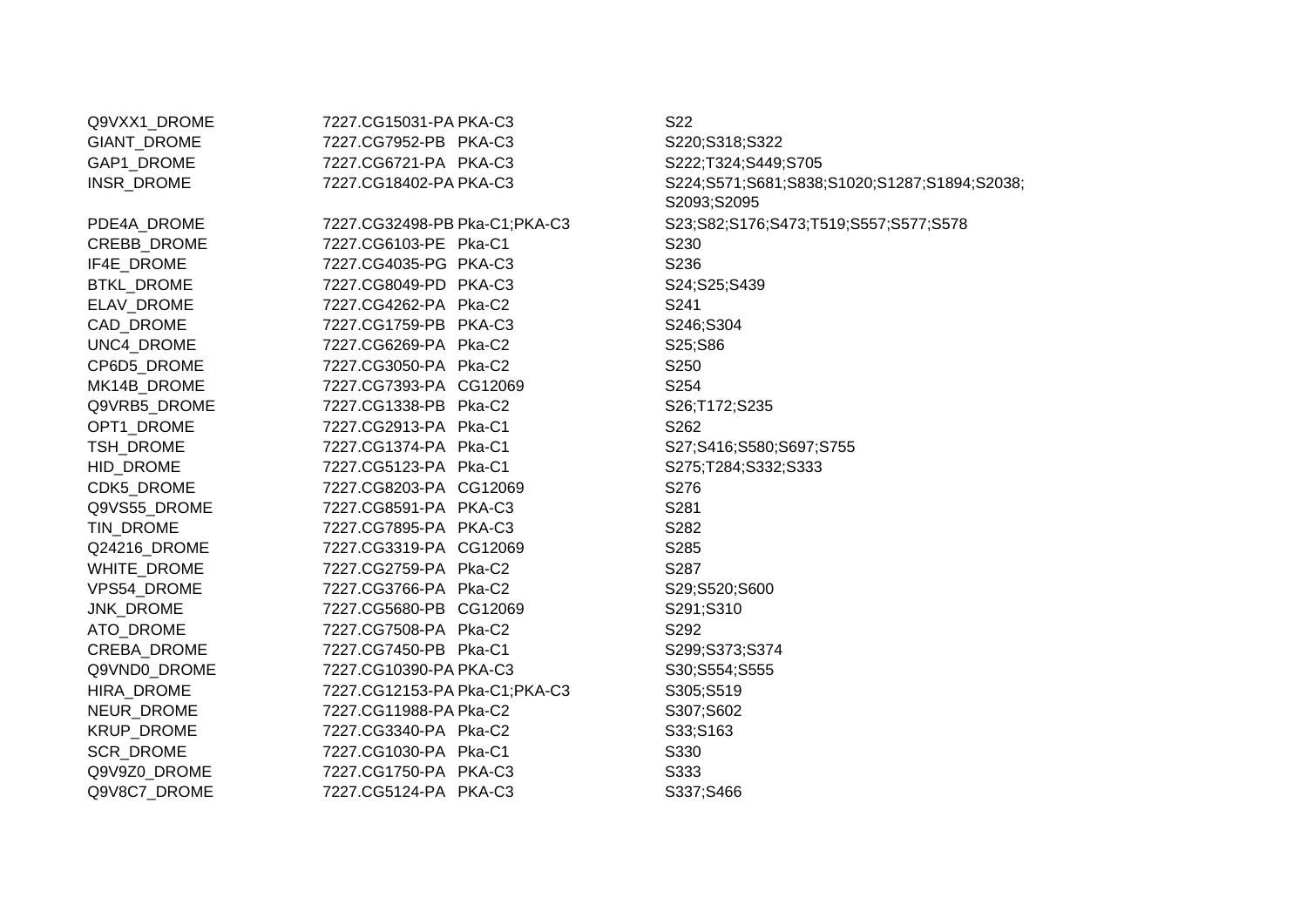| | | | |
|---|---|---|---|
| Q9VXX1_DROME | 7227.CG15031-PA | PKA-C3 | S22 |
| GIANT_DROME | 7227.CG7952-PB | PKA-C3 | S220;S318;S322 |
| GAP1_DROME | 7227.CG6721-PA | PKA-C3 | S222;T324;S449;S705 |
| INSR_DROME | 7227.CG18402-PA | PKA-C3 | S224;S571;S681;S838;S1020;S1287;S1894;S2038;S2093;S2095 |
| PDE4A_DROME | 7227.CG32498-PB | Pka-C1;PKA-C3 | S23;S82;S176;S473;T519;S557;S577;S578 |
| CREBB_DROME | 7227.CG6103-PE | Pka-C1 | S230 |
| IF4E_DROME | 7227.CG4035-PG | PKA-C3 | S236 |
| BTKL_DROME | 7227.CG8049-PD | PKA-C3 | S24;S25;S439 |
| ELAV_DROME | 7227.CG4262-PA | Pka-C2 | S241 |
| CAD_DROME | 7227.CG1759-PB | PKA-C3 | S246;S304 |
| UNC4_DROME | 7227.CG6269-PA | Pka-C2 | S25;S86 |
| CP6D5_DROME | 7227.CG3050-PA | Pka-C2 | S250 |
| MK14B_DROME | 7227.CG7393-PA | CG12069 | S254 |
| Q9VRB5_DROME | 7227.CG1338-PB | Pka-C2 | S26;T172;S235 |
| OPT1_DROME | 7227.CG2913-PA | Pka-C1 | S262 |
| TSH_DROME | 7227.CG1374-PA | Pka-C1 | S27;S416;S580;S697;S755 |
| HID_DROME | 7227.CG5123-PA | Pka-C1 | S275;T284;S332;S333 |
| CDK5_DROME | 7227.CG8203-PA | CG12069 | S276 |
| Q9VS55_DROME | 7227.CG8591-PA | PKA-C3 | S281 |
| TIN_DROME | 7227.CG7895-PA | PKA-C3 | S282 |
| Q24216_DROME | 7227.CG3319-PA | CG12069 | S285 |
| WHITE_DROME | 7227.CG2759-PA | Pka-C2 | S287 |
| VPS54_DROME | 7227.CG3766-PA | Pka-C2 | S29;S520;S600 |
| JNK_DROME | 7227.CG5680-PB | CG12069 | S291;S310 |
| ATO_DROME | 7227.CG7508-PA | Pka-C2 | S292 |
| CREBA_DROME | 7227.CG7450-PB | Pka-C1 | S299;S373;S374 |
| Q9VND0_DROME | 7227.CG10390-PA | PKA-C3 | S30;S554;S555 |
| HIRA_DROME | 7227.CG12153-PA | Pka-C1;PKA-C3 | S305;S519 |
| NEUR_DROME | 7227.CG11988-PA | Pka-C2 | S307;S602 |
| KRUP_DROME | 7227.CG3340-PA | Pka-C2 | S33;S163 |
| SCR_DROME | 7227.CG1030-PA | Pka-C1 | S330 |
| Q9V9Z0_DROME | 7227.CG1750-PA | PKA-C3 | S333 |
| Q9V8C7_DROME | 7227.CG5124-PA | PKA-C3 | S337;S466 |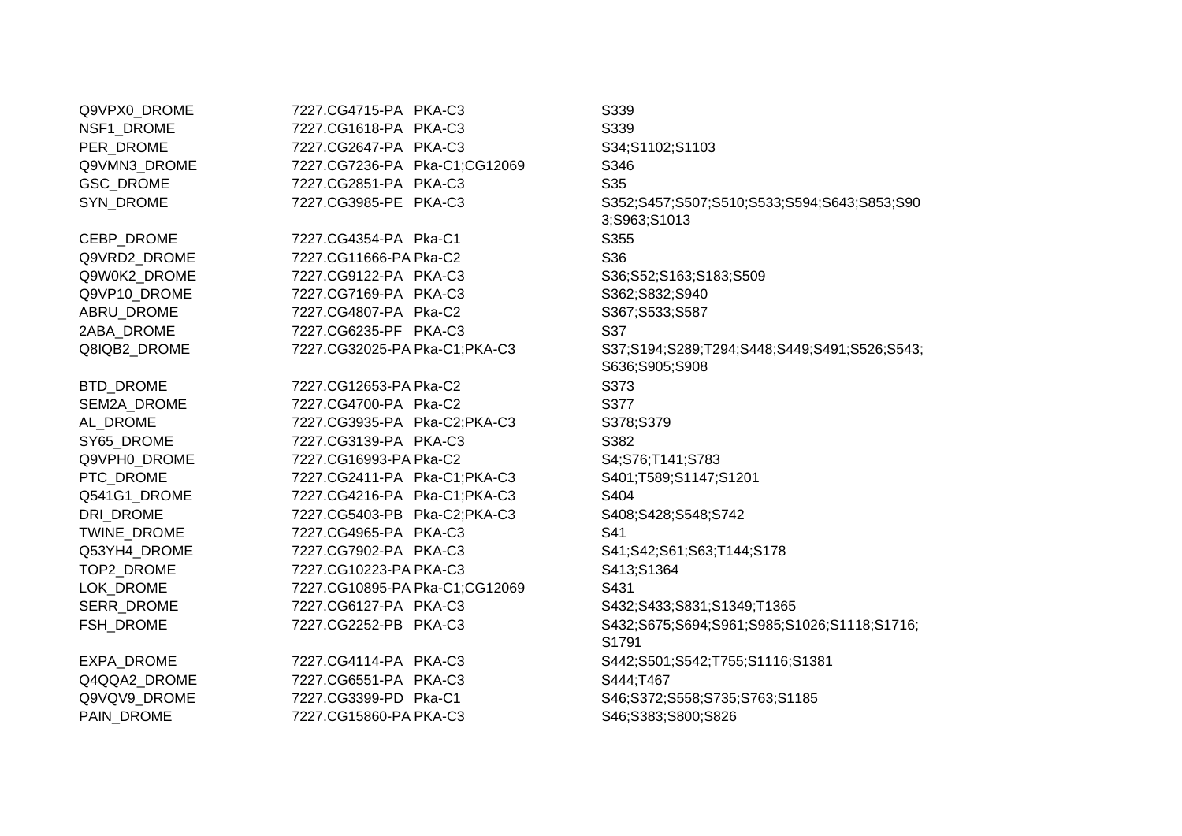| | | | |
|---|---|---|---|
| Q9VPX0_DROME | 7227.CG4715-PA | PKA-C3 | S339 |
| NSF1_DROME | 7227.CG1618-PA | PKA-C3 | S339 |
| PER_DROME | 7227.CG2647-PA | PKA-C3 | S34;S1102;S1103 |
| Q9VMN3_DROME | 7227.CG7236-PA | Pka-C1;CG12069 | S346 |
| GSC_DROME | 7227.CG2851-PA | PKA-C3 | S35 |
| SYN_DROME | 7227.CG3985-PE | PKA-C3 | S352;S457;S507;S510;S533;S594;S643;S853;S903;S963;S1013 |
| CEBP_DROME | 7227.CG4354-PA | Pka-C1 | S355 |
| Q9VRD2_DROME | 7227.CG11666-PA | Pka-C2 | S36 |
| Q9W0K2_DROME | 7227.CG9122-PA | PKA-C3 | S36;S52;S163;S183;S509 |
| Q9VP10_DROME | 7227.CG7169-PA | PKA-C3 | S362;S832;S940 |
| ABRU_DROME | 7227.CG4807-PA | Pka-C2 | S367;S533;S587 |
| 2ABA_DROME | 7227.CG6235-PF | PKA-C3 | S37 |
| Q8IQB2_DROME | 7227.CG32025-PA | Pka-C1;PKA-C3 | S37;S194;S289;T294;S448;S449;S491;S526;S543;S636;S905;S908 |
| BTD_DROME | 7227.CG12653-PA | Pka-C2 | S373 |
| SEM2A_DROME | 7227.CG4700-PA | Pka-C2 | S377 |
| AL_DROME | 7227.CG3935-PA | Pka-C2;PKA-C3 | S378;S379 |
| SY65_DROME | 7227.CG3139-PA | PKA-C3 | S382 |
| Q9VPH0_DROME | 7227.CG16993-PA | Pka-C2 | S4;S76;T141;S783 |
| PTC_DROME | 7227.CG2411-PA | Pka-C1;PKA-C3 | S401;T589;S1147;S1201 |
| Q541G1_DROME | 7227.CG4216-PA | Pka-C1;PKA-C3 | S404 |
| DRI_DROME | 7227.CG5403-PB | Pka-C2;PKA-C3 | S408;S428;S548;S742 |
| TWINE_DROME | 7227.CG4965-PA | PKA-C3 | S41 |
| Q53YH4_DROME | 7227.CG7902-PA | PKA-C3 | S41;S42;S61;S63;T144;S178 |
| TOP2_DROME | 7227.CG10223-PA | PKA-C3 | S413;S1364 |
| LOK_DROME | 7227.CG10895-PA | Pka-C1;CG12069 | S431 |
| SERR_DROME | 7227.CG6127-PA | PKA-C3 | S432;S433;S831;S1349;T1365 |
| FSH_DROME | 7227.CG2252-PB | PKA-C3 | S432;S675;S694;S961;S985;S1026;S1118;S1716;S1791 |
| EXPA_DROME | 7227.CG4114-PA | PKA-C3 | S442;S501;S542;T755;S1116;S1381 |
| Q4QQA2_DROME | 7227.CG6551-PA | PKA-C3 | S444;T467 |
| Q9VQV9_DROME | 7227.CG3399-PD | Pka-C1 | S46;S372;S558;S735;S763;S1185 |
| PAIN_DROME | 7227.CG15860-PA | PKA-C3 | S46;S383;S800;S826 |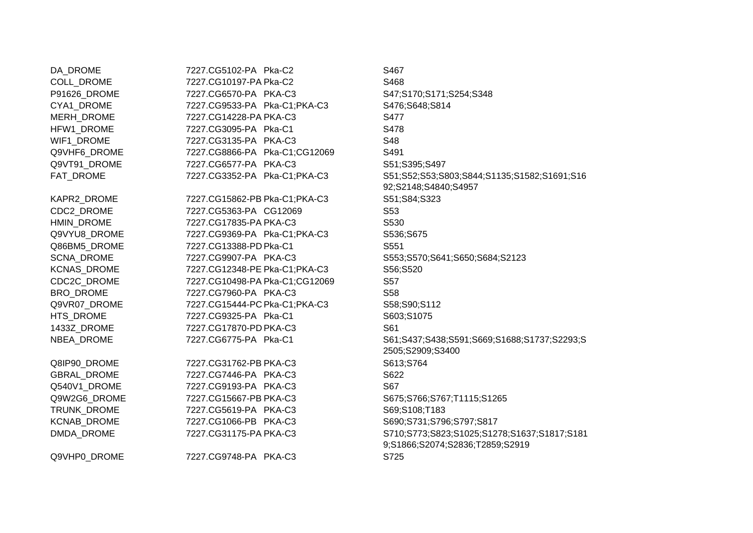| | | | |
|---|---|---|---|
| DA_DROME | 7227.CG5102-PA | Pka-C2 | S467 |
| COLL_DROME | 7227.CG10197-PA | Pka-C2 | S468 |
| P91626_DROME | 7227.CG6570-PA | PKA-C3 | S47;S170;S171;S254;S348 |
| CYA1_DROME | 7227.CG9533-PA | Pka-C1;PKA-C3 | S476;S648;S814 |
| MERH_DROME | 7227.CG14228-PA | PKA-C3 | S477 |
| HFW1_DROME | 7227.CG3095-PA | Pka-C1 | S478 |
| WIF1_DROME | 7227.CG3135-PA | PKA-C3 | S48 |
| Q9VHF6_DROME | 7227.CG8866-PA | Pka-C1;CG12069 | S491 |
| Q9VT91_DROME | 7227.CG6577-PA | PKA-C3 | S51;S395;S497 |
| FAT_DROME | 7227.CG3352-PA | Pka-C1;PKA-C3 | S51;S52;S53;S803;S844;S1135;S1582;S1691;S1692;S2148;S4840;S4957 |
| KAPR2_DROME | 7227.CG15862-PB | Pka-C1;PKA-C3 | S51;S84;S323 |
| CDC2_DROME | 7227.CG5363-PA | CG12069 | S53 |
| HMIN_DROME | 7227.CG17835-PA | PKA-C3 | S530 |
| Q9VYU8_DROME | 7227.CG9369-PA | Pka-C1;PKA-C3 | S536;S675 |
| Q86BM5_DROME | 7227.CG13388-PD | Pka-C1 | S551 |
| SCNA_DROME | 7227.CG9907-PA | PKA-C3 | S553;S570;S641;S650;S684;S2123 |
| KCNAS_DROME | 7227.CG12348-PE | Pka-C1;PKA-C3 | S56;S520 |
| CDC2C_DROME | 7227.CG10498-PA | Pka-C1;CG12069 | S57 |
| BRO_DROME | 7227.CG7960-PA | PKA-C3 | S58 |
| Q9VR07_DROME | 7227.CG15444-PC | Pka-C1;PKA-C3 | S58;S90;S112 |
| HTS_DROME | 7227.CG9325-PA | Pka-C1 | S603;S1075 |
| 1433Z_DROME | 7227.CG17870-PD | PKA-C3 | S61 |
| NBEA_DROME | 7227.CG6775-PA | Pka-C1 | S61;S437;S438;S591;S669;S1688;S1737;S2293;S2505;S2909;S3400 |
| Q8IP90_DROME | 7227.CG31762-PB | PKA-C3 | S613;S764 |
| GBRAL_DROME | 7227.CG7446-PA | PKA-C3 | S622 |
| Q540V1_DROME | 7227.CG9193-PA | PKA-C3 | S67 |
| Q9W2G6_DROME | 7227.CG15667-PB | PKA-C3 | S675;S766;S767;T1115;S1265 |
| TRUNK_DROME | 7227.CG5619-PA | PKA-C3 | S69;S108;T183 |
| KCNAB_DROME | 7227.CG1066-PB | PKA-C3 | S690;S731;S796;S797;S817 |
| DMDA_DROME | 7227.CG31175-PA | PKA-C3 | S710;S773;S823;S1025;S1278;S1637;S1817;S1819;S1866;S2074;S2836;T2859;S2919 |
| Q9VHP0_DROME | 7227.CG9748-PA | PKA-C3 | S725 |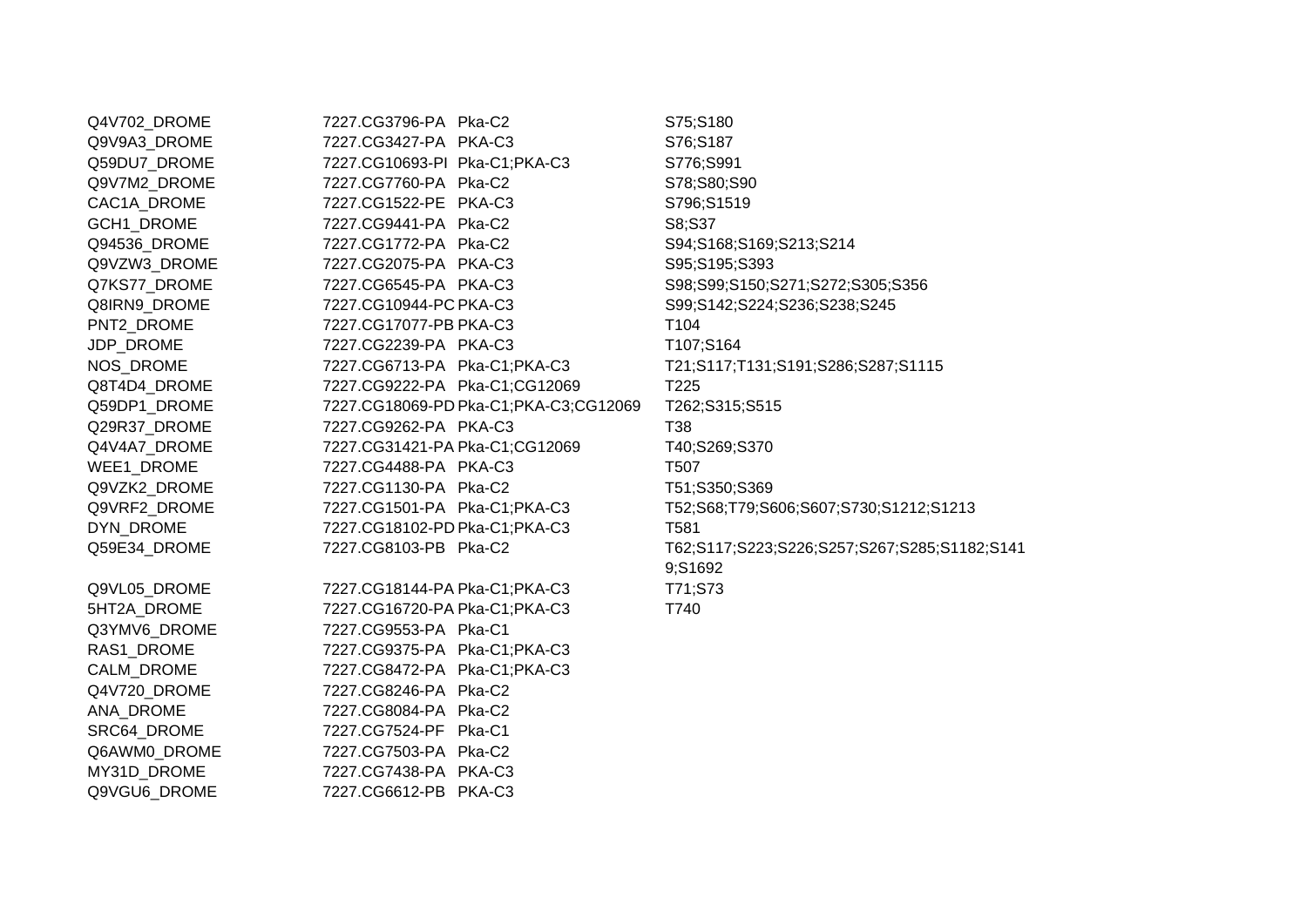| | | | |
|---|---|---|---|
| Q4V702_DROME | 7227.CG3796-PA | Pka-C2 | S75;S180 |
| Q9V9A3_DROME | 7227.CG3427-PA | PKA-C3 | S76;S187 |
| Q59DU7_DROME | 7227.CG10693-PI | Pka-C1;PKA-C3 | S776;S991 |
| Q9V7M2_DROME | 7227.CG7760-PA | Pka-C2 | S78;S80;S90 |
| CAC1A_DROME | 7227.CG1522-PE | PKA-C3 | S796;S1519 |
| GCH1_DROME | 7227.CG9441-PA | Pka-C2 | S8;S37 |
| Q94536_DROME | 7227.CG1772-PA | Pka-C2 | S94;S168;S169;S213;S214 |
| Q9VZW3_DROME | 7227.CG2075-PA | PKA-C3 | S95;S195;S393 |
| Q7KS77_DROME | 7227.CG6545-PA | PKA-C3 | S98;S99;S150;S271;S272;S305;S356 |
| Q8IRN9_DROME | 7227.CG10944-PC | PKA-C3 | S99;S142;S224;S236;S238;S245 |
| PNT2_DROME | 7227.CG17077-PB | PKA-C3 | T104 |
| JDP_DROME | 7227.CG2239-PA | PKA-C3 | T107;S164 |
| NOS_DROME | 7227.CG6713-PA | Pka-C1;PKA-C3 | T21;S117;T131;S191;S286;S287;S1115 |
| Q8T4D4_DROME | 7227.CG9222-PA | Pka-C1;CG12069 | T225 |
| Q59DP1_DROME | 7227.CG18069-PD | Pka-C1;PKA-C3;CG12069 | T262;S315;S515 |
| Q29R37_DROME | 7227.CG9262-PA | PKA-C3 | T38 |
| Q4V4A7_DROME | 7227.CG31421-PA | Pka-C1;CG12069 | T40;S269;S370 |
| WEE1_DROME | 7227.CG4488-PA | PKA-C3 | T507 |
| Q9VZK2_DROME | 7227.CG1130-PA | Pka-C2 | T51;S350;S369 |
| Q9VRF2_DROME | 7227.CG1501-PA | Pka-C1;PKA-C3 | T52;S68;T79;S606;S607;S730;S1212;S1213 |
| DYN_DROME | 7227.CG18102-PD | Pka-C1;PKA-C3 | T581 |
| Q59E34_DROME | 7227.CG8103-PB | Pka-C2 | T62;S117;S223;S226;S257;S267;S285;S1182;S1419;S1692 |
| Q9VL05_DROME | 7227.CG18144-PA | Pka-C1;PKA-C3 | T71;S73 |
| 5HT2A_DROME | 7227.CG16720-PA | Pka-C1;PKA-C3 | T740 |
| Q3YMV6_DROME | 7227.CG9553-PA | Pka-C1 | |
| RAS1_DROME | 7227.CG9375-PA | Pka-C1;PKA-C3 | |
| CALM_DROME | 7227.CG8472-PA | Pka-C1;PKA-C3 | |
| Q4V720_DROME | 7227.CG8246-PA | Pka-C2 | |
| ANA_DROME | 7227.CG8084-PA | Pka-C2 | |
| SRC64_DROME | 7227.CG7524-PF | Pka-C1 | |
| Q6AWM0_DROME | 7227.CG7503-PA | Pka-C2 | |
| MY31D_DROME | 7227.CG7438-PA | PKA-C3 | |
| Q9VGU6_DROME | 7227.CG6612-PB | PKA-C3 | |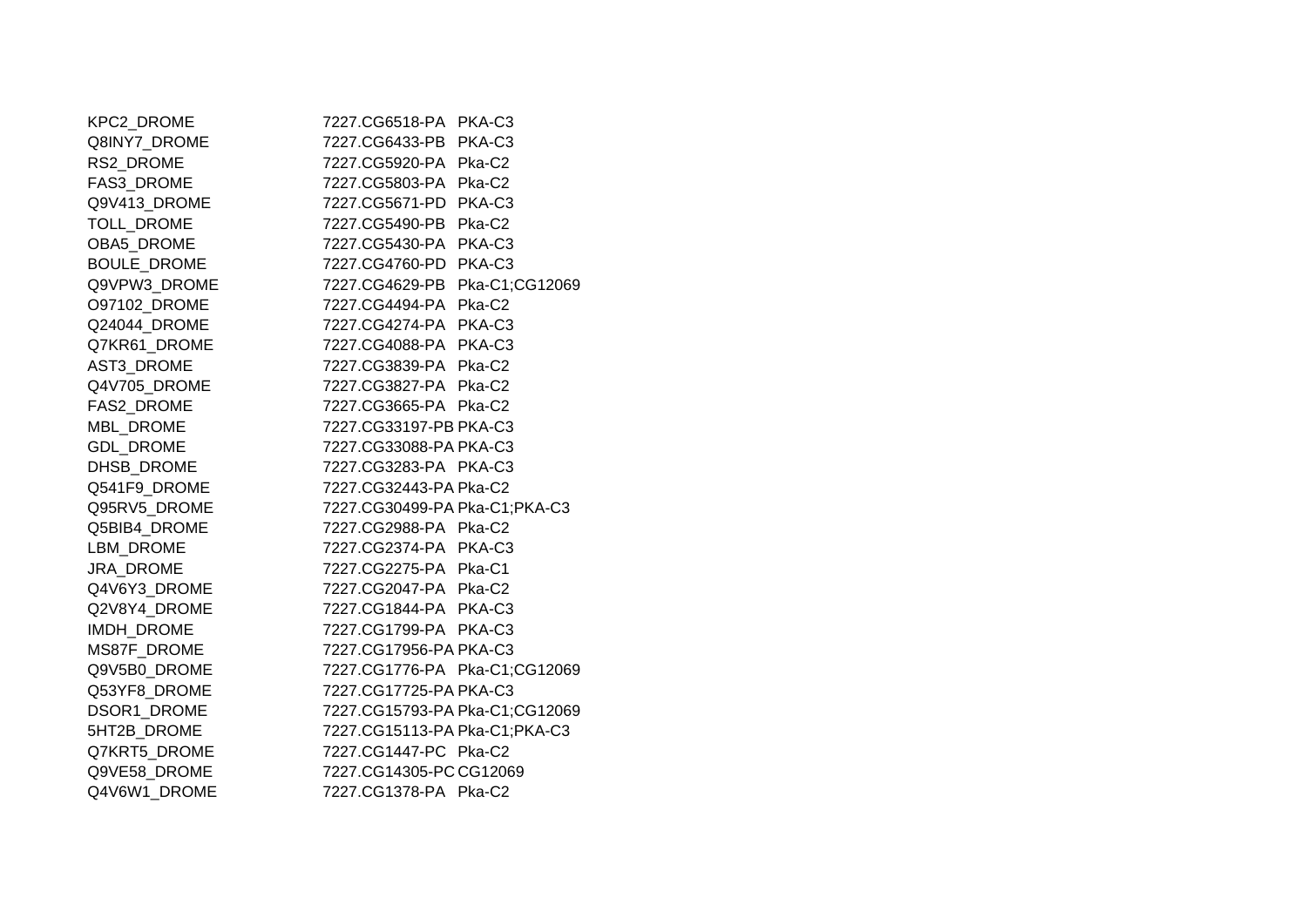| | | |
|---|---|---|
| KPC2_DROME | 7227.CG6518-PA | PKA-C3 |
| Q8INY7_DROME | 7227.CG6433-PB | PKA-C3 |
| RS2_DROME | 7227.CG5920-PA | Pka-C2 |
| FAS3_DROME | 7227.CG5803-PA | Pka-C2 |
| Q9V413_DROME | 7227.CG5671-PD | PKA-C3 |
| TOLL_DROME | 7227.CG5490-PB | Pka-C2 |
| OBA5_DROME | 7227.CG5430-PA | PKA-C3 |
| BOULE_DROME | 7227.CG4760-PD | PKA-C3 |
| Q9VPW3_DROME | 7227.CG4629-PB | Pka-C1;CG12069 |
| O97102_DROME | 7227.CG4494-PA | Pka-C2 |
| Q24044_DROME | 7227.CG4274-PA | PKA-C3 |
| Q7KR61_DROME | 7227.CG4088-PA | PKA-C3 |
| AST3_DROME | 7227.CG3839-PA | Pka-C2 |
| Q4V705_DROME | 7227.CG3827-PA | Pka-C2 |
| FAS2_DROME | 7227.CG3665-PA | Pka-C2 |
| MBL_DROME | 7227.CG33197-PB | PKA-C3 |
| GDL_DROME | 7227.CG33088-PA | PKA-C3 |
| DHSB_DROME | 7227.CG3283-PA | PKA-C3 |
| Q541F9_DROME | 7227.CG32443-PA | Pka-C2 |
| Q95RV5_DROME | 7227.CG30499-PA | Pka-C1;PKA-C3 |
| Q5BIB4_DROME | 7227.CG2988-PA | Pka-C2 |
| LBM_DROME | 7227.CG2374-PA | PKA-C3 |
| JRA_DROME | 7227.CG2275-PA | Pka-C1 |
| Q4V6Y3_DROME | 7227.CG2047-PA | Pka-C2 |
| Q2V8Y4_DROME | 7227.CG1844-PA | PKA-C3 |
| IMDH_DROME | 7227.CG1799-PA | PKA-C3 |
| MS87F_DROME | 7227.CG17956-PA | PKA-C3 |
| Q9V5B0_DROME | 7227.CG1776-PA | Pka-C1;CG12069 |
| Q53YF8_DROME | 7227.CG17725-PA | PKA-C3 |
| DSOR1_DROME | 7227.CG15793-PA | Pka-C1;CG12069 |
| 5HT2B_DROME | 7227.CG15113-PA | Pka-C1;PKA-C3 |
| Q7KRT5_DROME | 7227.CG1447-PC | Pka-C2 |
| Q9VE58_DROME | 7227.CG14305-PC | CG12069 |
| Q4V6W1_DROME | 7227.CG1378-PA | Pka-C2 |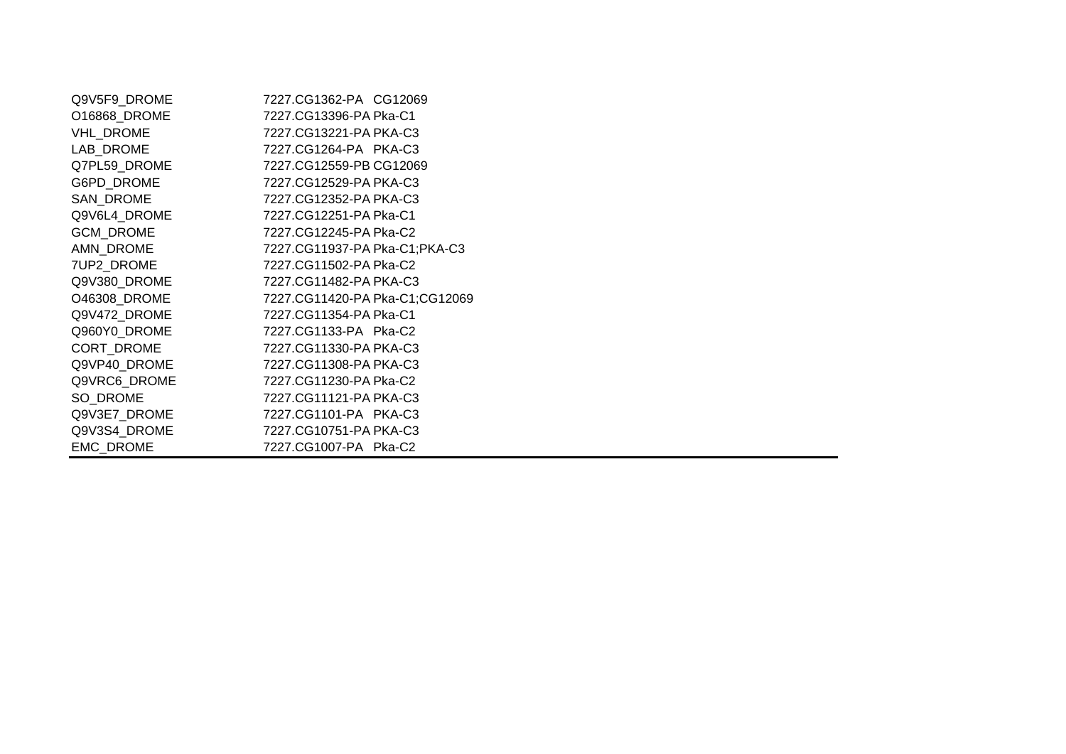| | |
|---|---|
| Q9V5F9_DROME | 7227.CG1362-PA CG12069 |
| O16868_DROME | 7227.CG13396-PA Pka-C1 |
| VHL_DROME | 7227.CG13221-PA PKA-C3 |
| LAB_DROME | 7227.CG1264-PA PKA-C3 |
| Q7PL59_DROME | 7227.CG12559-PB CG12069 |
| G6PD_DROME | 7227.CG12529-PA PKA-C3 |
| SAN_DROME | 7227.CG12352-PA PKA-C3 |
| Q9V6L4_DROME | 7227.CG12251-PA Pka-C1 |
| GCM_DROME | 7227.CG12245-PA Pka-C2 |
| AMN_DROME | 7227.CG11937-PA Pka-C1;PKA-C3 |
| 7UP2_DROME | 7227.CG11502-PA Pka-C2 |
| Q9V380_DROME | 7227.CG11482-PA PKA-C3 |
| O46308_DROME | 7227.CG11420-PA Pka-C1;CG12069 |
| Q9V472_DROME | 7227.CG11354-PA Pka-C1 |
| Q960Y0_DROME | 7227.CG1133-PA Pka-C2 |
| CORT_DROME | 7227.CG11330-PA PKA-C3 |
| Q9VP40_DROME | 7227.CG11308-PA PKA-C3 |
| Q9VRC6_DROME | 7227.CG11230-PA Pka-C2 |
| SO_DROME | 7227.CG11121-PA PKA-C3 |
| Q9V3E7_DROME | 7227.CG1101-PA PKA-C3 |
| Q9V3S4_DROME | 7227.CG10751-PA PKA-C3 |
| EMC_DROME | 7227.CG1007-PA Pka-C2 |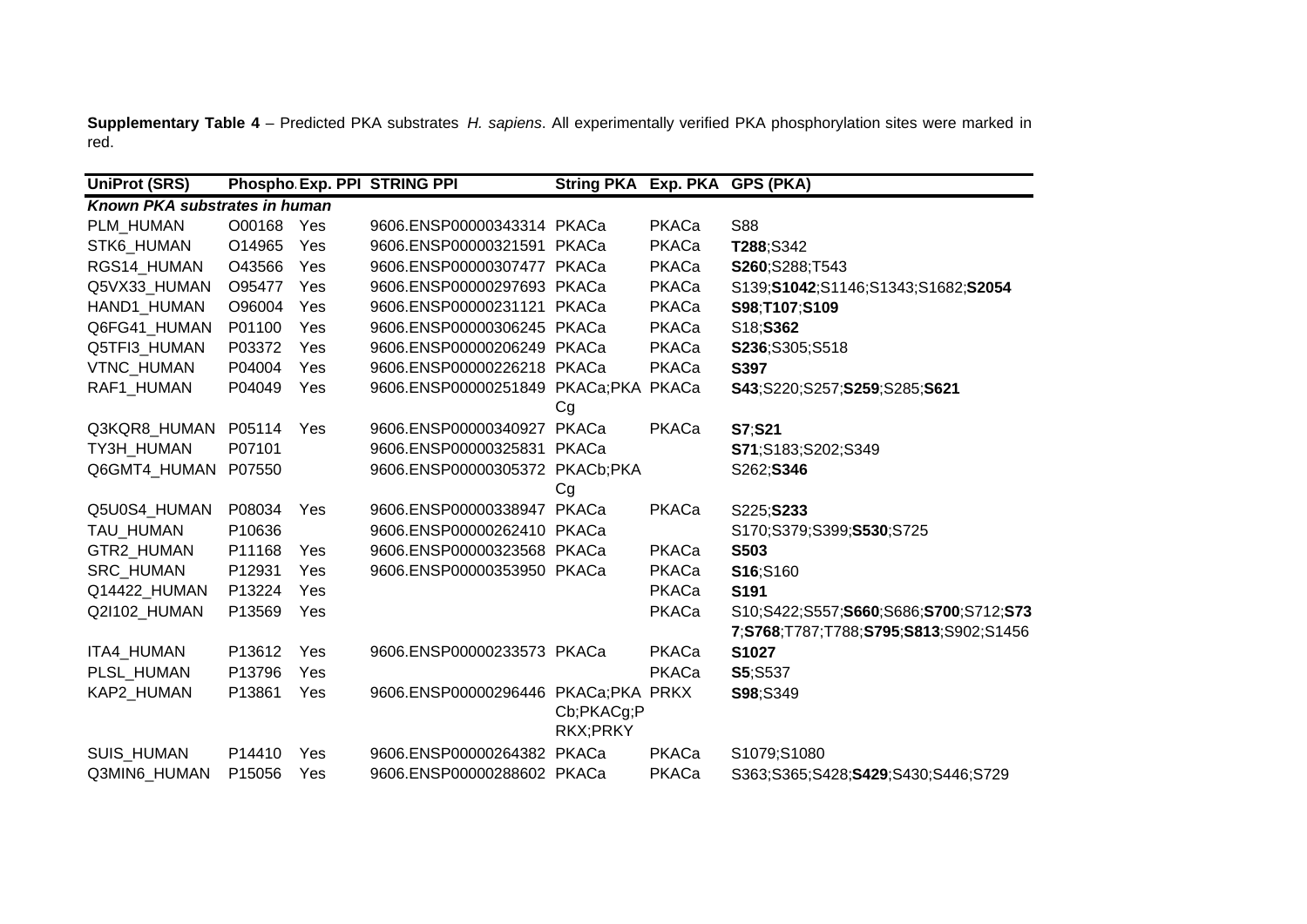**Supplementary Table 4** – Predicted PKA substrates *H. sapiens*. All experimentally verified PKA phosphorylation sites were marked in red.

| UniProt (SRS) | Phospho. | Exp. PPI | STRING PPI | String PKA | Exp. PKA | GPS (PKA) |
|---|---|---|---|---|---|---|
| ***Known PKA substrates in human*** | | | | | | |
| PLM_HUMAN | O00168 | Yes | 9606.ENSP00000343314 | PKACa | PKACa | S88 |
| STK6_HUMAN | O14965 | Yes | 9606.ENSP00000321591 | PKACa | PKACa | **T288**;S342 |
| RGS14_HUMAN | O43566 | Yes | 9606.ENSP00000307477 | PKACa | PKACa | **S260**;S288;T543 |
| Q5VX33_HUMAN | O95477 | Yes | 9606.ENSP00000297693 | PKACa | PKACa | S139;**S1042**;S1146;S1343;S1682;**S2054** |
| HAND1_HUMAN | O96004 | Yes | 9606.ENSP00000231121 | PKACa | PKACa | **S98**;**T107**;**S109** |
| Q6FG41_HUMAN | P01100 | Yes | 9606.ENSP00000306245 | PKACa | PKACa | S18;**S362** |
| Q5TFI3_HUMAN | P03372 | Yes | 9606.ENSP00000206249 | PKACa | PKACa | **S236**;S305;S518 |
| VTNC_HUMAN | P04004 | Yes | 9606.ENSP00000226218 | PKACa | PKACa | **S397** |
| RAF1_HUMAN | P04049 | Yes | 9606.ENSP00000251849 | PKACa;PKACg | PKACa | **S43**;S220;S257;**S259**;S285;**S621** |
| Q3KQR8_HUMAN | P05114 | Yes | 9606.ENSP00000340927 | PKACa | PKACa | **S7**;**S21** |
| TY3H_HUMAN | P07101 | | 9606.ENSP00000325831 | PKACa | | **S71**;S183;S202;S349 |
| Q6GMT4_HUMAN | P07550 | | 9606.ENSP00000305372 | PKACb;PKACg | | S262;**S346** |
| Q5U0S4_HUMAN | P08034 | Yes | 9606.ENSP00000338947 | PKACa | PKACa | S225;**S233** |
| TAU_HUMAN | P10636 | | 9606.ENSP00000262410 | PKACa | | S170;S379;S399;**S530**;S725 |
| GTR2_HUMAN | P11168 | Yes | 9606.ENSP00000323568 | PKACa | PKACa | **S503** |
| SRC_HUMAN | P12931 | Yes | 9606.ENSP00000353950 | PKACa | PKACa | **S16**;S160 |
| Q14422_HUMAN | P13224 | Yes | | | PKACa | **S191** |
| Q2I102_HUMAN | P13569 | Yes | | | PKACa | S10;S422;S557;**S660**;S686;**S700**;S712;**S737**;**S768**;T787;T788;**S795**;**S813**;S902;S1456 |
| ITA4_HUMAN | P13612 | Yes | 9606.ENSP00000233573 | PKACa | PKACa | **S1027** |
| PLSL_HUMAN | P13796 | Yes | | | PKACa | **S5**;S537 |
| KAP2_HUMAN | P13861 | Yes | 9606.ENSP00000296446 | PKACa;PKACb;PKACg;PRKX;PRKY | PRKX | **S98**;S349 |
| SUIS_HUMAN | P14410 | Yes | 9606.ENSP00000264382 | PKACa | PKACa | S1079;S1080 |
| Q3MIN6_HUMAN | P15056 | Yes | 9606.ENSP00000288602 | PKACa | PKACa | S363;S365;S428;**S429**;S430;S446;S729 |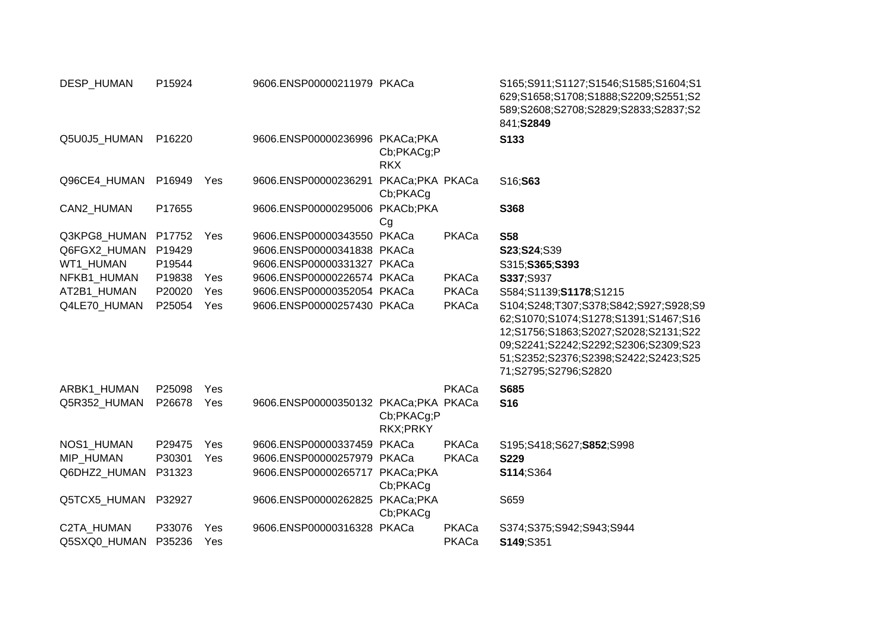| | | | | | | |
|---|---|---|---|---|---|---|
| DESP_HUMAN | P15924 | | 9606.ENSP00000211979 | PKACa | | S165;S911;S1127;S1546;S1585;S1604;S1629;S1658;S1708;S1888;S2209;S2551;S2589;S2608;S2708;S2829;S2833;S2837;S2841;**S2849** |
| Q5U0J5_HUMAN | P16220 | | 9606.ENSP00000236996 | PKACa;PKACb;PKACg;PRKX | | **S133** |
| Q96CE4_HUMAN | P16949 | Yes | 9606.ENSP00000236291 | PKACa;PKACb;PKACg | PKACa | S16;**S63** |
| CAN2_HUMAN | P17655 | | 9606.ENSP00000295006 | PKACb;PKACg | | **S368** |
| Q3KPG8_HUMAN | P17752 | Yes | 9606.ENSP00000343550 | PKACa | PKACa | **S58** |
| Q6FGX2_HUMAN | P19429 | | 9606.ENSP00000341838 | PKACa | | **S23**;**S24**;S39 |
| WT1_HUMAN | P19544 | | 9606.ENSP00000331327 | PKACa | | S315;**S365**;**S393** |
| NFKB1_HUMAN | P19838 | Yes | 9606.ENSP00000226574 | PKACa | PKACa | **S337**;S937 |
| AT2B1_HUMAN | P20020 | Yes | 9606.ENSP00000352054 | PKACa | PKACa | S584;S1139;**S1178**;S1215 |
| Q4LE70_HUMAN | P25054 | Yes | 9606.ENSP00000257430 | PKACa | PKACa | S104;S248;T307;S378;S842;S927;S928;S962;S1070;S1074;S1278;S1391;S1467;S1612;S1756;S1863;S2027;S2028;S2131;S2209;S2241;S2242;S2292;S2306;S2309;S2351;S2352;S2376;S2398;S2422;S2423;S2571;S2795;S2796;S2820 |
| ARBK1_HUMAN | P25098 | Yes | | | PKACa | **S685** |
| Q5R352_HUMAN | P26678 | Yes | 9606.ENSP00000350132 | PKACa;PKACb;PKACg;PRKX;PRKY | PKACa | **S16** |
| NOS1_HUMAN | P29475 | Yes | 9606.ENSP00000337459 | PKACa | PKACa | S195;S418;S627;**S852**;S998 |
| MIP_HUMAN | P30301 | Yes | 9606.ENSP00000257979 | PKACa | PKACa | **S229** |
| Q6DHZ2_HUMAN | P31323 | | 9606.ENSP00000265717 | PKACa;PKACb;PKACg | | **S114**;S364 |
| Q5TCX5_HUMAN | P32927 | | 9606.ENSP00000262825 | PKACa;PKACb;PKACg | | S659 |
| C2TA_HUMAN | P33076 | Yes | 9606.ENSP00000316328 | PKACa | PKACa | S374;S375;S942;S943;S944 |
| Q5SXQ0_HUMAN | P35236 | Yes | | | PKACa | **S149**;S351 |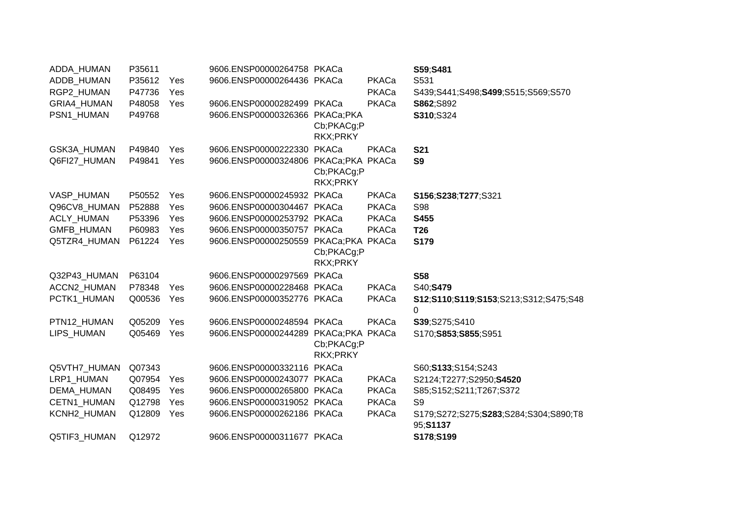| | | | | | | |
|---|---|---|---|---|---|---|
| ADDA_HUMAN | P35611 | | 9606.ENSP00000264758 | PKACa | | **S59**;**S481** |
| ADDB_HUMAN | P35612 | Yes | 9606.ENSP00000264436 | PKACa | PKACa | S531 |
| RGP2_HUMAN | P47736 | Yes | | | PKACa | S439;S441;S498;**S499**;S515;S569;S570 |
| GRIA4_HUMAN | P48058 | Yes | 9606.ENSP00000282499 | PKACa | PKACa | **S862**;S892 |
| PSN1_HUMAN | P49768 | | 9606.ENSP00000326366 | PKACa;PKACb;PKACg;PRKX;PRKY | | **S310**;S324 |
| GSK3A_HUMAN | P49840 | Yes | 9606.ENSP00000222330 | PKACa | PKACa | **S21** |
| Q6FI27_HUMAN | P49841 | Yes | 9606.ENSP00000324806 | PKACa;PKACb;PKACg;PRKX;PRKY | PKACa | **S9** |
| VASP_HUMAN | P50552 | Yes | 9606.ENSP00000245932 | PKACa | PKACa | **S156**;**S238**;**T277**;S321 |
| Q96CV8_HUMAN | P52888 | Yes | 9606.ENSP00000304467 | PKACa | PKACa | S98 |
| ACLY_HUMAN | P53396 | Yes | 9606.ENSP00000253792 | PKACa | PKACa | **S455** |
| GMFB_HUMAN | P60983 | Yes | 9606.ENSP00000350757 | PKACa | PKACa | **T26** |
| Q5TZR4_HUMAN | P61224 | Yes | 9606.ENSP00000250559 | PKACa;PKACb;PKACg;PRKX;PRKY | PKACa | **S179** |
| Q32P43_HUMAN | P63104 | | 9606.ENSP00000297569 | PKACa | | **S58** |
| ACCN2_HUMAN | P78348 | Yes | 9606.ENSP00000228468 | PKACa | PKACa | S40;**S479** |
| PCTK1_HUMAN | Q00536 | Yes | 9606.ENSP00000352776 | PKACa | PKACa | **S12**;**S110**;**S119**;**S153**;S213;S312;S475;S480 |
| PTN12_HUMAN | Q05209 | Yes | 9606.ENSP00000248594 | PKACa | PKACa | **S39**;S275;S410 |
| LIPS_HUMAN | Q05469 | Yes | 9606.ENSP00000244289 | PKACa;PKACb;PKACg;PRKX;PRKY | PKACa | S170;**S853**;**S855**;S951 |
| Q5VTH7_HUMAN | Q07343 | | 9606.ENSP00000332116 | PKACa | | S60;**S133**;S154;S243 |
| LRP1_HUMAN | Q07954 | Yes | 9606.ENSP00000243077 | PKACa | PKACa | S2124;T2277;S2950;**S4520** |
| DEMA_HUMAN | Q08495 | Yes | 9606.ENSP00000265800 | PKACa | PKACa | S85;S152;S211;T267;S372 |
| CETN1_HUMAN | Q12798 | Yes | 9606.ENSP00000319052 | PKACa | PKACa | S9 |
| KCNH2_HUMAN | Q12809 | Yes | 9606.ENSP00000262186 | PKACa | PKACa | S179;S272;S275;**S283**;S284;S304;S890;T895;**S1137** |
| Q5TIF3_HUMAN | Q12972 | | 9606.ENSP00000311677 | PKACa | | **S178**;**S199** |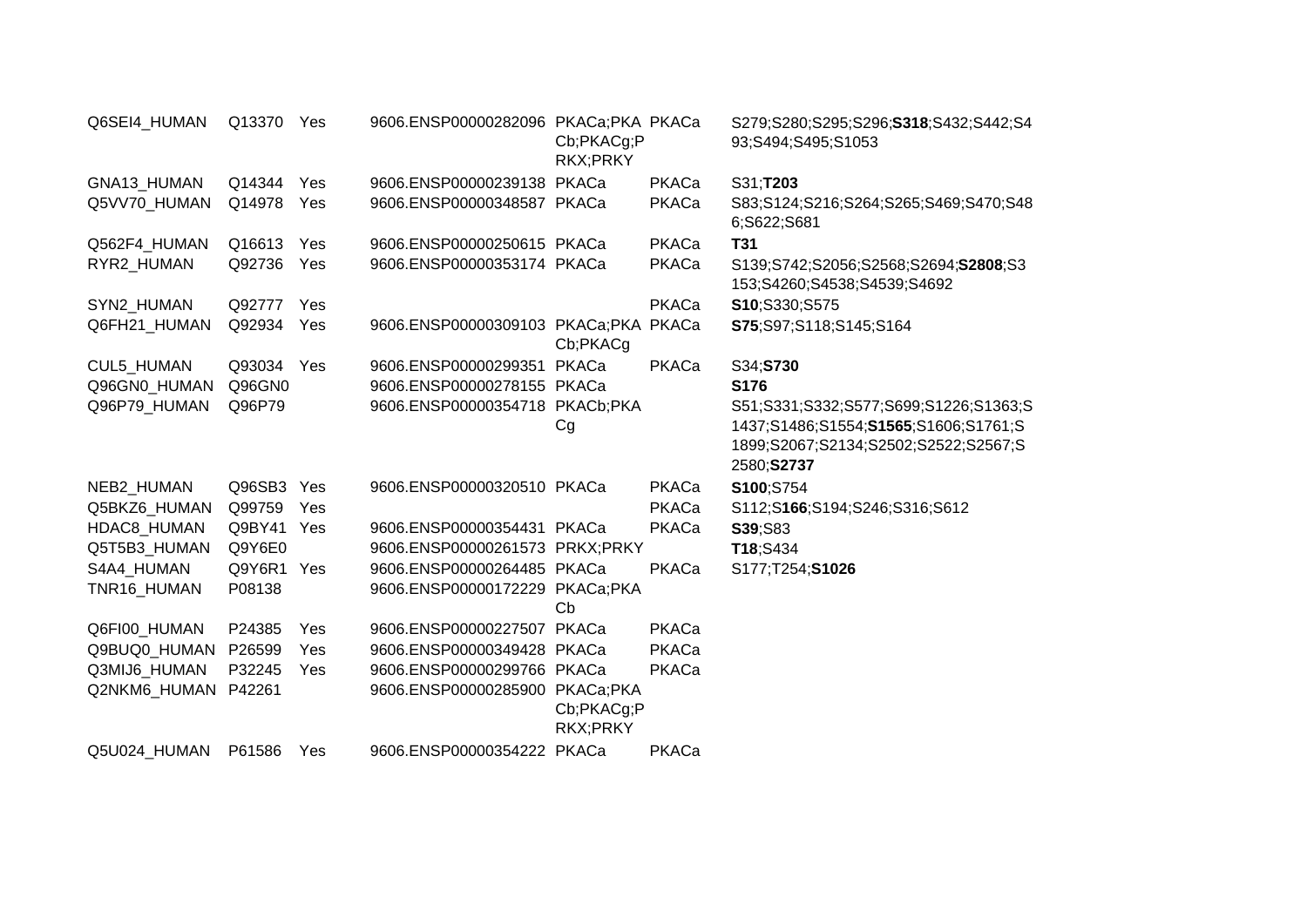| | | | | | | |
|---|---|---|---|---|---|---|
| Q6SEI4_HUMAN | Q13370 | Yes | 9606.ENSP00000282096 | PKACa;PKACb;PKACg;PRKX;PRKY | PKACa | S279;S280;S295;S296;**S318**;S432;S442;S493;S494;S495;S1053 |
| GNA13_HUMAN | Q14344 | Yes | 9606.ENSP00000239138 | PKACa | PKACa | S31;**T203** |
| Q5VV70_HUMAN | Q14978 | Yes | 9606.ENSP00000348587 | PKACa | PKACa | S83;S124;S216;S264;S265;S469;S470;S486;S622;S681 |
| Q562F4_HUMAN | Q16613 | Yes | 9606.ENSP00000250615 | PKACa | PKACa | **T31** |
| RYR2_HUMAN | Q92736 | Yes | 9606.ENSP00000353174 | PKACa | PKACa | S139;S742;S2056;S2568;S2694;**S2808**;S3153;S4260;S4538;S4539;S4692 |
| SYN2_HUMAN | Q92777 | Yes | | | PKACa | **S10**;S330;S575 |
| Q6FH21_HUMAN | Q92934 | Yes | 9606.ENSP00000309103 | PKACa;PKACb;PKACg | PKACa | **S75**;S97;S118;S145;S164 |
| CUL5_HUMAN | Q93034 | Yes | 9606.ENSP00000299351 | PKACa | PKACa | S34;**S730** |
| Q96GN0_HUMAN | Q96GN0 | | 9606.ENSP00000278155 | PKACa | | **S176** |
| Q96P79_HUMAN | Q96P79 | | 9606.ENSP00000354718 | PKACb;PKACg | | S51;S331;S332;S577;S699;S1226;S1363;S1437;S1486;S1554;**S1565**;S1606;S1761;S1899;S2067;S2134;S2502;S2522;S2567;S2580;**S2737** |
| NEB2_HUMAN | Q96SB3 | Yes | 9606.ENSP00000320510 | PKACa | PKACa | **S100**;S754 |
| Q5BKZ6_HUMAN | Q99759 | Yes | | | PKACa | S112;S**166**;S194;S246;S316;S612 |
| HDAC8_HUMAN | Q9BY41 | Yes | 9606.ENSP00000354431 | PKACa | PKACa | **S39**;S83 |
| Q5T5B3_HUMAN | Q9Y6E0 | | 9606.ENSP00000261573 | PRKX;PRKY | | **T18**;S434 |
| S4A4_HUMAN | Q9Y6R1 | Yes | 9606.ENSP00000264485 | PKACa | PKACa | S177;T254;**S1026** |
| TNR16_HUMAN | P08138 | | 9606.ENSP00000172229 | PKACa;PKACb | | |
| Q6FI00_HUMAN | P24385 | Yes | 9606.ENSP00000227507 | PKACa | PKACa | |
| Q9BUQ0_HUMAN | P26599 | Yes | 9606.ENSP00000349428 | PKACa | PKACa | |
| Q3MIJ6_HUMAN | P32245 | Yes | 9606.ENSP00000299766 | PKACa | PKACa | |
| Q2NKM6_HUMAN | P42261 | | 9606.ENSP00000285900 | PKACa;PKACb;PKACg;PRKX;PRKY | | |
| Q5U024_HUMAN | P61586 | Yes | 9606.ENSP00000354222 | PKACa | PKACa | |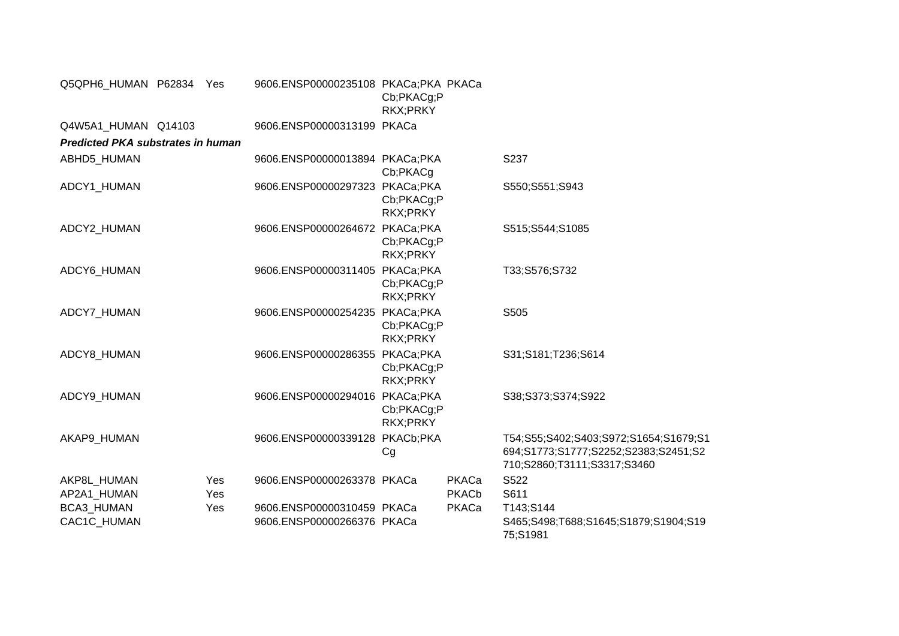| | | | | | | |
|---|---|---|---|---|---|---|
| Q5QPH6_HUMAN | P62834 | Yes | 9606.ENSP00000235108 | PKACa;PKACb;PKACg;PRKX;PRKY | PKACa | |
| Q4W5A1_HUMAN | Q14103 | | 9606.ENSP00000313199 | PKACa | | |
| ***Predicted PKA substrates in human*** | | | | | | |
| ABHD5_HUMAN | | | 9606.ENSP00000013894 | PKACa;PKACb;PKACg | | S237 |
| ADCY1_HUMAN | | | 9606.ENSP00000297323 | PKACa;PKACb;PKACg;PRKX;PRKY | | S550;S551;S943 |
| ADCY2_HUMAN | | | 9606.ENSP00000264672 | PKACa;PKACb;PKACg;PRKX;PRKY | | S515;S544;S1085 |
| ADCY6_HUMAN | | | 9606.ENSP00000311405 | PKACa;PKACb;PKACg;PRKX;PRKY | | T33;S576;S732 |
| ADCY7_HUMAN | | | 9606.ENSP00000254235 | PKACa;PKACb;PKACg;PRKX;PRKY | | S505 |
| ADCY8_HUMAN | | | 9606.ENSP00000286355 | PKACa;PKACb;PKACg;PRKX;PRKY | | S31;S181;T236;S614 |
| ADCY9_HUMAN | | | 9606.ENSP00000294016 | PKACa;PKACb;PKACg;PRKX;PRKY | | S38;S373;S374;S922 |
| AKAP9_HUMAN | | | 9606.ENSP00000339128 | PKACb;PKACg | | T54;S55;S402;S403;S972;S1654;S1679;S1694;S1773;S1777;S2252;S2383;S2451;S2710;S2860;T3111;S3317;S3460 |
| AKP8L_HUMAN | | Yes | 9606.ENSP00000263378 | PKACa | PKACa | S522 |
| AP2A1_HUMAN | | Yes | | | PKACb | S611 |
| BCA3_HUMAN | | Yes | 9606.ENSP00000310459 | PKACa | PKACa | T143;S144 |
| CAC1C_HUMAN | | | 9606.ENSP00000266376 | PKACa | | S465;S498;T688;S1645;S1879;S1904;S1975;S1981 |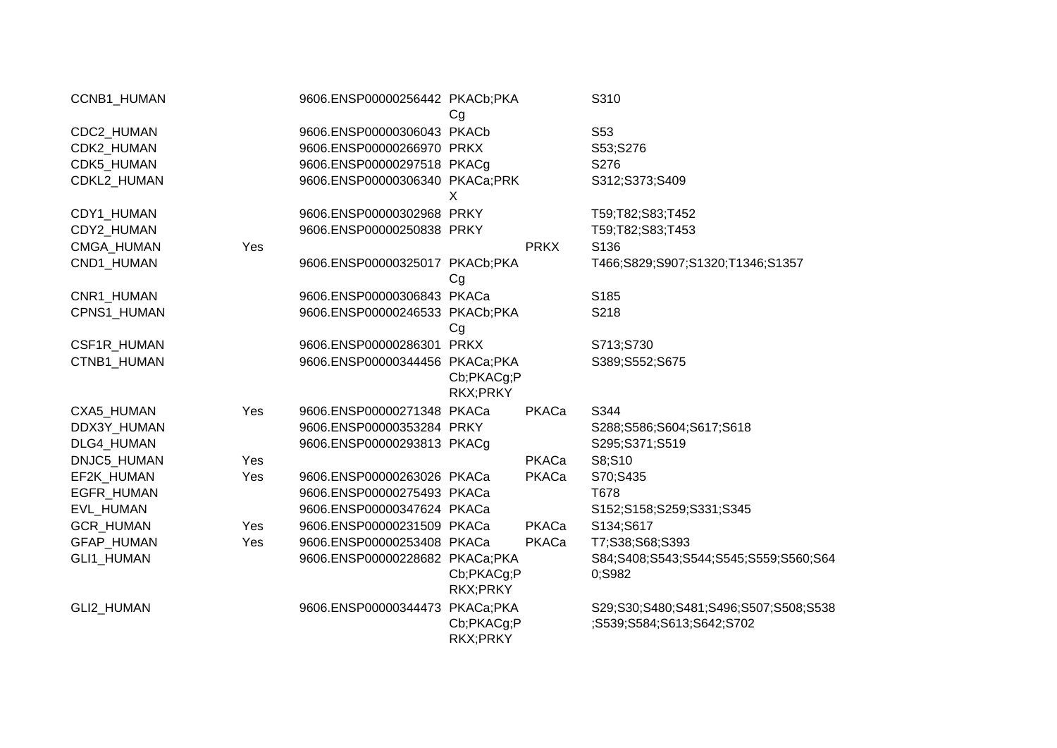| | | | | | |
|---|---|---|---|---|---|
| CCNB1_HUMAN | | 9606.ENSP00000256442 | PKACb;PKACg | | S310 |
| CDC2_HUMAN | | 9606.ENSP00000306043 | PKACb | | S53 |
| CDK2_HUMAN | | 9606.ENSP00000266970 | PRKX | | S53;S276 |
| CDK5_HUMAN | | 9606.ENSP00000297518 | PKACg | | S276 |
| CDKL2_HUMAN | | 9606.ENSP00000306340 | PKACa;PRKX | | S312;S373;S409 |
| CDY1_HUMAN | | 9606.ENSP00000302968 | PRKY | | T59;T82;S83;T452 |
| CDY2_HUMAN | | 9606.ENSP00000250838 | PRKY | | T59;T82;S83;T453 |
| CMGA_HUMAN | Yes | | | PRKX | S136 |
| CND1_HUMAN | | 9606.ENSP00000325017 | PKACb;PKACg | | T466;S829;S907;S1320;T1346;S1357 |
| CNR1_HUMAN | | 9606.ENSP00000306843 | PKACa | | S185 |
| CPNS1_HUMAN | | 9606.ENSP00000246533 | PKACb;PKACg | | S218 |
| CSF1R_HUMAN | | 9606.ENSP00000286301 | PRKX | | S713;S730 |
| CTNB1_HUMAN | | 9606.ENSP00000344456 | PKACa;PKACb;PKACg;PRKX;PRKY | | S389;S552;S675 |
| CXA5_HUMAN | Yes | 9606.ENSP00000271348 | PKACa | PKACa | S344 |
| DDX3Y_HUMAN | | 9606.ENSP00000353284 | PRKY | | S288;S586;S604;S617;S618 |
| DLG4_HUMAN | | 9606.ENSP00000293813 | PKACg | | S295;S371;S519 |
| DNJC5_HUMAN | Yes | | | PKACa | S8;S10 |
| EF2K_HUMAN | Yes | 9606.ENSP00000263026 | PKACa | PKACa | S70;S435 |
| EGFR_HUMAN | | 9606.ENSP00000275493 | PKACa | | T678 |
| EVL_HUMAN | | 9606.ENSP00000347624 | PKACa | | S152;S158;S259;S331;S345 |
| GCR_HUMAN | Yes | 9606.ENSP00000231509 | PKACa | PKACa | S134;S617 |
| GFAP_HUMAN | Yes | 9606.ENSP00000253408 | PKACa | PKACa | T7;S38;S68;S393 |
| GLI1_HUMAN | | 9606.ENSP00000228682 | PKACa;PKACb;PKACg;PRKX;PRKY | | S84;S408;S543;S544;S545;S559;S560;S640;S982 |
| GLI2_HUMAN | | 9606.ENSP00000344473 | PKACa;PKACb;PKACg;PRKX;PRKY | | S29;S30;S480;S481;S496;S507;S508;S538;S539;S584;S613;S642;S702 |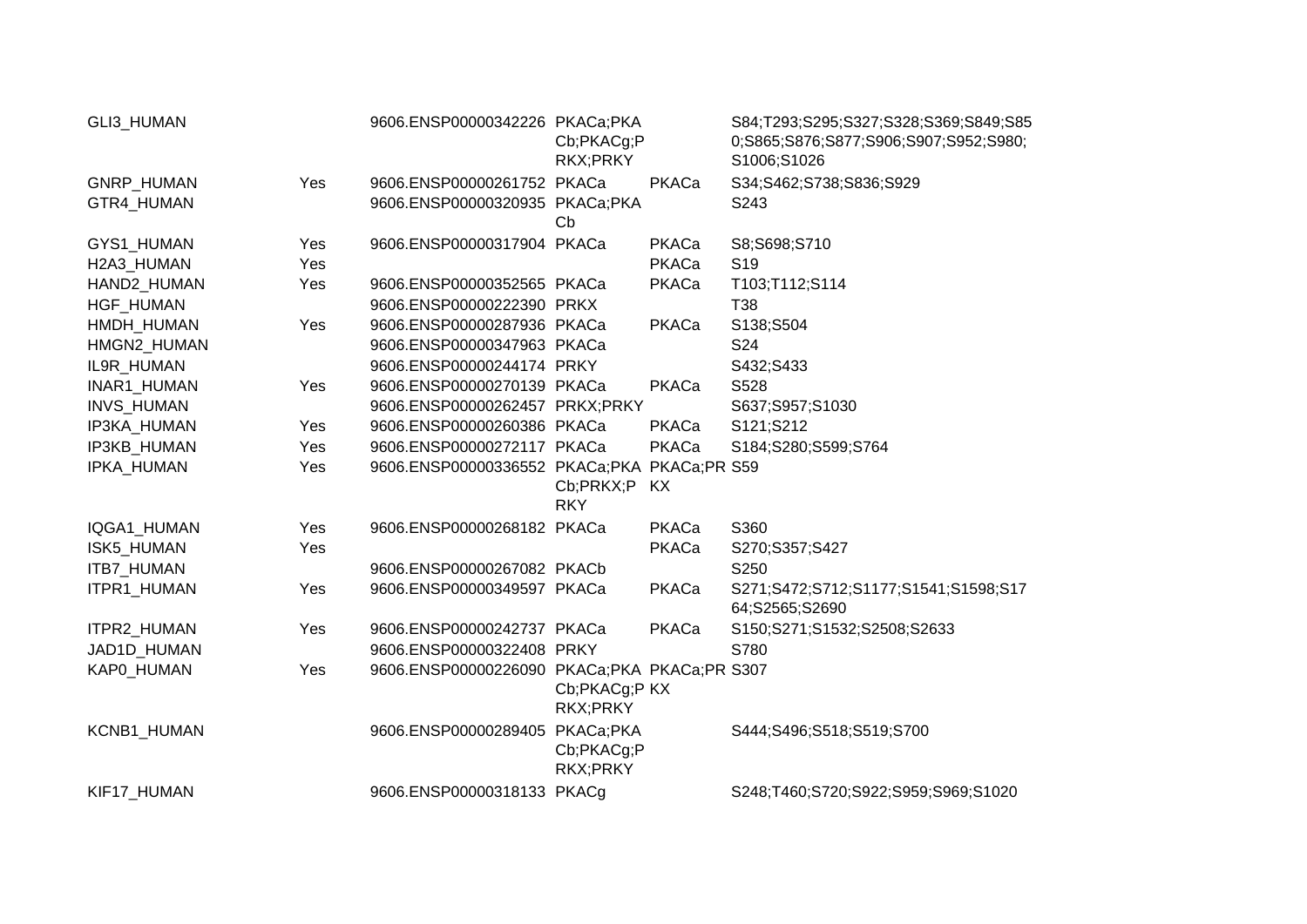| | | | | | |
|---|---|---|---|---|---|
| GLI3_HUMAN | | 9606.ENSP00000342226 | PKACa;PKACb;PKACg;PRKX;PRKY | | S84;T293;S295;S327;S328;S369;S849;S850;S865;S876;S877;S906;S907;S952;S980;S1006;S1026 |
| GNRP_HUMAN | Yes | 9606.ENSP00000261752 | PKACa | PKACa | S34;S462;S738;S836;S929 |
| GTR4_HUMAN | | 9606.ENSP00000320935 | PKACa;PKACb | | S243 |
| GYS1_HUMAN | Yes | 9606.ENSP00000317904 | PKACa | PKACa | S8;S698;S710 |
| H2A3_HUMAN | Yes | | | PKACa | S19 |
| HAND2_HUMAN | Yes | 9606.ENSP00000352565 | PKACa | PKACa | T103;T112;S114 |
| HGF_HUMAN | | 9606.ENSP00000222390 | PRKX | | T38 |
| HMDH_HUMAN | Yes | 9606.ENSP00000287936 | PKACa | PKACa | S138;S504 |
| HMGN2_HUMAN | | 9606.ENSP00000347963 | PKACa | | S24 |
| IL9R_HUMAN | | 9606.ENSP00000244174 | PRKY | | S432;S433 |
| INAR1_HUMAN | Yes | 9606.ENSP00000270139 | PKACa | PKACa | S528 |
| INVS_HUMAN | | 9606.ENSP00000262457 | PRKX;PRKY | | S637;S957;S1030 |
| IP3KA_HUMAN | Yes | 9606.ENSP00000260386 | PKACa | PKACa | S121;S212 |
| IP3KB_HUMAN | Yes | 9606.ENSP00000272117 | PKACa | PKACa | S184;S280;S599;S764 |
| IPKA_HUMAN | Yes | 9606.ENSP00000336552 | PKACa;PKACb;PRKX;PRKY | PKACa;PRKX | S59 |
| IQGA1_HUMAN | Yes | 9606.ENSP00000268182 | PKACa | PKACa | S360 |
| ISK5_HUMAN | Yes | | | PKACa | S270;S357;S427 |
| ITB7_HUMAN | | 9606.ENSP00000267082 | PKACb | | S250 |
| ITPR1_HUMAN | Yes | 9606.ENSP00000349597 | PKACa | PKACa | S271;S472;S712;S1177;S1541;S1598;S1764;S2565;S2690 |
| ITPR2_HUMAN | Yes | 9606.ENSP00000242737 | PKACa | PKACa | S150;S271;S1532;S2508;S2633 |
| JAD1D_HUMAN | | 9606.ENSP00000322408 | PRKY | | S780 |
| KAP0_HUMAN | Yes | 9606.ENSP00000226090 | PKACa;PKACb;PKACg;PRKX;PRKY | PKACa;PRKX | S307 |
| KCNB1_HUMAN | | 9606.ENSP00000289405 | PKACa;PKACb;PKACg;PRKX;PRKY | | S444;S496;S518;S519;S700 |
| KIF17_HUMAN | | 9606.ENSP00000318133 | PKACg | | S248;T460;S720;S922;S959;S969;S1020 |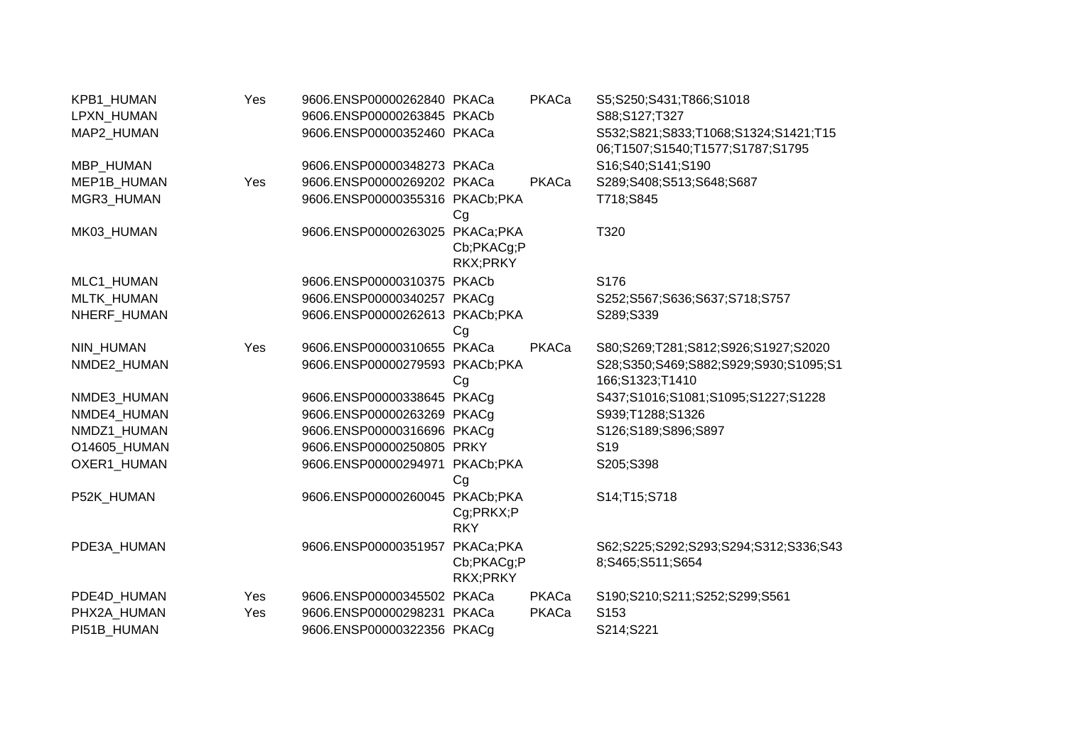| | | | | | |
|---|---|---|---|---|---|
| KPB1_HUMAN | Yes | 9606.ENSP00000262840 | PKACa | PKACa | S5;S250;S431;T866;S1018 |
| LPXN_HUMAN | | 9606.ENSP00000263845 | PKACb | | S88;S127;T327 |
| MAP2_HUMAN | | 9606.ENSP00000352460 | PKACa | | S532;S821;S833;T1068;S1324;S1421;T1506;T1507;S1540;T1577;S1787;S1795 |
| MBP_HUMAN | | 9606.ENSP00000348273 | PKACa | | S16;S40;S141;S190 |
| MEP1B_HUMAN | Yes | 9606.ENSP00000269202 | PKACa | PKACa | S289;S408;S513;S648;S687 |
| MGR3_HUMAN | | 9606.ENSP00000355316 | PKACb;PKACg | | T718;S845 |
| MK03_HUMAN | | 9606.ENSP00000263025 | PKACa;PKACb;PKACg;PRKX;PRKY | | T320 |
| MLC1_HUMAN | | 9606.ENSP00000310375 | PKACb | | S176 |
| MLTK_HUMAN | | 9606.ENSP00000340257 | PKACg | | S252;S567;S636;S637;S718;S757 |
| NHERF_HUMAN | | 9606.ENSP00000262613 | PKACb;PKACg | | S289;S339 |
| NIN_HUMAN | Yes | 9606.ENSP00000310655 | PKACa | PKACa | S80;S269;T281;S812;S926;S1927;S2020 |
| NMDE2_HUMAN | | 9606.ENSP00000279593 | PKACb;PKACg | | S28;S350;S469;S882;S929;S930;S1095;S1166;S1323;T1410 |
| NMDE3_HUMAN | | 9606.ENSP00000338645 | PKACg | | S437;S1016;S1081;S1095;S1227;S1228 |
| NMDE4_HUMAN | | 9606.ENSP00000263269 | PKACg | | S939;T1288;S1326 |
| NMDZ1_HUMAN | | 9606.ENSP00000316696 | PKACg | | S126;S189;S896;S897 |
| O14605_HUMAN | | 9606.ENSP00000250805 | PRKY | | S19 |
| OXER1_HUMAN | | 9606.ENSP00000294971 | PKACb;PKACg | | S205;S398 |
| P52K_HUMAN | | 9606.ENSP00000260045 | PKACb;PKACg;PRKX;PRKY | | S14;T15;S718 |
| PDE3A_HUMAN | | 9606.ENSP00000351957 | PKACa;PKACb;PKACg;PRKX;PRKY | | S62;S225;S292;S293;S294;S312;S336;S438;S465;S511;S654 |
| PDE4D_HUMAN | Yes | 9606.ENSP00000345502 | PKACa | PKACa | S190;S210;S211;S252;S299;S561 |
| PHX2A_HUMAN | Yes | 9606.ENSP00000298231 | PKACa | PKACa | S153 |
| PI51B_HUMAN | | 9606.ENSP00000322356 | PKACg | | S214;S221 |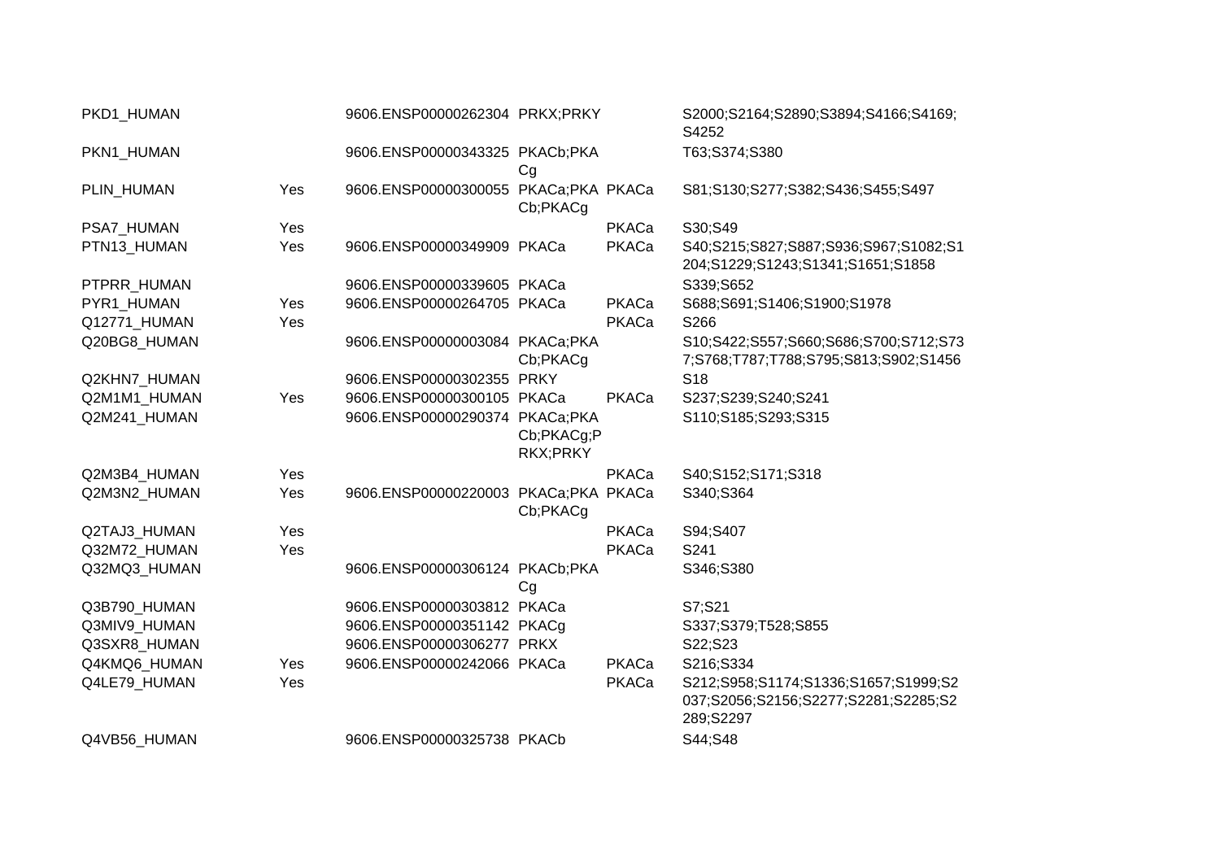| | | | | | |
|---|---|---|---|---|---|
| PKD1_HUMAN | | 9606.ENSP00000262304 | PRKX;PRKY | | S2000;S2164;S2890;S3894;S4166;S4169;S4252 |
| PKN1_HUMAN | | 9606.ENSP00000343325 | PKACb;PKACg | | T63;S374;S380 |
| PLIN_HUMAN | Yes | 9606.ENSP00000300055 | PKACa;PKACb;PKACg | PKACa | S81;S130;S277;S382;S436;S455;S497 |
| PSA7_HUMAN | Yes | | | PKACa | S30;S49 |
| PTN13_HUMAN | Yes | 9606.ENSP00000349909 | PKACa | PKACa | S40;S215;S827;S887;S936;S967;S1082;S1204;S1229;S1243;S1341;S1651;S1858 |
| PTPRR_HUMAN | | 9606.ENSP00000339605 | PKACa | | S339;S652 |
| PYR1_HUMAN | Yes | 9606.ENSP00000264705 | PKACa | PKACa | S688;S691;S1406;S1900;S1978 |
| Q12771_HUMAN | Yes | | | PKACa | S266 |
| Q20BG8_HUMAN | | 9606.ENSP00000003084 | PKACa;PKACb;PKACg | | S10;S422;S557;S660;S686;S700;S712;S737;S768;T787;T788;S795;S813;S902;S1456 |
| Q2KHN7_HUMAN | | 9606.ENSP00000302355 | PRKY | | S18 |
| Q2M1M1_HUMAN | Yes | 9606.ENSP00000300105 | PKACa | PKACa | S237;S239;S240;S241 |
| Q2M241_HUMAN | | 9606.ENSP00000290374 | PKACa;PKACb;PKACg;PRKX;PRKY | | S110;S185;S293;S315 |
| Q2M3B4_HUMAN | Yes | | | PKACa | S40;S152;S171;S318 |
| Q2M3N2_HUMAN | Yes | 9606.ENSP00000220003 | PKACa;PKACb;PKACg | PKACa | S340;S364 |
| Q2TAJ3_HUMAN | Yes | | | PKACa | S94;S407 |
| Q32M72_HUMAN | Yes | | | PKACa | S241 |
| Q32MQ3_HUMAN | | 9606.ENSP00000306124 | PKACb;PKACg | | S346;S380 |
| Q3B790_HUMAN | | 9606.ENSP00000303812 | PKACa | | S7;S21 |
| Q3MIV9_HUMAN | | 9606.ENSP00000351142 | PKACg | | S337;S379;T528;S855 |
| Q3SXR8_HUMAN | | 9606.ENSP00000306277 | PRKX | | S22;S23 |
| Q4KMQ6_HUMAN | Yes | 9606.ENSP00000242066 | PKACa | PKACa | S216;S334 |
| Q4LE79_HUMAN | Yes | | | PKACa | S212;S958;S1174;S1336;S1657;S1999;S2037;S2056;S2156;S2277;S2281;S2285;S2289;S2297 |
| Q4VB56_HUMAN | | 9606.ENSP00000325738 | PKACb | | S44;S48 |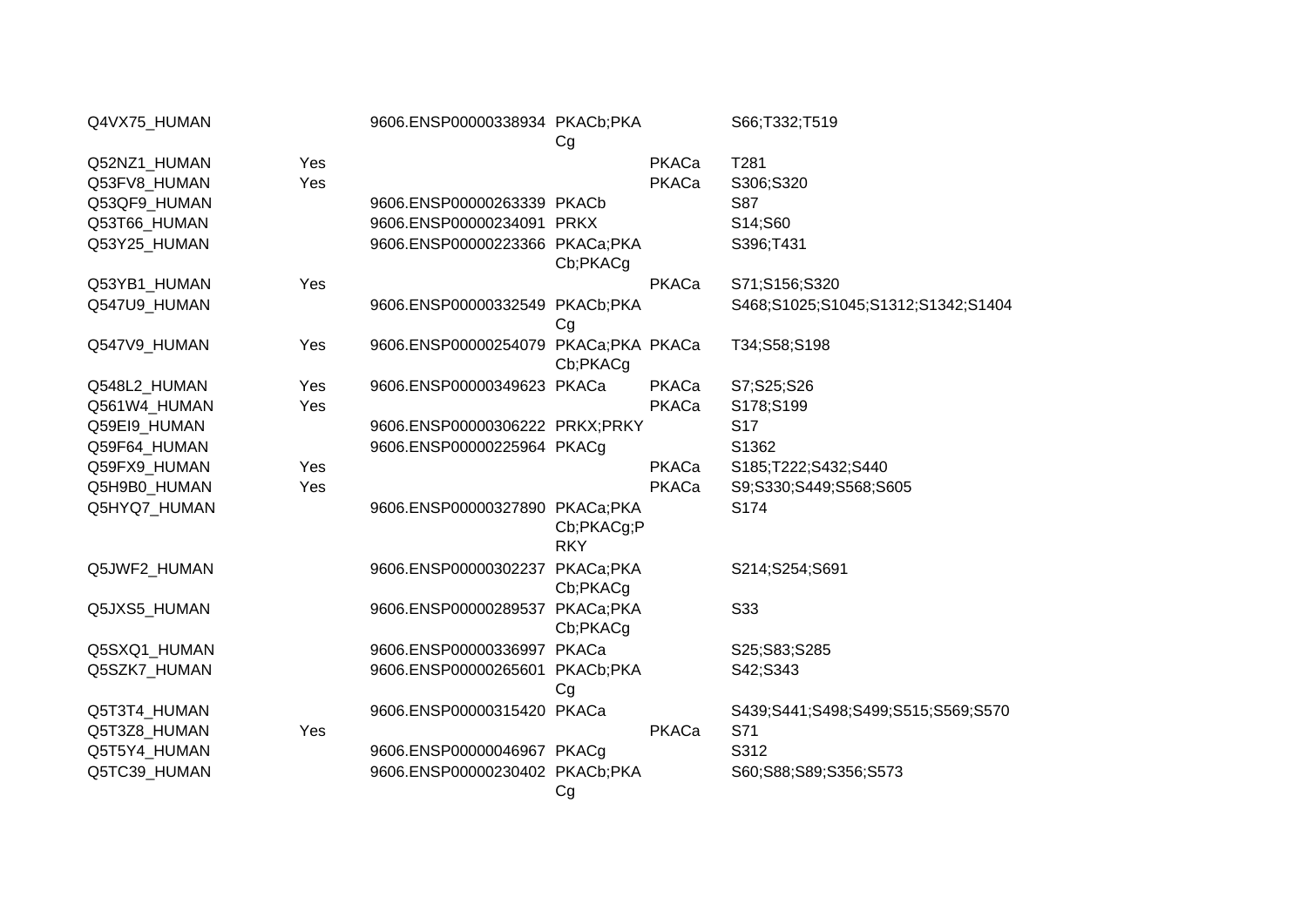| | | | | | |
|---|---|---|---|---|---|
| Q4VX75_HUMAN | | 9606.ENSP00000338934 | PKACb;PKACg | | S66;T332;T519 |
| Q52NZ1_HUMAN | Yes | | | PKACa | T281 |
| Q53FV8_HUMAN | Yes | | | PKACa | S306;S320 |
| Q53QF9_HUMAN | | 9606.ENSP00000263339 | PKACb | | S87 |
| Q53T66_HUMAN | | 9606.ENSP00000234091 | PRKX | | S14;S60 |
| Q53Y25_HUMAN | | 9606.ENSP00000223366 | PKACa;PKACb;PKACg | | S396;T431 |
| Q53YB1_HUMAN | Yes | | | PKACa | S71;S156;S320 |
| Q547U9_HUMAN | | 9606.ENSP00000332549 | PKACb;PKACg | | S468;S1025;S1045;S1312;S1342;S1404 |
| Q547V9_HUMAN | Yes | 9606.ENSP00000254079 | PKACa;PKACb;PKACg | PKACa | T34;S58;S198 |
| Q548L2_HUMAN | Yes | 9606.ENSP00000349623 | PKACa | PKACa | S7;S25;S26 |
| Q561W4_HUMAN | Yes | | | PKACa | S178;S199 |
| Q59EI9_HUMAN | | 9606.ENSP00000306222 | PRKX;PRKY | | S17 |
| Q59F64_HUMAN | | 9606.ENSP00000225964 | PKACg | | S1362 |
| Q59FX9_HUMAN | Yes | | | PKACa | S185;T222;S432;S440 |
| Q5H9B0_HUMAN | Yes | | | PKACa | S9;S330;S449;S568;S605 |
| Q5HYQ7_HUMAN | | 9606.ENSP00000327890 | PKACa;PKACb;PKACg;PRKY | | S174 |
| Q5JWF2_HUMAN | | 9606.ENSP00000302237 | PKACa;PKACb;PKACg | | S214;S254;S691 |
| Q5JXS5_HUMAN | | 9606.ENSP00000289537 | PKACa;PKACb;PKACg | | S33 |
| Q5SXQ1_HUMAN | | 9606.ENSP00000336997 | PKACa | | S25;S83;S285 |
| Q5SZK7_HUMAN | | 9606.ENSP00000265601 | PKACb;PKACg | | S42;S343 |
| Q5T3T4_HUMAN | | 9606.ENSP00000315420 | PKACa | | S439;S441;S498;S499;S515;S569;S570 |
| Q5T3Z8_HUMAN | Yes | | | PKACa | S71 |
| Q5T5Y4_HUMAN | | 9606.ENSP00000046967 | PKACg | | S312 |
| Q5TC39_HUMAN | | 9606.ENSP00000230402 | PKACb;PKACg | | S60;S88;S89;S356;S573 |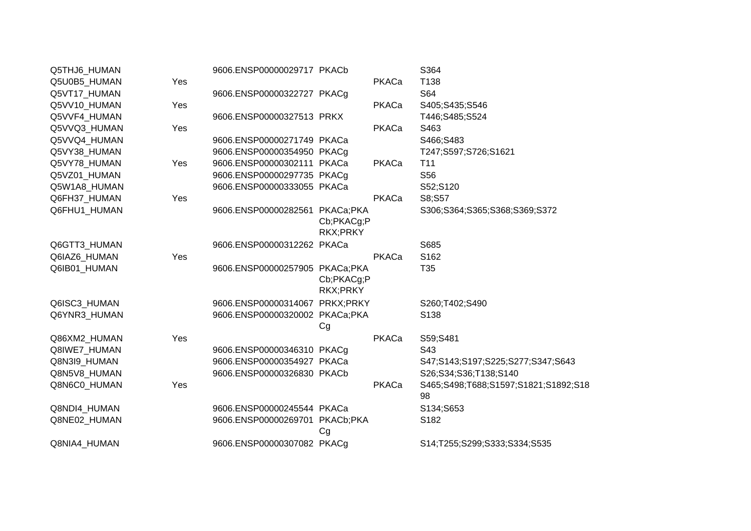| | | | | | |
|---|---|---|---|---|---|
| Q5THJ6_HUMAN | | 9606.ENSP00000029717 | PKACb | | S364 |
| Q5U0B5_HUMAN | Yes | | | PKACa | T138 |
| Q5VT17_HUMAN | | 9606.ENSP00000322727 | PKACg | | S64 |
| Q5VV10_HUMAN | Yes | | | PKACa | S405;S435;S546 |
| Q5VVF4_HUMAN | | 9606.ENSP00000327513 | PRKX | | T446;S485;S524 |
| Q5VVQ3_HUMAN | Yes | | | PKACa | S463 |
| Q5VVQ4_HUMAN | | 9606.ENSP00000271749 | PKACa | | S466;S483 |
| Q5VY38_HUMAN | | 9606.ENSP00000354950 | PKACg | | T247;S597;S726;S1621 |
| Q5VY78_HUMAN | Yes | 9606.ENSP00000302111 | PKACa | PKACa | T11 |
| Q5VZ01_HUMAN | | 9606.ENSP00000297735 | PKACg | | S56 |
| Q5W1A8_HUMAN | | 9606.ENSP00000333055 | PKACa | | S52;S120 |
| Q6FH37_HUMAN | Yes | | | PKACa | S8;S57 |
| Q6FHU1_HUMAN | | 9606.ENSP00000282561 | PKACa;PKACb;PKACg;PRKX;PRKY | | S306;S364;S365;S368;S369;S372 |
| Q6GTT3_HUMAN | | 9606.ENSP00000312262 | PKACa | | S685 |
| Q6IAZ6_HUMAN | Yes | | | PKACa | S162 |
| Q6IB01_HUMAN | | 9606.ENSP00000257905 | PKACa;PKACb;PKACg;PRKX;PRKY | | T35 |
| Q6ISC3_HUMAN | | 9606.ENSP00000314067 | PRKX;PRKY | | S260;T402;S490 |
| Q6YNR3_HUMAN | | 9606.ENSP00000320002 | PKACa;PKACg | | S138 |
| Q86XM2_HUMAN | Yes | | | PKACa | S59;S481 |
| Q8IWE7_HUMAN | | 9606.ENSP00000346310 | PKACg | | S43 |
| Q8N3I9_HUMAN | | 9606.ENSP00000354927 | PKACa | | S47;S143;S197;S225;S277;S347;S643 |
| Q8N5V8_HUMAN | | 9606.ENSP00000326830 | PKACb | | S26;S34;S36;T138;S140 |
| Q8N6C0_HUMAN | Yes | | | PKACa | S465;S498;T688;S1597;S1821;S1892;S1898 |
| Q8NDI4_HUMAN | | 9606.ENSP00000245544 | PKACa | | S134;S653 |
| Q8NE02_HUMAN | | 9606.ENSP00000269701 | PKACb;PKACg | | S182 |
| Q8NIA4_HUMAN | | 9606.ENSP00000307082 | PKACg | | S14;T255;S299;S333;S334;S535 |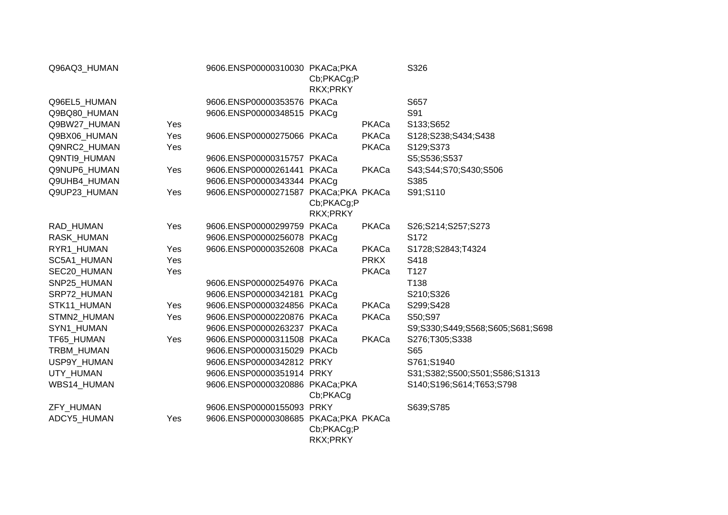| | | | | | |
|---|---|---|---|---|---|
| Q96AQ3_HUMAN | | 9606.ENSP00000310030 | PKACa;PKACb;PKACg;PRKX;PRKY | | S326 |
| Q96EL5_HUMAN | | 9606.ENSP00000353576 | PKACa | | S657 |
| Q9BQ80_HUMAN | | 9606.ENSP00000348515 | PKACg | | S91 |
| Q9BW27_HUMAN | Yes | | | PKACa | S133;S652 |
| Q9BX06_HUMAN | Yes | 9606.ENSP00000275066 | PKACa | PKACa | S128;S238;S434;S438 |
| Q9NRC2_HUMAN | Yes | | | PKACa | S129;S373 |
| Q9NTI9_HUMAN | | 9606.ENSP00000315757 | PKACa | | S5;S536;S537 |
| Q9NUP6_HUMAN | Yes | 9606.ENSP00000261441 | PKACa | PKACa | S43;S44;S70;S430;S506 |
| Q9UHB4_HUMAN | | 9606.ENSP00000343344 | PKACg | | S385 |
| Q9UP23_HUMAN | Yes | 9606.ENSP00000271587 | PKACa;PKACb;PKACg;PRKX;PRKY | PKACa | S91;S110 |
| RAD_HUMAN | Yes | 9606.ENSP00000299759 | PKACa | PKACa | S26;S214;S257;S273 |
| RASK_HUMAN | | 9606.ENSP00000256078 | PKACg | | S172 |
| RYR1_HUMAN | Yes | 9606.ENSP00000352608 | PKACa | PKACa | S1728;S2843;T4324 |
| SC5A1_HUMAN | Yes | | | PRKX | S418 |
| SEC20_HUMAN | Yes | | | PKACa | T127 |
| SNP25_HUMAN | | 9606.ENSP00000254976 | PKACa | | T138 |
| SRP72_HUMAN | | 9606.ENSP00000342181 | PKACg | | S210;S326 |
| STK11_HUMAN | Yes | 9606.ENSP00000324856 | PKACa | PKACa | S299;S428 |
| STMN2_HUMAN | Yes | 9606.ENSP00000220876 | PKACa | PKACa | S50;S97 |
| SYN1_HUMAN | | 9606.ENSP00000263237 | PKACa | | S9;S330;S449;S568;S605;S681;S698 |
| TF65_HUMAN | Yes | 9606.ENSP00000311508 | PKACa | PKACa | S276;T305;S338 |
| TRBM_HUMAN | | 9606.ENSP00000315029 | PKACb | | S65 |
| USP9Y_HUMAN | | 9606.ENSP00000342812 | PRKY | | S761;S1940 |
| UTY_HUMAN | | 9606.ENSP00000351914 | PRKY | | S31;S382;S500;S501;S586;S1313 |
| WBS14_HUMAN | | 9606.ENSP00000320886 | PKACa;PKACb;PKACg | | S140;S196;S614;T653;S798 |
| ZFY_HUMAN | | 9606.ENSP00000155093 | PRKY | | S639;S785 |
| ADCY5_HUMAN | Yes | 9606.ENSP00000308685 | PKACa;PKACb;PKACg;PRKX;PRKY | PKACa | |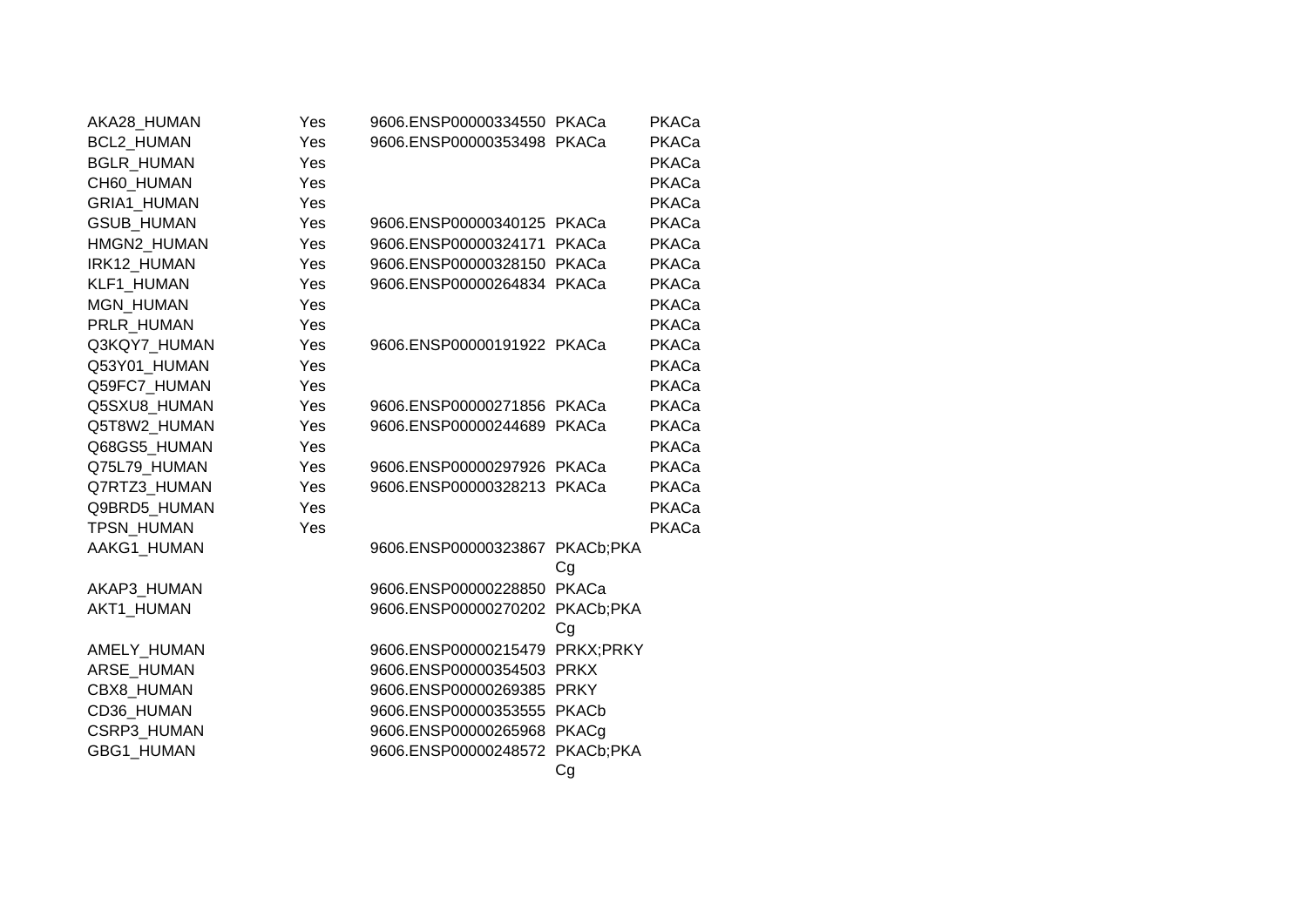| | | | | |
|---|---|---|---|---|
| AKA28_HUMAN | Yes | 9606.ENSP00000334550 | PKACa | PKACa |
| BCL2_HUMAN | Yes | 9606.ENSP00000353498 | PKACa | PKACa |
| BGLR_HUMAN | Yes | | | PKACa |
| CH60_HUMAN | Yes | | | PKACa |
| GRIA1_HUMAN | Yes | | | PKACa |
| GSUB_HUMAN | Yes | 9606.ENSP00000340125 | PKACa | PKACa |
| HMGN2_HUMAN | Yes | 9606.ENSP00000324171 | PKACa | PKACa |
| IRK12_HUMAN | Yes | 9606.ENSP00000328150 | PKACa | PKACa |
| KLF1_HUMAN | Yes | 9606.ENSP00000264834 | PKACa | PKACa |
| MGN_HUMAN | Yes | | | PKACa |
| PRLR_HUMAN | Yes | | | PKACa |
| Q3KQY7_HUMAN | Yes | 9606.ENSP00000191922 | PKACa | PKACa |
| Q53Y01_HUMAN | Yes | | | PKACa |
| Q59FC7_HUMAN | Yes | | | PKACa |
| Q5SXU8_HUMAN | Yes | 9606.ENSP00000271856 | PKACa | PKACa |
| Q5T8W2_HUMAN | Yes | 9606.ENSP00000244689 | PKACa | PKACa |
| Q68GS5_HUMAN | Yes | | | PKACa |
| Q75L79_HUMAN | Yes | 9606.ENSP00000297926 | PKACa | PKACa |
| Q7RTZ3_HUMAN | Yes | 9606.ENSP00000328213 | PKACa | PKACa |
| Q9BRD5_HUMAN | Yes | | | PKACa |
| TPSN_HUMAN | Yes | | | PKACa |
| AAKG1_HUMAN | | 9606.ENSP00000323867 | PKACb;PKACg | |
| AKAP3_HUMAN | | 9606.ENSP00000228850 | PKACa | |
| AKT1_HUMAN | | 9606.ENSP00000270202 | PKACb;PKACg | |
| AMELY_HUMAN | | 9606.ENSP00000215479 | PRKX;PRKY | |
| ARSE_HUMAN | | 9606.ENSP00000354503 | PRKX | |
| CBX8_HUMAN | | 9606.ENSP00000269385 | PRKY | |
| CD36_HUMAN | | 9606.ENSP00000353555 | PKACb | |
| CSRP3_HUMAN | | 9606.ENSP00000265968 | PKACg | |
| GBG1_HUMAN | | 9606.ENSP00000248572 | PKACb;PKACg | |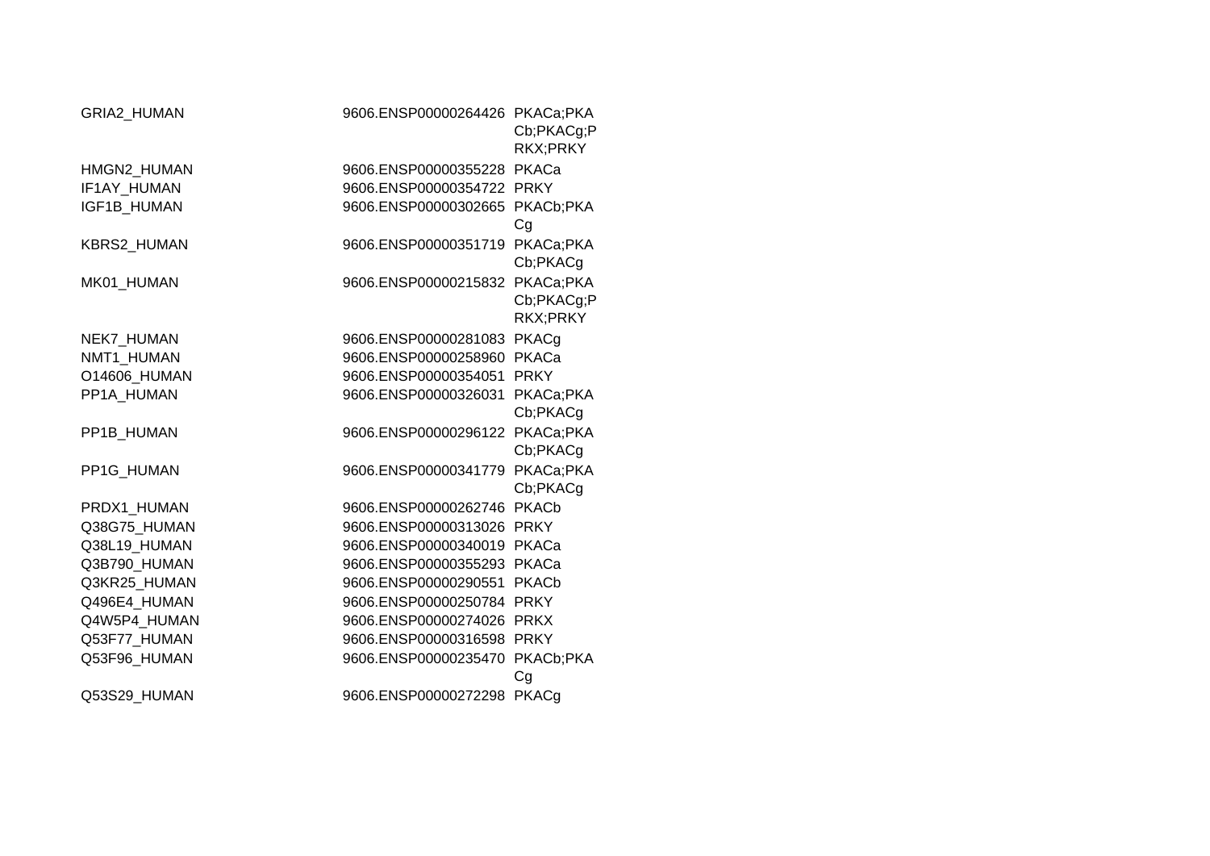| | | |
|---|---|---|
| GRIA2_HUMAN | 9606.ENSP00000264426 | PKACa;PKACb;PKACg;PRKX;PRKY |
| HMGN2_HUMAN | 9606.ENSP00000355228 | PKACa |
| IF1AY_HUMAN | 9606.ENSP00000354722 | PRKY |
| IGF1B_HUMAN | 9606.ENSP00000302665 | PKACb;PKACg |
| KBRS2_HUMAN | 9606.ENSP00000351719 | PKACa;PKACb;PKACg |
| MK01_HUMAN | 9606.ENSP00000215832 | PKACa;PKACb;PKACg;PRKX;PRKY |
| NEK7_HUMAN | 9606.ENSP00000281083 | PKACg |
| NMT1_HUMAN | 9606.ENSP00000258960 | PKACa |
| O14606_HUMAN | 9606.ENSP00000354051 | PRKY |
| PP1A_HUMAN | 9606.ENSP00000326031 | PKACa;PKACb;PKACg |
| PP1B_HUMAN | 9606.ENSP00000296122 | PKACa;PKACb;PKACg |
| PP1G_HUMAN | 9606.ENSP00000341779 | PKACa;PKACb;PKACg |
| PRDX1_HUMAN | 9606.ENSP00000262746 | PKACb |
| Q38G75_HUMAN | 9606.ENSP00000313026 | PRKY |
| Q38L19_HUMAN | 9606.ENSP00000340019 | PKACa |
| Q3B790_HUMAN | 9606.ENSP00000355293 | PKACa |
| Q3KR25_HUMAN | 9606.ENSP00000290551 | PKACb |
| Q496E4_HUMAN | 9606.ENSP00000250784 | PRKY |
| Q4W5P4_HUMAN | 9606.ENSP00000274026 | PRKX |
| Q53F77_HUMAN | 9606.ENSP00000316598 | PRKY |
| Q53F96_HUMAN | 9606.ENSP00000235470 | PKACb;PKACg |
| Q53S29_HUMAN | 9606.ENSP00000272298 | PKACg |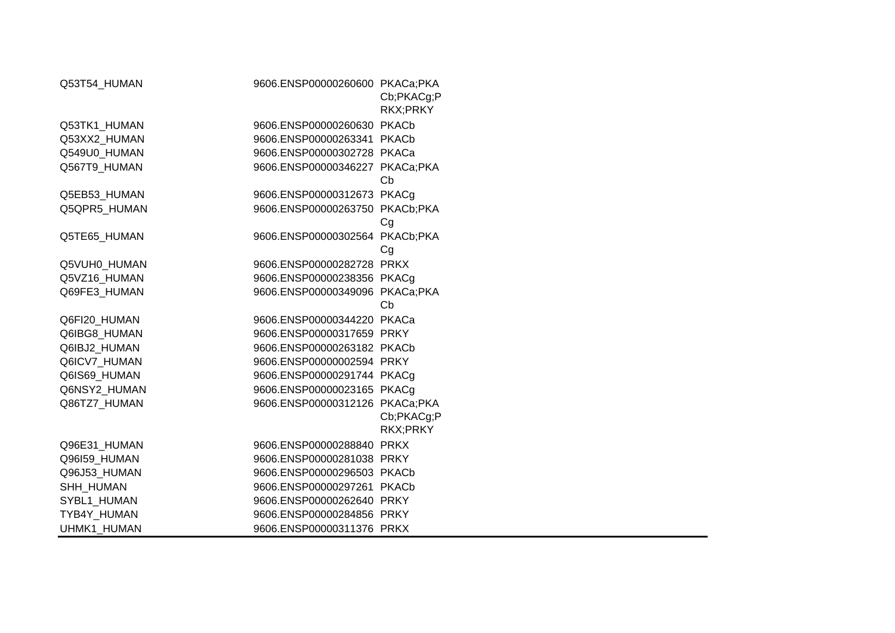| | | |
|---|---|---|
| Q53T54_HUMAN | 9606.ENSP00000260600 | PKACa;PKACb;PKACg;PRKX;PRKY |
| Q53TK1_HUMAN | 9606.ENSP00000260630 | PKACb |
| Q53XX2_HUMAN | 9606.ENSP00000263341 | PKACb |
| Q549U0_HUMAN | 9606.ENSP00000302728 | PKACa |
| Q567T9_HUMAN | 9606.ENSP00000346227 | PKACa;PKACb |
| Q5EB53_HUMAN | 9606.ENSP00000312673 | PKACg |
| Q5QPR5_HUMAN | 9606.ENSP00000263750 | PKACb;PKACg |
| Q5TE65_HUMAN | 9606.ENSP00000302564 | PKACb;PKACg |
| Q5VUH0_HUMAN | 9606.ENSP00000282728 | PRKX |
| Q5VZ16_HUMAN | 9606.ENSP00000238356 | PKACg |
| Q69FE3_HUMAN | 9606.ENSP00000349096 | PKACa;PKACb |
| Q6FI20_HUMAN | 9606.ENSP00000344220 | PKACa |
| Q6IBG8_HUMAN | 9606.ENSP00000317659 | PRKY |
| Q6IBJ2_HUMAN | 9606.ENSP00000263182 | PKACb |
| Q6ICV7_HUMAN | 9606.ENSP00000002594 | PRKY |
| Q6IS69_HUMAN | 9606.ENSP00000291744 | PKACg |
| Q6NSY2_HUMAN | 9606.ENSP00000023165 | PKACg |
| Q86TZ7_HUMAN | 9606.ENSP00000312126 | PKACa;PKACb;PKACg;PRKX;PRKY |
| Q96E31_HUMAN | 9606.ENSP00000288840 | PRKX |
| Q96I59_HUMAN | 9606.ENSP00000281038 | PRKY |
| Q96J53_HUMAN | 9606.ENSP00000296503 | PKACb |
| SHH_HUMAN | 9606.ENSP00000297261 | PKACb |
| SYBL1_HUMAN | 9606.ENSP00000262640 | PRKY |
| TYB4Y_HUMAN | 9606.ENSP00000284856 | PRKY |
| UHMK1_HUMAN | 9606.ENSP00000311376 | PRKX |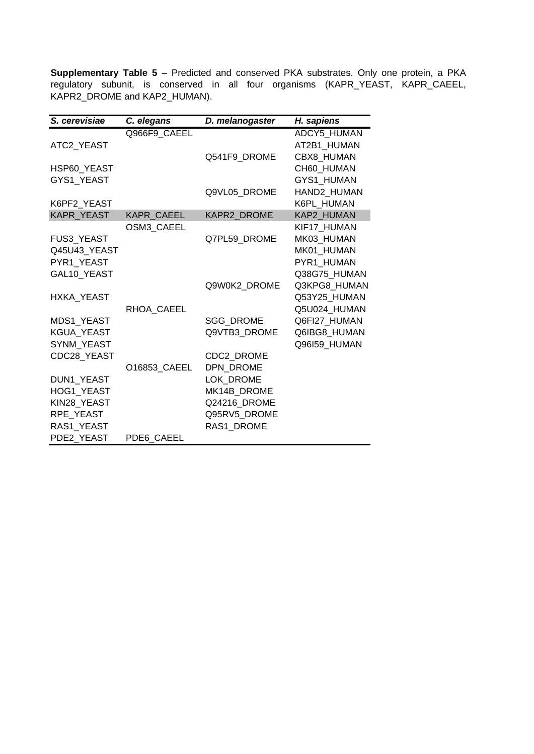**Supplementary Table 5** – Predicted and conserved PKA substrates. Only one protein, a PKA regulatory subunit, is conserved in all four organisms (KAPR_YEAST, KAPR_CAEEL, KAPR2_DROME and KAP2_HUMAN).

| *S. cerevisiae* | *C. elegans* | *D. melanogaster* | *H. sapiens* |
|---|---|---|---|
| | Q966F9_CAEEL | | ADCY5_HUMAN |
| ATC2_YEAST | | | AT2B1_HUMAN |
| | | Q541F9_DROME | CBX8_HUMAN |
| HSP60_YEAST | | | CH60_HUMAN |
| GYS1_YEAST | | | GYS1_HUMAN |
| | | Q9VL05_DROME | HAND2_HUMAN |
| K6PF2_YEAST | | | K6PL_HUMAN |
| KAPR_YEAST | KAPR_CAEEL | KAPR2_DROME | KAP2_HUMAN |
| | OSM3_CAEEL | | KIF17_HUMAN |
| FUS3_YEAST | | Q7PL59_DROME | MK03_HUMAN |
| Q45U43_YEAST | | | MK01_HUMAN |
| PYR1_YEAST | | | PYR1_HUMAN |
| GAL10_YEAST | | | Q38G75_HUMAN |
| | | Q9W0K2_DROME | Q3KPG8_HUMAN |
| HXKA_YEAST | | | Q53Y25_HUMAN |
| | RHOA_CAEEL | | Q5U024_HUMAN |
| MDS1_YEAST | | SGG_DROME | Q6FI27_HUMAN |
| KGUA_YEAST | | Q9VTB3_DROME | Q6IBG8_HUMAN |
| SYNM_YEAST | | | Q96I59_HUMAN |
| CDC28_YEAST | | CDC2_DROME | |
| | O16853_CAEEL | DPN_DROME | |
| DUN1_YEAST | | LOK_DROME | |
| HOG1_YEAST | | MK14B_DROME | |
| KIN28_YEAST | | Q24216_DROME | |
| RPE_YEAST | | Q95RV5_DROME | |
| RAS1_YEAST | | RAS1_DROME | |
| PDE2_YEAST | PDE6_CAEEL | | |